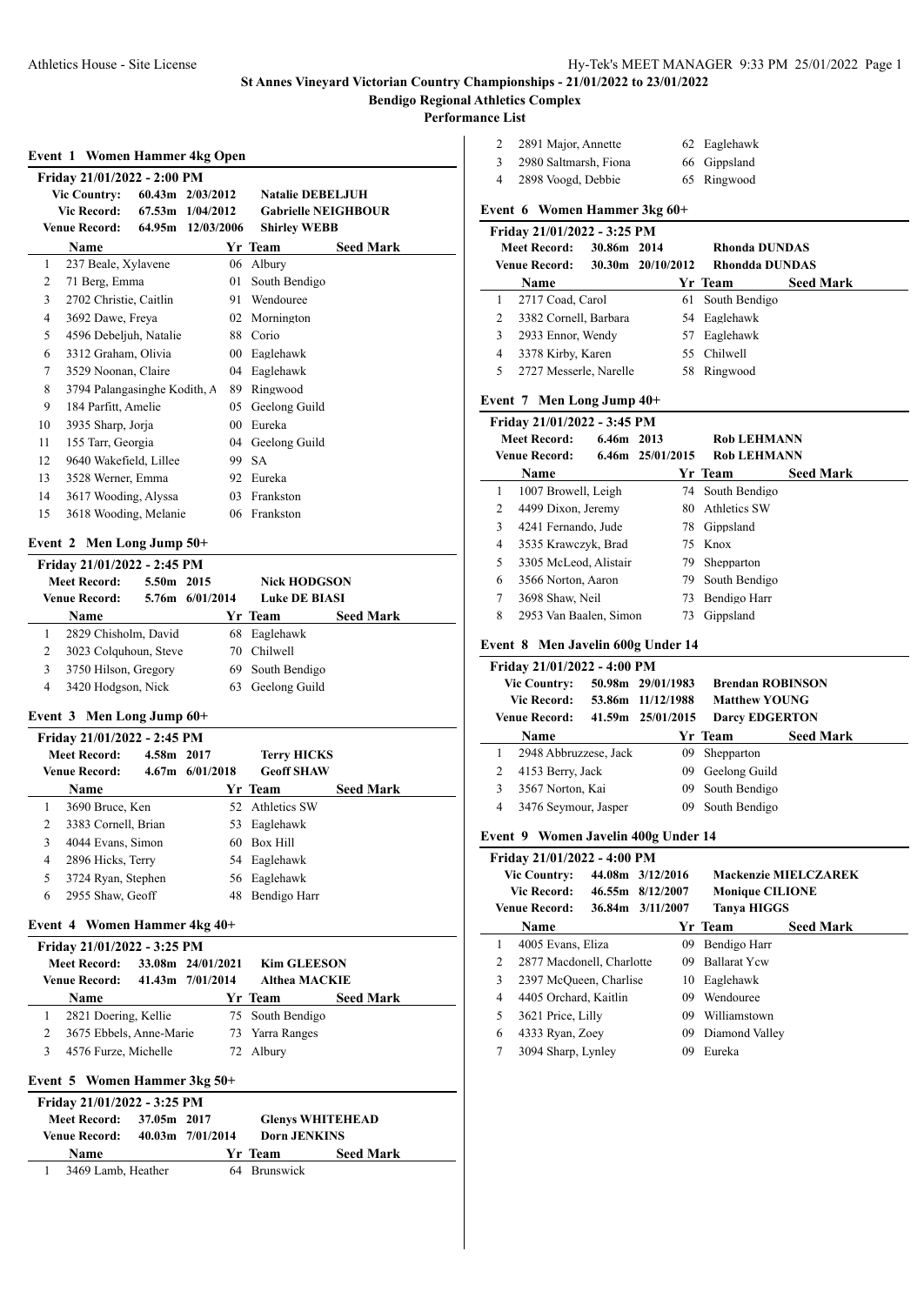**St Annes Vineyard Victorian Country Championships - 21/01/2022 to 23/01/2022**

**Bendigo Regional Athletics Complex**

**Performance List**

## Event 1 Women Hammer 4kg Open

**Friday 21/01/2022 - 2:00 PM**

| | | | |
|---|---|---|---|
| Vic Country: | 60.43m | 2/03/2012 | Natalie DEBELJUH |
| Vic Record: | 67.53m | 1/04/2012 | Gabrielle NEIGHBOUR |
| Venue Record: | 64.95m | 12/03/2006 | Shirley WEBB |

| | Name | Yr | Team | Seed Mark |
|---|---|---|---|---|
| 1 | 237 Beale, Xylavene | 06 | Albury | |
| 2 | 71 Berg, Emma | 01 | South Bendigo | |
| 3 | 2702 Christie, Caitlin | 91 | Wendouree | |
| 4 | 3692 Dawe, Freya | 02 | Mornington | |
| 5 | 4596 Debeljuh, Natalie | 88 | Corio | |
| 6 | 3312 Graham, Olivia | 00 | Eaglehawk | |
| 7 | 3529 Noonan, Claire | 04 | Eaglehawk | |
| 8 | 3794 Palangasinghe Kodith, A | 89 | Ringwood | |
| 9 | 184 Parfitt, Amelie | 05 | Geelong Guild | |
| 10 | 3935 Sharp, Jorja | 00 | Eureka | |
| 11 | 155 Tarr, Georgia | 04 | Geelong Guild | |
| 12 | 9640 Wakefield, Lillee | 99 | SA | |
| 13 | 3528 Werner, Emma | 92 | Eureka | |
| 14 | 3617 Wooding, Alyssa | 03 | Frankston | |
| 15 | 3618 Wooding, Melanie | 06 | Frankston | |

## Event 2 Men Long Jump 50+

**Friday 21/01/2022 - 2:45 PM**

| | | | |
|---|---|---|---|
| Meet Record: | 5.50m | 2015 | Nick HODGSON |
| Venue Record: | 5.76m | 6/01/2014 | Luke DE BIASI |

| | Name | Yr | Team | Seed Mark |
|---|---|---|---|---|
| 1 | 2829 Chisholm, David | 68 | Eaglehawk | |
| 2 | 3023 Colquhoun, Steve | 70 | Chilwell | |
| 3 | 3750 Hilson, Gregory | 69 | South Bendigo | |
| 4 | 3420 Hodgson, Nick | 63 | Geelong Guild | |

## Event 3 Men Long Jump 60+

**Friday 21/01/2022 - 2:45 PM**

| | | | |
|---|---|---|---|
| Meet Record: | 4.58m | 2017 | Terry HICKS |
| Venue Record: | 4.67m | 6/01/2018 | Geoff SHAW |

| | Name | Yr | Team | Seed Mark |
|---|---|---|---|---|
| 1 | 3690 Bruce, Ken | 52 | Athletics SW | |
| 2 | 3383 Cornell, Brian | 53 | Eaglehawk | |
| 3 | 4044 Evans, Simon | 60 | Box Hill | |
| 4 | 2896 Hicks, Terry | 54 | Eaglehawk | |
| 5 | 3724 Ryan, Stephen | 56 | Eaglehawk | |
| 6 | 2955 Shaw, Geoff | 48 | Bendigo Harr | |

## Event 4 Women Hammer 4kg 40+

**Friday 21/01/2022 - 3:25 PM**

| | | | |
|---|---|---|---|
| Meet Record: | 33.08m | 24/01/2021 | Kim GLEESON |
| Venue Record: | 41.43m | 7/01/2014 | Althea MACKIE |

| | Name | Yr | Team | Seed Mark |
|---|---|---|---|---|
| 1 | 2821 Doering, Kellie | 75 | South Bendigo | |
| 2 | 3675 Ebbels, Anne-Marie | 73 | Yarra Ranges | |
| 3 | 4576 Furze, Michelle | 72 | Albury | |

## Event 5 Women Hammer 3kg 50+

**Friday 21/01/2022 - 3:25 PM**

| | | | |
|---|---|---|---|
| Meet Record: | 37.05m | 2017 | Glenys WHITEHEAD |
| Venue Record: | 40.03m | 7/01/2014 | Dorn JENKINS |

| | Name | Yr | Team | Seed Mark |
|---|---|---|---|---|
| 1 | 3469 Lamb, Heather | 64 | Brunswick | |
| 2 | 2891 Major, Annette | 62 | Eaglehawk | |
| 3 | 2980 Saltmarsh, Fiona | 66 | Gippsland | |
| 4 | 2898 Voogd, Debbie | 65 | Ringwood | |

## Event 6 Women Hammer 3kg 60+

**Friday 21/01/2022 - 3:25 PM**

| | | | |
|---|---|---|---|
| Meet Record: | 30.86m | 2014 | Rhonda DUNDAS |
| Venue Record: | 30.30m | 20/10/2012 | Rhondda DUNDAS |

| | Name | Yr | Team | Seed Mark |
|---|---|---|---|---|
| 1 | 2717 Coad, Carol | 61 | South Bendigo | |
| 2 | 3382 Cornell, Barbara | 54 | Eaglehawk | |
| 3 | 2933 Ennor, Wendy | 57 | Eaglehawk | |
| 4 | 3378 Kirby, Karen | 55 | Chilwell | |
| 5 | 2727 Messerle, Narelle | 58 | Ringwood | |

## Event 7 Men Long Jump 40+

**Friday 21/01/2022 - 3:45 PM**

| | | | |
|---|---|---|---|
| Meet Record: | 6.46m | 2013 | Rob LEHMANN |
| Venue Record: | 6.46m | 25/01/2015 | Rob LEHMANN |

| | Name | Yr | Team | Seed Mark |
|---|---|---|---|---|
| 1 | 1007 Browell, Leigh | 74 | South Bendigo | |
| 2 | 4499 Dixon, Jeremy | 80 | Athletics SW | |
| 3 | 4241 Fernando, Jude | 78 | Gippsland | |
| 4 | 3535 Krawczyk, Brad | 75 | Knox | |
| 5 | 3305 McLeod, Alistair | 79 | Shepparton | |
| 6 | 3566 Norton, Aaron | 79 | South Bendigo | |
| 7 | 3698 Shaw, Neil | 73 | Bendigo Harr | |
| 8 | 2953 Van Baalen, Simon | 73 | Gippsland | |

## Event 8 Men Javelin 600g Under 14

**Friday 21/01/2022 - 4:00 PM**

| | | | |
|---|---|---|---|
| Vic Country: | 50.98m | 29/01/1983 | Brendan ROBINSON |
| Vic Record: | 53.86m | 11/12/1988 | Matthew YOUNG |
| Venue Record: | 41.59m | 25/01/2015 | Darcy EDGERTON |

| | Name | Yr | Team | Seed Mark |
|---|---|---|---|---|
| 1 | 2948 Abbruzzese, Jack | 09 | Shepparton | |
| 2 | 4153 Berry, Jack | 09 | Geelong Guild | |
| 3 | 3567 Norton, Kai | 09 | South Bendigo | |
| 4 | 3476 Seymour, Jasper | 09 | South Bendigo | |

## Event 9 Women Javelin 400g Under 14

**Friday 21/01/2022 - 4:00 PM**

| | | | |
|---|---|---|---|
| Vic Country: | 44.08m | 3/12/2016 | Mackenzie MIELCZAREK |
| Vic Record: | 46.55m | 8/12/2007 | Monique CILIONE |
| Venue Record: | 36.84m | 3/11/2007 | Tanya HIGGS |

| | Name | Yr | Team | Seed Mark |
|---|---|---|---|---|
| 1 | 4005 Evans, Eliza | 09 | Bendigo Harr | |
| 2 | 2877 Macdonell, Charlotte | 09 | Ballarat Ycw | |
| 3 | 2397 McQueen, Charlise | 10 | Eaglehawk | |
| 4 | 4405 Orchard, Kaitlin | 09 | Wendouree | |
| 5 | 3621 Price, Lilly | 09 | Williamstown | |
| 6 | 4333 Ryan, Zoey | 09 | Diamond Valley | |
| 7 | 3094 Sharp, Lynley | 09 | Eureka | |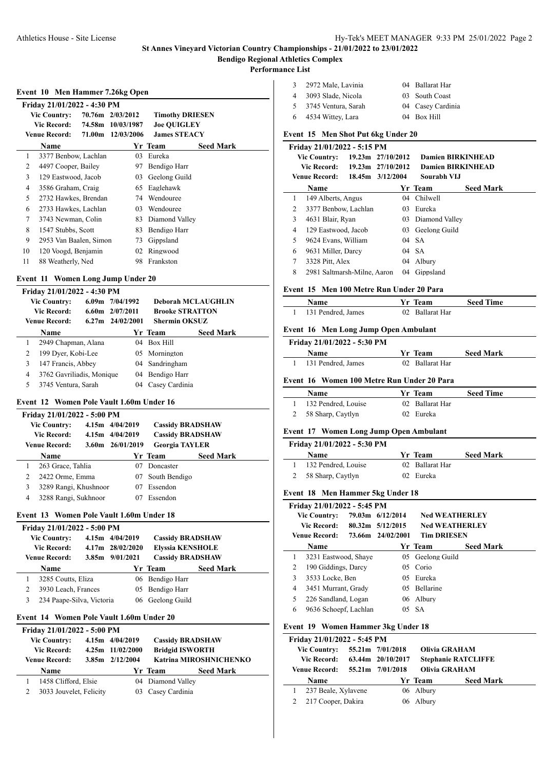St Annes Vineyard Victorian Country Championships - 21/01/2022 to 23/01/2022

Bendigo Regional Athletics Complex

Performance List

### Event 10 Men Hammer 7.26kg Open

Friday 21/01/2022 - 4:30 PM

| | | | |
|---|---|---|---|
| Vic Country: | 70.76m | 2/03/2012 | Timothy DRIESEN |
| Vic Record: | 74.58m | 10/03/1987 | Joe QUIGLEY |
| Venue Record: | 71.00m | 12/03/2006 | James STEACY |

| | Name | Yr | Team | Seed Mark |
|---|---|---|---|---|
| 1 | 3377 Benbow, Lachlan | 03 | Eureka | |
| 2 | 4497 Cooper, Bailey | 97 | Bendigo Harr | |
| 3 | 129 Eastwood, Jacob | 03 | Geelong Guild | |
| 4 | 3586 Graham, Craig | 65 | Eaglehawk | |
| 5 | 2732 Hawkes, Brendan | 74 | Wendouree | |
| 6 | 2733 Hawkes, Lachlan | 03 | Wendouree | |
| 7 | 3743 Newman, Colin | 83 | Diamond Valley | |
| 8 | 1547 Stubbs, Scott | 83 | Bendigo Harr | |
| 9 | 2953 Van Baalen, Simon | 73 | Gippsland | |
| 10 | 120 Voogd, Benjamin | 02 | Ringwood | |
| 11 | 88 Weatherly, Ned | 98 | Frankston | |

### Event 11 Women Long Jump Under 20

Friday 21/01/2022 - 4:30 PM

| | | | |
|---|---|---|---|
| Vic Country: | 6.09m | 7/04/1992 | Deborah MCLAUGHLIN |
| Vic Record: | 6.60m | 2/07/2011 | Brooke STRATTON |
| Venue Record: | 6.27m | 24/02/2001 | Shermin OKSUZ |

| | Name | Yr | Team | Seed Mark |
|---|---|---|---|---|
| 1 | 2949 Chapman, Alana | 04 | Box Hill | |
| 2 | 199 Dyer, Kobi-Lee | 05 | Mornington | |
| 3 | 147 Francis, Abbey | 04 | Sandringham | |
| 4 | 3762 Gavriliadis, Monique | 04 | Bendigo Harr | |
| 5 | 3745 Ventura, Sarah | 04 | Casey Cardinia | |

### Event 12 Women Pole Vault 1.60m Under 16

Friday 21/01/2022 - 5:00 PM

| | | | |
|---|---|---|---|
| Vic Country: | 4.15m | 4/04/2019 | Cassidy BRADSHAW |
| Vic Record: | 4.15m | 4/04/2019 | Cassidy BRADSHAW |
| Venue Record: | 3.60m | 26/01/2019 | Georgia TAYLER |

| | Name | Yr | Team | Seed Mark |
|---|---|---|---|---|
| 1 | 263 Grace, Tahlia | 07 | Doncaster | |
| 2 | 2422 Orme, Emma | 07 | South Bendigo | |
| 3 | 3289 Rangi, Khushnoor | 07 | Essendon | |
| 4 | 3288 Rangi, Sukhnoor | 07 | Essendon | |

### Event 13 Women Pole Vault 1.60m Under 18

Friday 21/01/2022 - 5:00 PM

| | | | |
|---|---|---|---|
| Vic Country: | 4.15m | 4/04/2019 | Cassidy BRADSHAW |
| Vic Record: | 4.17m | 28/02/2020 | Elyssia KENSHOLE |
| Venue Record: | 3.85m | 9/01/2021 | Cassidy BRADSHAW |

| | Name | Yr | Team | Seed Mark |
|---|---|---|---|---|
| 1 | 3285 Coutts, Eliza | 06 | Bendigo Harr | |
| 2 | 3930 Leach, Frances | 05 | Bendigo Harr | |
| 3 | 234 Paape-Silva, Victoria | 06 | Geelong Guild | |

### Event 14 Women Pole Vault 1.60m Under 20

Friday 21/01/2022 - 5:00 PM

| | | | |
|---|---|---|---|
| Vic Country: | 4.15m | 4/04/2019 | Cassidy BRADSHAW |
| Vic Record: | 4.25m | 11/02/2000 | Bridgid ISWORTH |
| Venue Record: | 3.85m | 2/12/2004 | Katrina MIROSHNICHENKO |

| | Name | Yr | Team | Seed Mark |
|---|---|---|---|---|
| 1 | 1458 Clifford, Elsie | 04 | Diamond Valley | |
| 2 | 3033 Jouvelet, Felicity | 03 | Casey Cardinia | |
| 3 | 2972 Male, Lavinia | 04 | Ballarat Har | |
| 4 | 3093 Slade, Nicola | 03 | South Coast | |
| 5 | 3745 Ventura, Sarah | 04 | Casey Cardinia | |
| 6 | 4534 Wittey, Lara | 04 | Box Hill | |

### Event 15 Men Shot Put 6kg Under 20

Friday 21/01/2022 - 5:15 PM

| | | | |
|---|---|---|---|
| Vic Country: | 19.23m | 27/10/2012 | Damien BIRKINHEAD |
| Vic Record: | 19.23m | 27/10/2012 | Damien BIRKINHEAD |
| Venue Record: | 18.45m | 3/12/2004 | Sourabh VIJ |

| | Name | Yr | Team | Seed Mark |
|---|---|---|---|---|
| 1 | 149 Alberts, Angus | 04 | Chilwell | |
| 2 | 3377 Benbow, Lachlan | 03 | Eureka | |
| 3 | 4631 Blair, Ryan | 03 | Diamond Valley | |
| 4 | 129 Eastwood, Jacob | 03 | Geelong Guild | |
| 5 | 9624 Evans, William | 04 | SA | |
| 6 | 9631 Miller, Darcy | 04 | SA | |
| 7 | 3328 Pitt, Alex | 04 | Albury | |
| 8 | 2981 Saltmarsh-Milne, Aaron | 04 | Gippsland | |

### Event 15 Men 100 Metre Run Under 20 Para

| | Name | Yr | Team | Seed Time |
|---|---|---|---|---|
| 1 | 131 Pendred, James | 02 | Ballarat Har | |

### Event 16 Men Long Jump Open Ambulant

Friday 21/01/2022 - 5:30 PM

| | Name | Yr | Team | Seed Mark |
|---|---|---|---|---|
| 1 | 131 Pendred, James | 02 | Ballarat Har | |

### Event 16 Women 100 Metre Run Under 20 Para

| | Name | Yr | Team | Seed Time |
|---|---|---|---|---|
| 1 | 132 Pendred, Louise | 02 | Ballarat Har | |
| 2 | 58 Sharp, Caytlyn | 02 | Eureka | |

### Event 17 Women Long Jump Open Ambulant

Friday 21/01/2022 - 5:30 PM

| | Name | Yr | Team | Seed Mark |
|---|---|---|---|---|
| 1 | 132 Pendred, Louise | 02 | Ballarat Har | |
| 2 | 58 Sharp, Caytlyn | 02 | Eureka | |

### Event 18 Men Hammer 5kg Under 18

Friday 21/01/2022 - 5:45 PM

| | | | |
|---|---|---|---|
| Vic Country: | 79.03m | 6/12/2014 | Ned WEATHERLEY |
| Vic Record: | 80.32m | 5/12/2015 | Ned WEATHERLEY |
| Venue Record: | 73.66m | 24/02/2001 | Tim DRIESEN |

| | Name | Yr | Team | Seed Mark |
|---|---|---|---|---|
| 1 | 3231 Eastwood, Shaye | 05 | Geelong Guild | |
| 2 | 190 Giddings, Darcy | 05 | Corio | |
| 3 | 3533 Locke, Ben | 05 | Eureka | |
| 4 | 3451 Murrant, Grady | 05 | Bellarine | |
| 5 | 226 Sandland, Logan | 06 | Albury | |
| 6 | 9636 Schoepf, Lachlan | 05 | SA | |

### Event 19 Women Hammer 3kg Under 18

Friday 21/01/2022 - 5:45 PM

| | | | |
|---|---|---|---|
| Vic Country: | 55.21m | 7/01/2018 | Olivia GRAHAM |
| Vic Record: | 63.44m | 20/10/2017 | Stephanie RATCLIFFE |
| Venue Record: | 55.21m | 7/01/2018 | Olivia GRAHAM |

| | Name | Yr | Team | Seed Mark |
|---|---|---|---|---|
| 1 | 237 Beale, Xylavene | 06 | Albury | |
| 2 | 217 Cooper, Dakira | 06 | Albury | |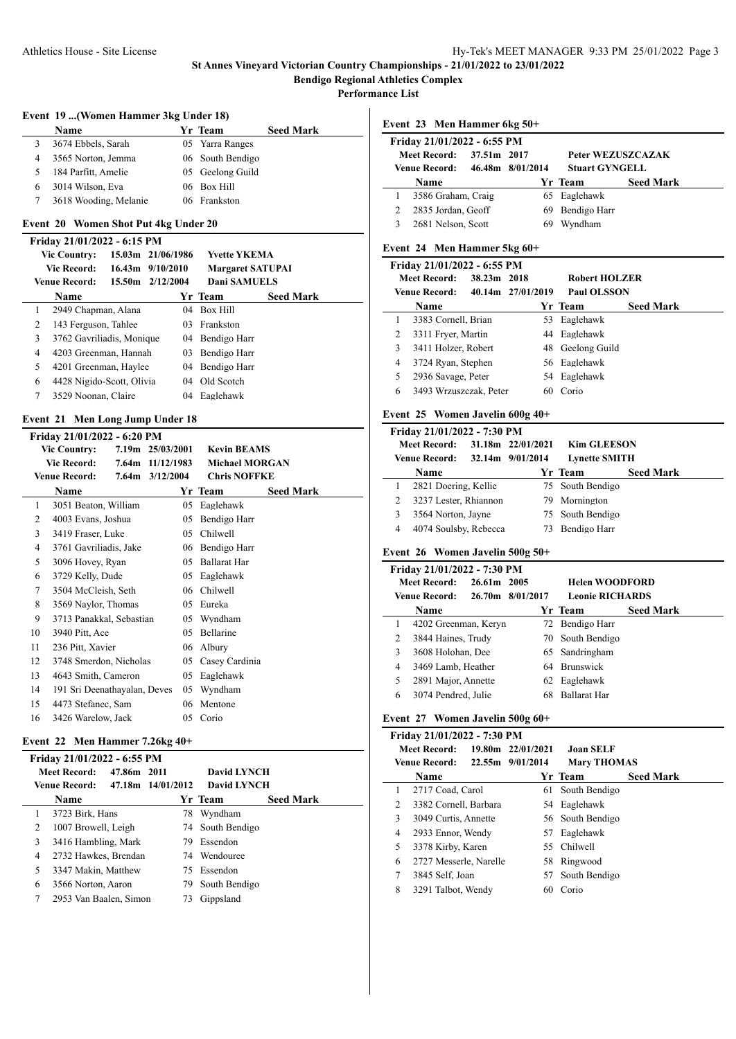## St Annes Vineyard Victorian Country Championships - 21/01/2022 to 23/01/2022

**Bendigo Regional Athletics Complex**

**Performance List**

### Event 19 ...(Women Hammer 3kg Under 18)

| | Name | Yr | Team | Seed Mark |
|---|---|---|---|---|
| 3 | 3674 Ebbels, Sarah | 05 | Yarra Ranges | |
| 4 | 3565 Norton, Jemma | 06 | South Bendigo | |
| 5 | 184 Parfitt, Amelie | 05 | Geelong Guild | |
| 6 | 3014 Wilson, Eva | 06 | Box Hill | |
| 7 | 3618 Wooding, Melanie | 06 | Frankston | |

### Event 20 Women Shot Put 4kg Under 20

**Friday 21/01/2022 - 6:15 PM**

| | | | |
|---|---|---|---|
| Vic Country: | 15.03m | 21/06/1986 | Yvette YKEMA |
| Vic Record: | 16.43m | 9/10/2010 | Margaret SATUPAI |
| Venue Record: | 15.50m | 2/12/2004 | Dani SAMUELS |

| | Name | Yr | Team | Seed Mark |
|---|---|---|---|---|
| 1 | 2949 Chapman, Alana | 04 | Box Hill | |
| 2 | 143 Ferguson, Tahlee | 03 | Frankston | |
| 3 | 3762 Gavriliadis, Monique | 04 | Bendigo Harr | |
| 4 | 4203 Greenman, Hannah | 03 | Bendigo Harr | |
| 5 | 4201 Greenman, Haylee | 04 | Bendigo Harr | |
| 6 | 4428 Nigido-Scott, Olivia | 04 | Old Scotch | |
| 7 | 3529 Noonan, Claire | 04 | Eaglehawk | |

### Event 21 Men Long Jump Under 18

**Friday 21/01/2022 - 6:20 PM**

| | | | |
|---|---|---|---|
| Vic Country: | 7.19m | 25/03/2001 | Kevin BEAMS |
| Vic Record: | 7.64m | 11/12/1983 | Michael MORGAN |
| Venue Record: | 7.64m | 3/12/2004 | Chris NOFFKE |

| | Name | Yr | Team | Seed Mark |
|---|---|---|---|---|
| 1 | 3051 Beaton, William | 05 | Eaglehawk | |
| 2 | 4003 Evans, Joshua | 05 | Bendigo Harr | |
| 3 | 3419 Fraser, Luke | 05 | Chilwell | |
| 4 | 3761 Gavriliadis, Jake | 06 | Bendigo Harr | |
| 5 | 3096 Hovey, Ryan | 05 | Ballarat Har | |
| 6 | 3729 Kelly, Dude | 05 | Eaglehawk | |
| 7 | 3504 McCleish, Seth | 06 | Chilwell | |
| 8 | 3569 Naylor, Thomas | 05 | Eureka | |
| 9 | 3713 Panakkal, Sebastian | 05 | Wyndham | |
| 10 | 3940 Pitt, Ace | 05 | Bellarine | |
| 11 | 236 Pitt, Xavier | 06 | Albury | |
| 12 | 3748 Smerdon, Nicholas | 05 | Casey Cardinia | |
| 13 | 4643 Smith, Cameron | 05 | Eaglehawk | |
| 14 | 191 Sri Deenathayalan, Deves | 05 | Wyndham | |
| 15 | 4473 Stefanec, Sam | 06 | Mentone | |
| 16 | 3426 Warelow, Jack | 05 | Corio | |

### Event 22 Men Hammer 7.26kg 40+

**Friday 21/01/2022 - 6:55 PM**

| | | | |
|---|---|---|---|
| Meet Record: | 47.86m | 2011 | David LYNCH |
| Venue Record: | 47.18m | 14/01/2012 | David LYNCH |

| | Name | Yr | Team | Seed Mark |
|---|---|---|---|---|
| 1 | 3723 Birk, Hans | 78 | Wyndham | |
| 2 | 1007 Browell, Leigh | 74 | South Bendigo | |
| 3 | 3416 Hambling, Mark | 79 | Essendon | |
| 4 | 2732 Hawkes, Brendan | 74 | Wendouree | |
| 5 | 3347 Makin, Matthew | 75 | Essendon | |
| 6 | 3566 Norton, Aaron | 79 | South Bendigo | |
| 7 | 2953 Van Baalen, Simon | 73 | Gippsland | |

### Event 23 Men Hammer 6kg 50+

**Friday 21/01/2022 - 6:55 PM**

| | | | |
|---|---|---|---|
| Meet Record: | 37.51m | 2017 | Peter WEZUSZCAZAK |
| Venue Record: | 46.48m | 8/01/2014 | Stuart GYNGELL |

| | Name | Yr | Team | Seed Mark |
|---|---|---|---|---|
| 1 | 3586 Graham, Craig | 65 | Eaglehawk | |
| 2 | 2835 Jordan, Geoff | 69 | Bendigo Harr | |
| 3 | 2681 Nelson, Scott | 69 | Wyndham | |

### Event 24 Men Hammer 5kg 60+

**Friday 21/01/2022 - 6:55 PM**

| | | | |
|---|---|---|---|
| Meet Record: | 38.23m | 2018 | Robert HOLZER |
| Venue Record: | 40.14m | 27/01/2019 | Paul OLSSON |

| | Name | Yr | Team | Seed Mark |
|---|---|---|---|---|
| 1 | 3383 Cornell, Brian | 53 | Eaglehawk | |
| 2 | 3311 Fryer, Martin | 44 | Eaglehawk | |
| 3 | 3411 Holzer, Robert | 48 | Geelong Guild | |
| 4 | 3724 Ryan, Stephen | 56 | Eaglehawk | |
| 5 | 2936 Savage, Peter | 54 | Eaglehawk | |
| 6 | 3493 Wrzuszczak, Peter | 60 | Corio | |

### Event 25 Women Javelin 600g 40+

**Friday 21/01/2022 - 7:30 PM**

| | | | |
|---|---|---|---|
| Meet Record: | 31.18m | 22/01/2021 | Kim GLEESON |
| Venue Record: | 32.14m | 9/01/2014 | Lynette SMITH |

| | Name | Yr | Team | Seed Mark |
|---|---|---|---|---|
| 1 | 2821 Doering, Kellie | 75 | South Bendigo | |
| 2 | 3237 Lester, Rhiannon | 79 | Mornington | |
| 3 | 3564 Norton, Jayne | 75 | South Bendigo | |
| 4 | 4074 Soulsby, Rebecca | 73 | Bendigo Harr | |

### Event 26 Women Javelin 500g 50+

**Friday 21/01/2022 - 7:30 PM**

| | | | |
|---|---|---|---|
| Meet Record: | 26.61m | 2005 | Helen WOODFORD |
| Venue Record: | 26.70m | 8/01/2017 | Leonie RICHARDS |

| | Name | Yr | Team | Seed Mark |
|---|---|---|---|---|
| 1 | 4202 Greenman, Keryn | 72 | Bendigo Harr | |
| 2 | 3844 Haines, Trudy | 70 | South Bendigo | |
| 3 | 3608 Holohan, Dee | 65 | Sandringham | |
| 4 | 3469 Lamb, Heather | 64 | Brunswick | |
| 5 | 2891 Major, Annette | 62 | Eaglehawk | |
| 6 | 3074 Pendred, Julie | 68 | Ballarat Har | |

### Event 27 Women Javelin 500g 60+

**Friday 21/01/2022 - 7:30 PM**

| | | | |
|---|---|---|---|
| Meet Record: | 19.80m | 22/01/2021 | Joan SELF |
| Venue Record: | 22.55m | 9/01/2014 | Mary THOMAS |

| | Name | Yr | Team | Seed Mark |
|---|---|---|---|---|
| 1 | 2717 Coad, Carol | 61 | South Bendigo | |
| 2 | 3382 Cornell, Barbara | 54 | Eaglehawk | |
| 3 | 3049 Curtis, Annette | 56 | South Bendigo | |
| 4 | 2933 Ennor, Wendy | 57 | Eaglehawk | |
| 5 | 3378 Kirby, Karen | 55 | Chilwell | |
| 6 | 2727 Messerle, Narelle | 58 | Ringwood | |
| 7 | 3845 Self, Joan | 57 | South Bendigo | |
| 8 | 3291 Talbot, Wendy | 60 | Corio | |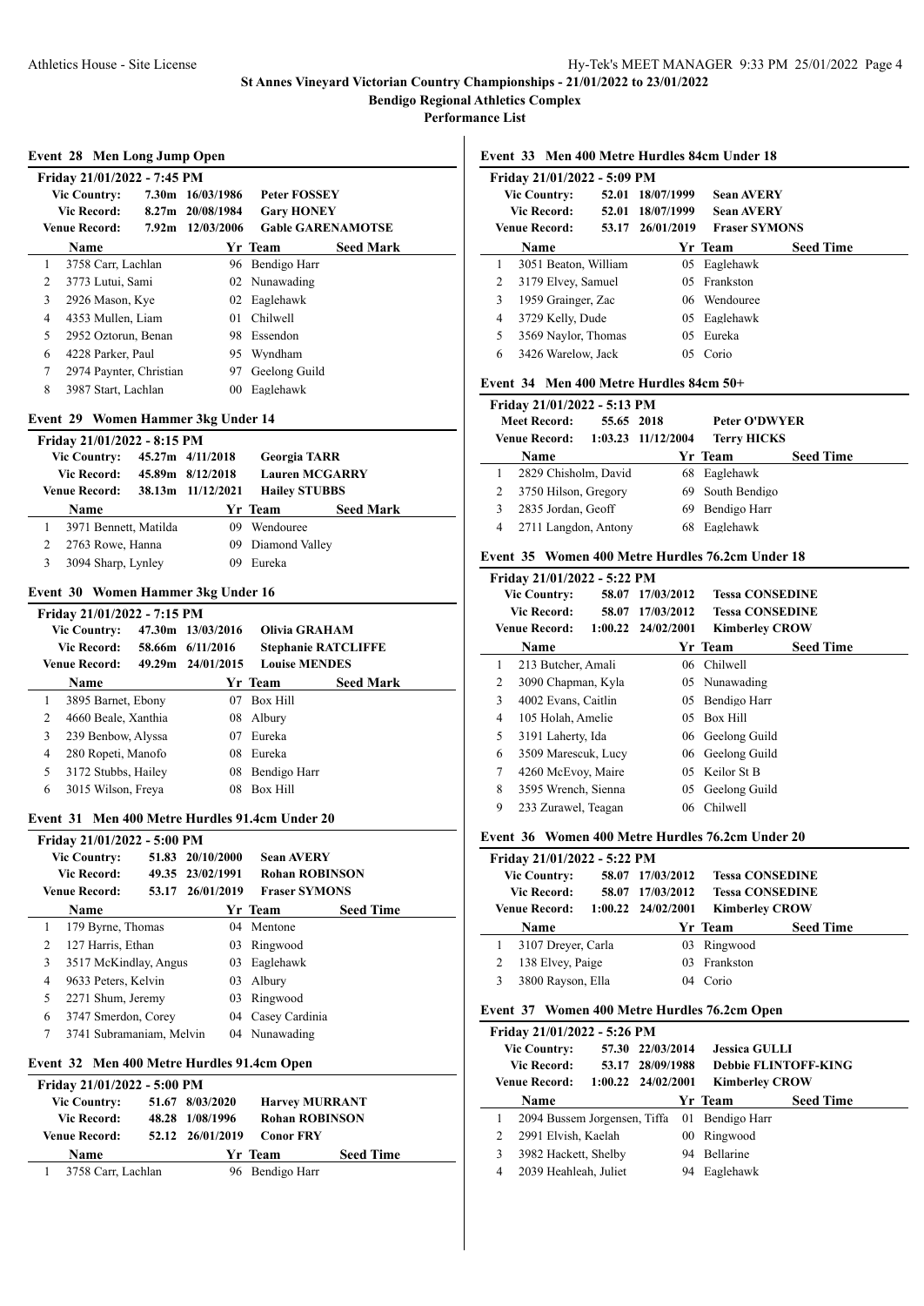## St Annes Vineyard Victorian Country Championships - 21/01/2022 to 23/01/2022

**Bendigo Regional Athletics Complex**

**Performance List**

### Event 28 Men Long Jump Open

**Friday 21/01/2022 - 7:45 PM**

| | | | |
|---|---|---|---|
| **Vic Country:** | 7.30m | 16/03/1986 | **Peter FOSSEY** |
| **Vic Record:** | 8.27m | 20/08/1984 | **Gary HONEY** |
| **Venue Record:** | 7.92m | 12/03/2006 | **Gable GARENAMOTSE** |

| | Name | Yr | Team | Seed Mark |
|---|---|---|---|---|
| 1 | 3758 Carr, Lachlan | 96 | Bendigo Harr | |
| 2 | 3773 Lutui, Sami | 02 | Nunawading | |
| 3 | 2926 Mason, Kye | 02 | Eaglehawk | |
| 4 | 4353 Mullen, Liam | 01 | Chilwell | |
| 5 | 2952 Oztorun, Benan | 98 | Essendon | |
| 6 | 4228 Parker, Paul | 95 | Wyndham | |
| 7 | 2974 Paynter, Christian | 97 | Geelong Guild | |
| 8 | 3987 Start, Lachlan | 00 | Eaglehawk | |

### Event 29 Women Hammer 3kg Under 14

**Friday 21/01/2022 - 8:15 PM**

| | | | |
|---|---|---|---|
| **Vic Country:** | 45.27m | 4/11/2018 | **Georgia TARR** |
| **Vic Record:** | 45.89m | 8/12/2018 | **Lauren MCGARRY** |
| **Venue Record:** | 38.13m | 11/12/2021 | **Hailey STUBBS** |

| | Name | Yr | Team | Seed Mark |
|---|---|---|---|---|
| 1 | 3971 Bennett, Matilda | 09 | Wendouree | |
| 2 | 2763 Rowe, Hanna | 09 | Diamond Valley | |
| 3 | 3094 Sharp, Lynley | 09 | Eureka | |

### Event 30 Women Hammer 3kg Under 16

**Friday 21/01/2022 - 7:15 PM**

| | | | |
|---|---|---|---|
| **Vic Country:** | 47.30m | 13/03/2016 | **Olivia GRAHAM** |
| **Vic Record:** | 58.66m | 6/11/2016 | **Stephanie RATCLIFFE** |
| **Venue Record:** | 49.29m | 24/01/2015 | **Louise MENDES** |

| | Name | Yr | Team | Seed Mark |
|---|---|---|---|---|
| 1 | 3895 Barnet, Ebony | 07 | Box Hill | |
| 2 | 4660 Beale, Xanthia | 08 | Albury | |
| 3 | 239 Benbow, Alyssa | 07 | Eureka | |
| 4 | 280 Ropeti, Manofo | 08 | Eureka | |
| 5 | 3172 Stubbs, Hailey | 08 | Bendigo Harr | |
| 6 | 3015 Wilson, Freya | 08 | Box Hill | |

### Event 31 Men 400 Metre Hurdles 91.4cm Under 20

**Friday 21/01/2022 - 5:00 PM**

| | | | |
|---|---|---|---|
| **Vic Country:** | 51.83 | 20/10/2000 | **Sean AVERY** |
| **Vic Record:** | 49.35 | 23/02/1991 | **Rohan ROBINSON** |
| **Venue Record:** | 53.17 | 26/01/2019 | **Fraser SYMONS** |

| | Name | Yr | Team | Seed Time |
|---|---|---|---|---|
| 1 | 179 Byrne, Thomas | 04 | Mentone | |
| 2 | 127 Harris, Ethan | 03 | Ringwood | |
| 3 | 3517 McKindlay, Angus | 03 | Eaglehawk | |
| 4 | 9633 Peters, Kelvin | 03 | Albury | |
| 5 | 2271 Shum, Jeremy | 03 | Ringwood | |
| 6 | 3747 Smerdon, Corey | 04 | Casey Cardinia | |
| 7 | 3741 Subramaniam, Melvin | 04 | Nunawading | |

### Event 32 Men 400 Metre Hurdles 91.4cm Open

**Friday 21/01/2022 - 5:00 PM**

| | | | |
|---|---|---|---|
| **Vic Country:** | 51.67 | 8/03/2020 | **Harvey MURRANT** |
| **Vic Record:** | 48.28 | 1/08/1996 | **Rohan ROBINSON** |
| **Venue Record:** | 52.12 | 26/01/2019 | **Conor FRY** |

| | Name | Yr | Team | Seed Time |
|---|---|---|---|---|
| 1 | 3758 Carr, Lachlan | 96 | Bendigo Harr | |

### Event 33 Men 400 Metre Hurdles 84cm Under 18

**Friday 21/01/2022 - 5:09 PM**

| | | | |
|---|---|---|---|
| **Vic Country:** | 52.01 | 18/07/1999 | **Sean AVERY** |
| **Vic Record:** | 52.01 | 18/07/1999 | **Sean AVERY** |
| **Venue Record:** | 53.17 | 26/01/2019 | **Fraser SYMONS** |

| | Name | Yr | Team | Seed Time |
|---|---|---|---|---|
| 1 | 3051 Beaton, William | 05 | Eaglehawk | |
| 2 | 3179 Elvey, Samuel | 05 | Frankston | |
| 3 | 1959 Grainger, Zac | 06 | Wendouree | |
| 4 | 3729 Kelly, Dude | 05 | Eaglehawk | |
| 5 | 3569 Naylor, Thomas | 05 | Eureka | |
| 6 | 3426 Warelow, Jack | 05 | Corio | |

### Event 34 Men 400 Metre Hurdles 84cm 50+

**Friday 21/01/2022 - 5:13 PM**

| | | | |
|---|---|---|---|
| **Meet Record:** | 55.65 | 2018 | **Peter O'DWYER** |
| **Venue Record:** | 1:03.23 | 11/12/2004 | **Terry HICKS** |

| | Name | Yr | Team | Seed Time |
|---|---|---|---|---|
| 1 | 2829 Chisholm, David | 68 | Eaglehawk | |
| 2 | 3750 Hilson, Gregory | 69 | South Bendigo | |
| 3 | 2835 Jordan, Geoff | 69 | Bendigo Harr | |
| 4 | 2711 Langdon, Antony | 68 | Eaglehawk | |

### Event 35 Women 400 Metre Hurdles 76.2cm Under 18

**Friday 21/01/2022 - 5:22 PM**

| | | | |
|---|---|---|---|
| **Vic Country:** | 58.07 | 17/03/2012 | **Tessa CONSEDINE** |
| **Vic Record:** | 58.07 | 17/03/2012 | **Tessa CONSEDINE** |
| **Venue Record:** | 1:00.22 | 24/02/2001 | **Kimberley CROW** |

| | Name | Yr | Team | Seed Time |
|---|---|---|---|---|
| 1 | 213 Butcher, Amali | 06 | Chilwell | |
| 2 | 3090 Chapman, Kyla | 05 | Nunawading | |
| 3 | 4002 Evans, Caitlin | 05 | Bendigo Harr | |
| 4 | 105 Holah, Amelie | 05 | Box Hill | |
| 5 | 3191 Laherty, Ida | 06 | Geelong Guild | |
| 6 | 3509 Marescuk, Lucy | 06 | Geelong Guild | |
| 7 | 4260 McEvoy, Maire | 05 | Keilor St B | |
| 8 | 3595 Wrench, Sienna | 05 | Geelong Guild | |
| 9 | 233 Zurawel, Teagan | 06 | Chilwell | |

### Event 36 Women 400 Metre Hurdles 76.2cm Under 20

**Friday 21/01/2022 - 5:22 PM**

| | | | |
|---|---|---|---|
| **Vic Country:** | 58.07 | 17/03/2012 | **Tessa CONSEDINE** |
| **Vic Record:** | 58.07 | 17/03/2012 | **Tessa CONSEDINE** |
| **Venue Record:** | 1:00.22 | 24/02/2001 | **Kimberley CROW** |

| | Name | Yr | Team | Seed Time |
|---|---|---|---|---|
| 1 | 3107 Dreyer, Carla | 03 | Ringwood | |
| 2 | 138 Elvey, Paige | 03 | Frankston | |
| 3 | 3800 Rayson, Ella | 04 | Corio | |

### Event 37 Women 400 Metre Hurdles 76.2cm Open

**Friday 21/01/2022 - 5:26 PM**

| | | | |
|---|---|---|---|
| **Vic Country:** | 57.30 | 22/03/2014 | **Jessica GULLI** |
| **Vic Record:** | 53.17 | 28/09/1988 | **Debbie FLINTOFF-KING** |
| **Venue Record:** | 1:00.22 | 24/02/2001 | **Kimberley CROW** |

| | Name | Yr | Team | Seed Time |
|---|---|---|---|---|
| 1 | 2094 Bussem Jorgensen, Tiffa | 01 | Bendigo Harr | |
| 2 | 2991 Elvish, Kaelah | 00 | Ringwood | |
| 3 | 3982 Hackett, Shelby | 94 | Bellarine | |
| 4 | 2039 Heahleah, Juliet | 94 | Eaglehawk | |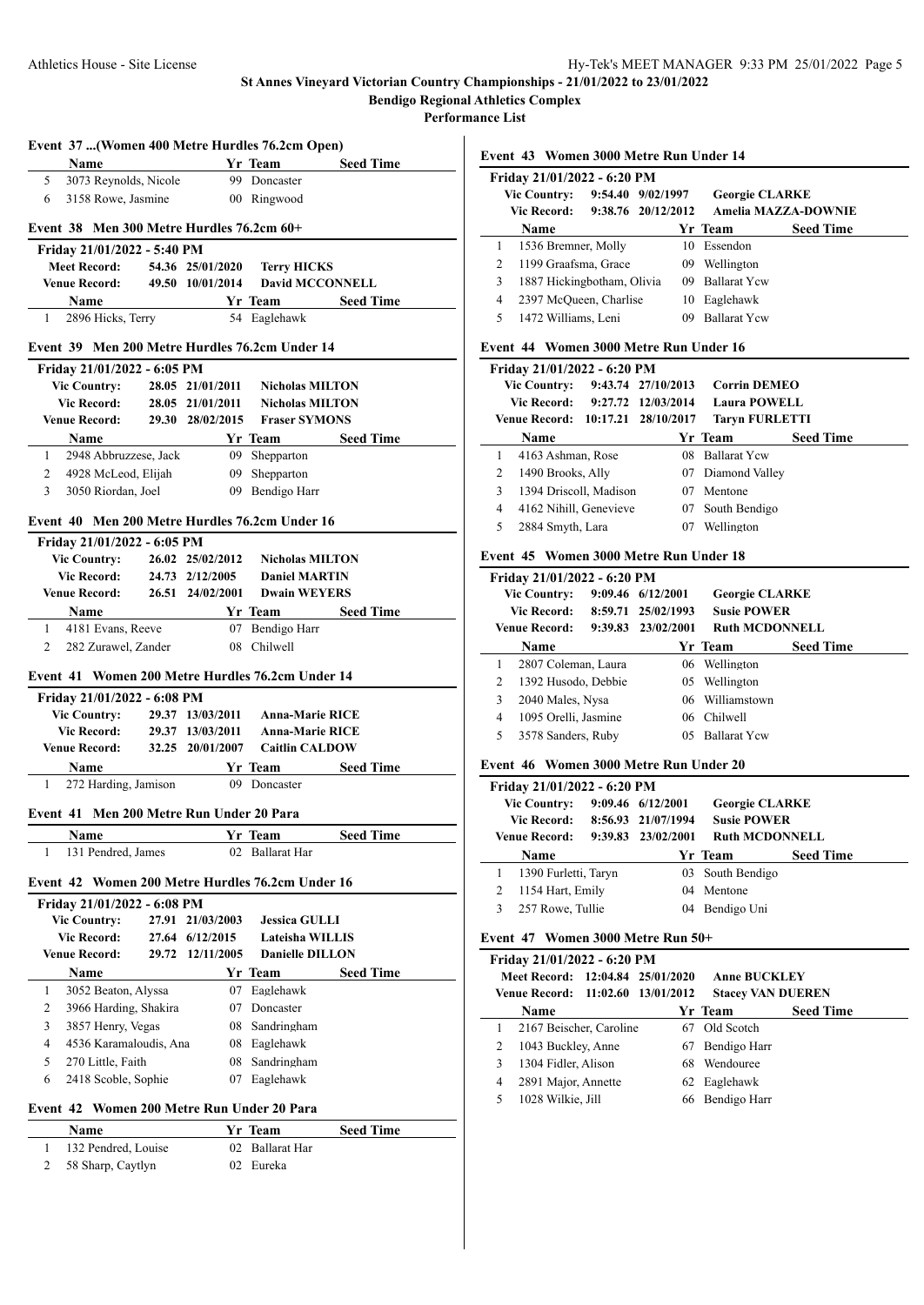## St Annes Vineyard Victorian Country Championships - 21/01/2022 to 23/01/2022

**Bendigo Regional Athletics Complex**

**Performance List**

### Event 37 ...(Women 400 Metre Hurdles 76.2cm Open)

| | Name | Yr | Team | Seed Time |
|---|---|---|---|---|
| 5 | 3073 Reynolds, Nicole | 99 | Doncaster | |
| 6 | 3158 Rowe, Jasmine | 00 | Ringwood | |

### Event 38 Men 300 Metre Hurdles 76.2cm 60+

**Friday 21/01/2022 - 5:40 PM**

| | | | |
|---|---|---|---|
| Meet Record: | 54.36 | 25/01/2020 | Terry HICKS |
| Venue Record: | 49.50 | 10/01/2014 | David MCCONNELL |

| | Name | Yr | Team | Seed Time |
|---|---|---|---|---|
| 1 | 2896 Hicks, Terry | 54 | Eaglehawk | |

### Event 39 Men 200 Metre Hurdles 76.2cm Under 14

**Friday 21/01/2022 - 6:05 PM**

| | | | |
|---|---|---|---|
| Vic Country: | 28.05 | 21/01/2011 | Nicholas MILTON |
| Vic Record: | 28.05 | 21/01/2011 | Nicholas MILTON |
| Venue Record: | 29.30 | 28/02/2015 | Fraser SYMONS |

| | Name | Yr | Team | Seed Time |
|---|---|---|---|---|
| 1 | 2948 Abbruzzese, Jack | 09 | Shepparton | |
| 2 | 4928 McLeod, Elijah | 09 | Shepparton | |
| 3 | 3050 Riordan, Joel | 09 | Bendigo Harr | |

### Event 40 Men 200 Metre Hurdles 76.2cm Under 16

**Friday 21/01/2022 - 6:05 PM**

| | | | |
|---|---|---|---|
| Vic Country: | 26.02 | 25/02/2012 | Nicholas MILTON |
| Vic Record: | 24.73 | 2/12/2005 | Daniel MARTIN |
| Venue Record: | 26.51 | 24/02/2001 | Dwain WEYERS |

| | Name | Yr | Team | Seed Time |
|---|---|---|---|---|
| 1 | 4181 Evans, Reeve | 07 | Bendigo Harr | |
| 2 | 282 Zurawel, Zander | 08 | Chilwell | |

### Event 41 Women 200 Metre Hurdles 76.2cm Under 14

**Friday 21/01/2022 - 6:08 PM**

| | | | |
|---|---|---|---|
| Vic Country: | 29.37 | 13/03/2011 | Anna-Marie RICE |
| Vic Record: | 29.37 | 13/03/2011 | Anna-Marie RICE |
| Venue Record: | 32.25 | 20/01/2007 | Caitlin CALDOW |

| | Name | Yr | Team | Seed Time |
|---|---|---|---|---|
| 1 | 272 Harding, Jamison | 09 | Doncaster | |

### Event 41 Men 200 Metre Run Under 20 Para

| | Name | Yr | Team | Seed Time |
|---|---|---|---|---|
| 1 | 131 Pendred, James | 02 | Ballarat Har | |

### Event 42 Women 200 Metre Hurdles 76.2cm Under 16

**Friday 21/01/2022 - 6:08 PM**

| | | | |
|---|---|---|---|
| Vic Country: | 27.91 | 21/03/2003 | Jessica GULLI |
| Vic Record: | 27.64 | 6/12/2015 | Lateisha WILLIS |
| Venue Record: | 29.72 | 12/11/2005 | Danielle DILLON |

| | Name | Yr | Team | Seed Time |
|---|---|---|---|---|
| 1 | 3052 Beaton, Alyssa | 07 | Eaglehawk | |
| 2 | 3966 Harding, Shakira | 07 | Doncaster | |
| 3 | 3857 Henry, Vegas | 08 | Sandringham | |
| 4 | 4536 Karamaloudis, Ana | 08 | Eaglehawk | |
| 5 | 270 Little, Faith | 08 | Sandringham | |
| 6 | 2418 Scoble, Sophie | 07 | Eaglehawk | |

### Event 42 Women 200 Metre Run Under 20 Para

| | Name | Yr | Team | Seed Time |
|---|---|---|---|---|
| 1 | 132 Pendred, Louise | 02 | Ballarat Har | |
| 2 | 58 Sharp, Caytlyn | 02 | Eureka | |

### Event 43 Women 3000 Metre Run Under 14

**Friday 21/01/2022 - 6:20 PM**

| | | | |
|---|---|---|---|
| Vic Country: | 9:54.40 | 9/02/1997 | Georgie CLARKE |
| Vic Record: | 9:38.76 | 20/12/2012 | Amelia MAZZA-DOWNIE |

| | Name | Yr | Team | Seed Time |
|---|---|---|---|---|
| 1 | 1536 Bremner, Molly | 10 | Essendon | |
| 2 | 1199 Graafsma, Grace | 09 | Wellington | |
| 3 | 1887 Hickingbotham, Olivia | 09 | Ballarat Ycw | |
| 4 | 2397 McQueen, Charlise | 10 | Eaglehawk | |
| 5 | 1472 Williams, Leni | 09 | Ballarat Ycw | |

### Event 44 Women 3000 Metre Run Under 16

**Friday 21/01/2022 - 6:20 PM**

| | | | |
|---|---|---|---|
| Vic Country: | 9:43.74 | 27/10/2013 | Corrin DEMEO |
| Vic Record: | 9:27.72 | 12/03/2014 | Laura POWELL |
| Venue Record: | 10:17.21 | 28/10/2017 | Taryn FURLETTI |

| | Name | Yr | Team | Seed Time |
|---|---|---|---|---|
| 1 | 4163 Ashman, Rose | 08 | Ballarat Ycw | |
| 2 | 1490 Brooks, Ally | 07 | Diamond Valley | |
| 3 | 1394 Driscoll, Madison | 07 | Mentone | |
| 4 | 4162 Nihill, Genevieve | 07 | South Bendigo | |
| 5 | 2884 Smyth, Lara | 07 | Wellington | |

### Event 45 Women 3000 Metre Run Under 18

**Friday 21/01/2022 - 6:20 PM**

| | | | |
|---|---|---|---|
| Vic Country: | 9:09.46 | 6/12/2001 | Georgie CLARKE |
| Vic Record: | 8:59.71 | 25/02/1993 | Susie POWER |
| Venue Record: | 9:39.83 | 23/02/2001 | Ruth MCDONNELL |

| | Name | Yr | Team | Seed Time |
|---|---|---|---|---|
| 1 | 2807 Coleman, Laura | 06 | Wellington | |
| 2 | 1392 Husodo, Debbie | 05 | Wellington | |
| 3 | 2040 Males, Nysa | 06 | Williamstown | |
| 4 | 1095 Orelli, Jasmine | 06 | Chilwell | |
| 5 | 3578 Sanders, Ruby | 05 | Ballarat Ycw | |

### Event 46 Women 3000 Metre Run Under 20

**Friday 21/01/2022 - 6:20 PM**

| | | | |
|---|---|---|---|
| Vic Country: | 9:09.46 | 6/12/2001 | Georgie CLARKE |
| Vic Record: | 8:56.93 | 21/07/1994 | Susie POWER |
| Venue Record: | 9:39.83 | 23/02/2001 | Ruth MCDONNELL |

| | Name | Yr | Team | Seed Time |
|---|---|---|---|---|
| 1 | 1390 Furletti, Taryn | 03 | South Bendigo | |
| 2 | 1154 Hart, Emily | 04 | Mentone | |
| 3 | 257 Rowe, Tullie | 04 | Bendigo Uni | |

### Event 47 Women 3000 Metre Run 50+

**Friday 21/01/2022 - 6:20 PM**

| | | | |
|---|---|---|---|
| Meet Record: | 12:04.84 | 25/01/2020 | Anne BUCKLEY |
| Venue Record: | 11:02.60 | 13/01/2012 | Stacey VAN DUEREN |

| | Name | Yr | Team | Seed Time |
|---|---|---|---|---|
| 1 | 2167 Beischer, Caroline | 67 | Old Scotch | |
| 2 | 1043 Buckley, Anne | 67 | Bendigo Harr | |
| 3 | 1304 Fidler, Alison | 68 | Wendouree | |
| 4 | 2891 Major, Annette | 62 | Eaglehawk | |
| 5 | 1028 Wilkie, Jill | 66 | Bendigo Harr | |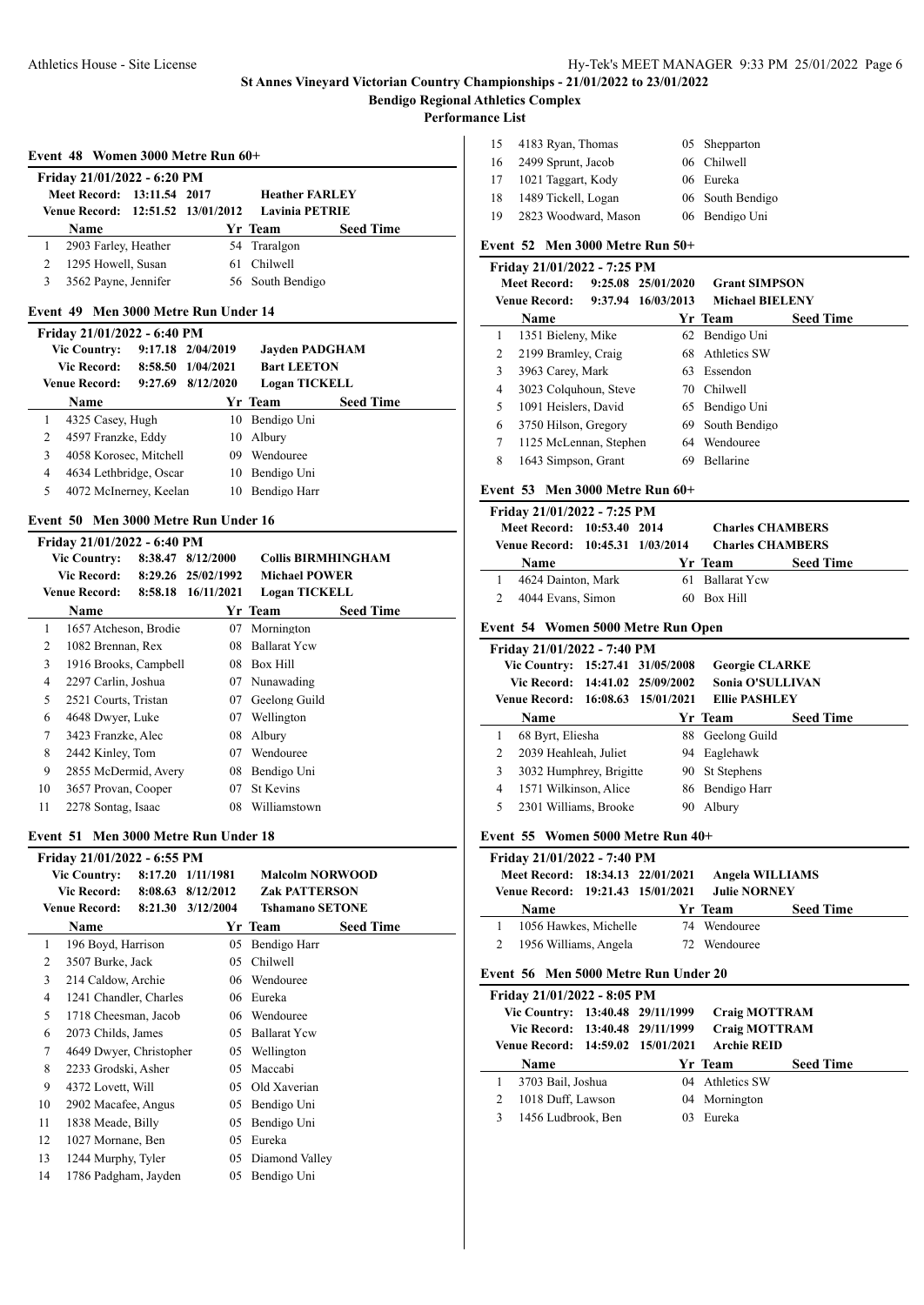**St Annes Vineyard Victorian Country Championships - 21/01/2022 to 23/01/2022**

**Bendigo Regional Athletics Complex**

**Performance List**

### Event 48 Women 3000 Metre Run 60+

**Friday 21/01/2022 - 6:20 PM**

| | | | |
|---|---|---|---|
| Meet Record: | 13:11.54 | 2017 | Heather FARLEY |
| Venue Record: | 12:51.52 | 13/01/2012 | Lavinia PETRIE |

| | Name | Yr | Team | Seed Time |
|---|---|---|---|---|
| 1 | 2903 Farley, Heather | 54 | Traralgon | |
| 2 | 1295 Howell, Susan | 61 | Chilwell | |
| 3 | 3562 Payne, Jennifer | 56 | South Bendigo | |

### Event 49 Men 3000 Metre Run Under 14

**Friday 21/01/2022 - 6:40 PM**

| | | | |
|---|---|---|---|
| Vic Country: | 9:17.18 | 2/04/2019 | Jayden PADGHAM |
| Vic Record: | 8:58.50 | 1/04/2021 | Bart LEETON |
| Venue Record: | 9:27.69 | 8/12/2020 | Logan TICKELL |

| | Name | Yr | Team | Seed Time |
|---|---|---|---|---|
| 1 | 4325 Casey, Hugh | 10 | Bendigo Uni | |
| 2 | 4597 Franzke, Eddy | 10 | Albury | |
| 3 | 4058 Korosec, Mitchell | 09 | Wendouree | |
| 4 | 4634 Lethbridge, Oscar | 10 | Bendigo Uni | |
| 5 | 4072 McInerney, Keelan | 10 | Bendigo Harr | |

### Event 50 Men 3000 Metre Run Under 16

**Friday 21/01/2022 - 6:40 PM**

| | | | |
|---|---|---|---|
| Vic Country: | 8:38.47 | 8/12/2000 | Collis BIRMHINGHAM |
| Vic Record: | 8:29.26 | 25/02/1992 | Michael POWER |
| Venue Record: | 8:58.18 | 16/11/2021 | Logan TICKELL |

| | Name | Yr | Team | Seed Time |
|---|---|---|---|---|
| 1 | 1657 Atcheson, Brodie | 07 | Mornington | |
| 2 | 1082 Brennan, Rex | 08 | Ballarat Ycw | |
| 3 | 1916 Brooks, Campbell | 08 | Box Hill | |
| 4 | 2297 Carlin, Joshua | 07 | Nunawading | |
| 5 | 2521 Courts, Tristan | 07 | Geelong Guild | |
| 6 | 4648 Dwyer, Luke | 07 | Wellington | |
| 7 | 3423 Franzke, Alec | 08 | Albury | |
| 8 | 2442 Kinley, Tom | 07 | Wendouree | |
| 9 | 2855 McDermid, Avery | 08 | Bendigo Uni | |
| 10 | 3657 Provan, Cooper | 07 | St Kevins | |
| 11 | 2278 Sontag, Isaac | 08 | Williamstown | |

### Event 51 Men 3000 Metre Run Under 18

**Friday 21/01/2022 - 6:55 PM**

| | | | |
|---|---|---|---|
| Vic Country: | 8:17.20 | 1/11/1981 | Malcolm NORWOOD |
| Vic Record: | 8:08.63 | 8/12/2012 | Zak PATTERSON |
| Venue Record: | 8:21.30 | 3/12/2004 | Tshamano SETONE |

| | Name | Yr | Team | Seed Time |
|---|---|---|---|---|
| 1 | 196 Boyd, Harrison | 05 | Bendigo Harr | |
| 2 | 3507 Burke, Jack | 05 | Chilwell | |
| 3 | 214 Caldow, Archie | 06 | Wendouree | |
| 4 | 1241 Chandler, Charles | 06 | Eureka | |
| 5 | 1718 Cheesman, Jacob | 06 | Wendouree | |
| 6 | 2073 Childs, James | 05 | Ballarat Ycw | |
| 7 | 4649 Dwyer, Christopher | 05 | Wellington | |
| 8 | 2233 Grodski, Asher | 05 | Maccabi | |
| 9 | 4372 Lovett, Will | 05 | Old Xaverian | |
| 10 | 2902 Macafee, Angus | 05 | Bendigo Uni | |
| 11 | 1838 Meade, Billy | 05 | Bendigo Uni | |
| 12 | 1027 Mornane, Ben | 05 | Eureka | |
| 13 | 1244 Murphy, Tyler | 05 | Diamond Valley | |
| 14 | 1786 Padgham, Jayden | 05 | Bendigo Uni | |
| 15 | 4183 Ryan, Thomas | 05 | Shepparton | |
| 16 | 2499 Sprunt, Jacob | 06 | Chilwell | |
| 17 | 1021 Taggart, Kody | 06 | Eureka | |
| 18 | 1489 Tickell, Logan | 06 | South Bendigo | |
| 19 | 2823 Woodward, Mason | 06 | Bendigo Uni | |

### Event 52 Men 3000 Metre Run 50+

**Friday 21/01/2022 - 7:25 PM**

| | | | |
|---|---|---|---|
| Meet Record: | 9:25.08 | 25/01/2020 | Grant SIMPSON |
| Venue Record: | 9:37.94 | 16/03/2013 | Michael BIELENY |

| | Name | Yr | Team | Seed Time |
|---|---|---|---|---|
| 1 | 1351 Bieleny, Mike | 62 | Bendigo Uni | |
| 2 | 2199 Bramley, Craig | 68 | Athletics SW | |
| 3 | 3963 Carey, Mark | 63 | Essendon | |
| 4 | 3023 Colquhoun, Steve | 70 | Chilwell | |
| 5 | 1091 Heislers, David | 65 | Bendigo Uni | |
| 6 | 3750 Hilson, Gregory | 69 | South Bendigo | |
| 7 | 1125 McLennan, Stephen | 64 | Wendouree | |
| 8 | 1643 Simpson, Grant | 69 | Bellarine | |

### Event 53 Men 3000 Metre Run 60+

**Friday 21/01/2022 - 7:25 PM**

| | | | |
|---|---|---|---|
| Meet Record: | 10:53.40 | 2014 | Charles CHAMBERS |
| Venue Record: | 10:45.31 | 1/03/2014 | Charles CHAMBERS |

| | Name | Yr | Team | Seed Time |
|---|---|---|---|---|
| 1 | 4624 Dainton, Mark | 61 | Ballarat Ycw | |
| 2 | 4044 Evans, Simon | 60 | Box Hill | |

### Event 54 Women 5000 Metre Run Open

**Friday 21/01/2022 - 7:40 PM**

| | | | |
|---|---|---|---|
| Vic Country: | 15:27.41 | 31/05/2008 | Georgie CLARKE |
| Vic Record: | 14:41.02 | 25/09/2002 | Sonia O'SULLIVAN |
| Venue Record: | 16:08.63 | 15/01/2021 | Ellie PASHLEY |

| | Name | Yr | Team | Seed Time |
|---|---|---|---|---|
| 1 | 68 Byrt, Eliesha | 88 | Geelong Guild | |
| 2 | 2039 Heahleah, Juliet | 94 | Eaglehawk | |
| 3 | 3032 Humphrey, Brigitte | 90 | St Stephens | |
| 4 | 1571 Wilkinson, Alice | 86 | Bendigo Harr | |
| 5 | 2301 Williams, Brooke | 90 | Albury | |

### Event 55 Women 5000 Metre Run 40+

**Friday 21/01/2022 - 7:40 PM**

| | | | |
|---|---|---|---|
| Meet Record: | 18:34.13 | 22/01/2021 | Angela WILLIAMS |
| Venue Record: | 19:21.43 | 15/01/2021 | Julie NORNEY |

| | Name | Yr | Team | Seed Time |
|---|---|---|---|---|
| 1 | 1056 Hawkes, Michelle | 74 | Wendouree | |
| 2 | 1956 Williams, Angela | 72 | Wendouree | |

### Event 56 Men 5000 Metre Run Under 20

**Friday 21/01/2022 - 8:05 PM**

| | | | |
|---|---|---|---|
| Vic Country: | 13:40.48 | 29/11/1999 | Craig MOTTRAM |
| Vic Record: | 13:40.48 | 29/11/1999 | Craig MOTTRAM |
| Venue Record: | 14:59.02 | 15/01/2021 | Archie REID |

| | Name | Yr | Team | Seed Time |
|---|---|---|---|---|
| 1 | 3703 Bail, Joshua | 04 | Athletics SW | |
| 2 | 1018 Duff, Lawson | 04 | Mornington | |
| 3 | 1456 Ludbrook, Ben | 03 | Eureka | |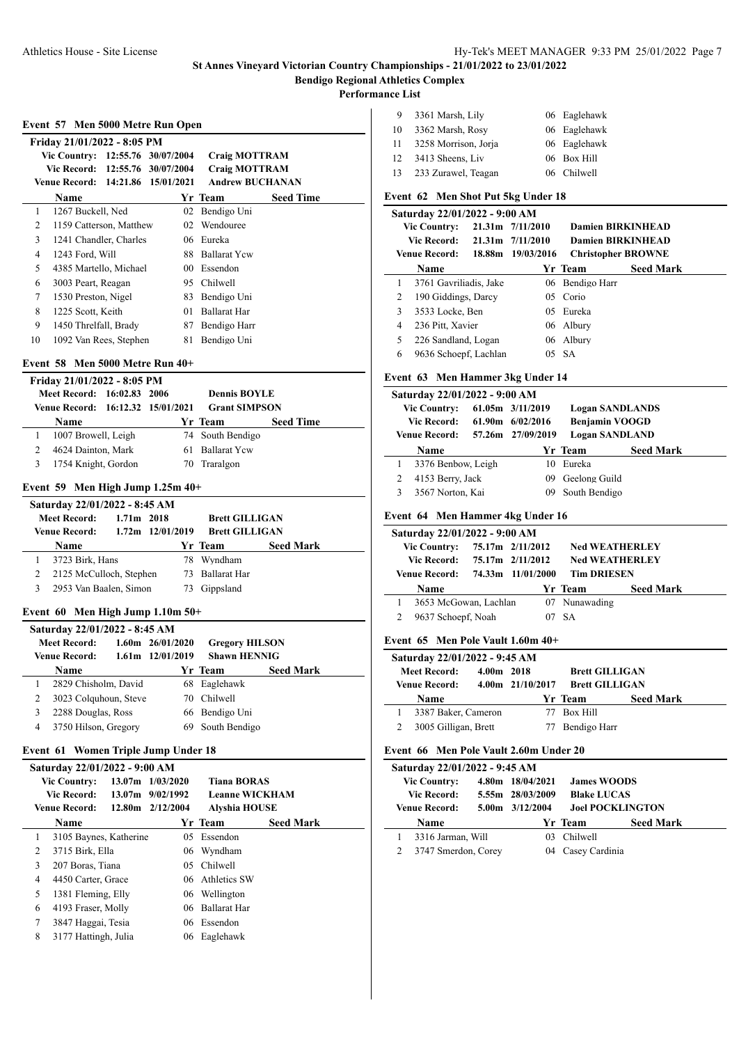# St Annes Vineyard Victorian Country Championships - 21/01/2022 to 23/01/2022

## Bendigo Regional Athletics Complex

### Performance List

#### Event 57 Men 5000 Metre Run Open

Friday 21/01/2022 - 8:05 PM

| | | | |
|---|---|---|---|
| Vic Country: | 12:55.76 | 30/07/2004 | Craig MOTTRAM |
| Vic Record: | 12:55.76 | 30/07/2004 | Craig MOTTRAM |
| Venue Record: | 14:21.86 | 15/01/2021 | Andrew BUCHANAN |

| | Name | Yr | Team | Seed Time |
|---|---|---|---|---|
| 1 | 1267 Buckell, Ned | 02 | Bendigo Uni | |
| 2 | 1159 Catterson, Matthew | 02 | Wendouree | |
| 3 | 1241 Chandler, Charles | 06 | Eureka | |
| 4 | 1243 Ford, Will | 88 | Ballarat Ycw | |
| 5 | 4385 Martello, Michael | 00 | Essendon | |
| 6 | 3003 Peart, Reagan | 95 | Chilwell | |
| 7 | 1530 Preston, Nigel | 83 | Bendigo Uni | |
| 8 | 1225 Scott, Keith | 01 | Ballarat Har | |
| 9 | 1450 Threlfall, Brady | 87 | Bendigo Harr | |
| 10 | 1092 Van Rees, Stephen | 81 | Bendigo Uni | |

#### Event 58 Men 5000 Metre Run 40+

Friday 21/01/2022 - 8:05 PM

| | | | |
|---|---|---|---|
| Meet Record: | 16:02.83 | 2006 | Dennis BOYLE |
| Venue Record: | 16:12.32 | 15/01/2021 | Grant SIMPSON |

| | Name | Yr | Team | Seed Time |
|---|---|---|---|---|
| 1 | 1007 Browell, Leigh | 74 | South Bendigo | |
| 2 | 4624 Dainton, Mark | 61 | Ballarat Ycw | |
| 3 | 1754 Knight, Gordon | 70 | Traralgon | |

#### Event 59 Men High Jump 1.25m 40+

Saturday 22/01/2022 - 8:45 AM

| | | | |
|---|---|---|---|
| Meet Record: | 1.71m | 2018 | Brett GILLIGAN |
| Venue Record: | 1.72m | 12/01/2019 | Brett GILLIGAN |

| | Name | Yr | Team | Seed Mark |
|---|---|---|---|---|
| 1 | 3723 Birk, Hans | 78 | Wyndham | |
| 2 | 2125 McCulloch, Stephen | 73 | Ballarat Har | |
| 3 | 2953 Van Baalen, Simon | 73 | Gippsland | |

#### Event 60 Men High Jump 1.10m 50+

Saturday 22/01/2022 - 8:45 AM

| | | | |
|---|---|---|---|
| Meet Record: | 1.60m | 26/01/2020 | Gregory HILSON |
| Venue Record: | 1.61m | 12/01/2019 | Shawn HENNIG |

| | Name | Yr | Team | Seed Mark |
|---|---|---|---|---|
| 1 | 2829 Chisholm, David | 68 | Eaglehawk | |
| 2 | 3023 Colquhoun, Steve | 70 | Chilwell | |
| 3 | 2288 Douglas, Ross | 66 | Bendigo Uni | |
| 4 | 3750 Hilson, Gregory | 69 | South Bendigo | |

#### Event 61 Women Triple Jump Under 18

Saturday 22/01/2022 - 9:00 AM

| | | | |
|---|---|---|---|
| Vic Country: | 13.07m | 1/03/2020 | Tiana BORAS |
| Vic Record: | 13.07m | 9/02/1992 | Leanne WICKHAM |
| Venue Record: | 12.80m | 2/12/2004 | Alyshia HOUSE |

| | Name | Yr | Team | Seed Mark |
|---|---|---|---|---|
| 1 | 3105 Baynes, Katherine | 05 | Essendon | |
| 2 | 3715 Birk, Ella | 06 | Wyndham | |
| 3 | 207 Boras, Tiana | 05 | Chilwell | |
| 4 | 4450 Carter, Grace | 06 | Athletics SW | |
| 5 | 1381 Fleming, Elly | 06 | Wellington | |
| 6 | 4193 Fraser, Molly | 06 | Ballarat Har | |
| 7 | 3847 Haggai, Tesia | 06 | Essendon | |
| 8 | 3177 Hattingh, Julia | 06 | Eaglehawk | |
| 9 | 3361 Marsh, Lily | 06 | Eaglehawk | |
| 10 | 3362 Marsh, Rosy | 06 | Eaglehawk | |
| 11 | 3258 Morrison, Jorja | 06 | Eaglehawk | |
| 12 | 3413 Sheens, Liv | 06 | Box Hill | |
| 13 | 233 Zurawel, Teagan | 06 | Chilwell | |

#### Event 62 Men Shot Put 5kg Under 18

Saturday 22/01/2022 - 9:00 AM

| | | | |
|---|---|---|---|
| Vic Country: | 21.31m | 7/11/2010 | Damien BIRKINHEAD |
| Vic Record: | 21.31m | 7/11/2010 | Damien BIRKINHEAD |
| Venue Record: | 18.88m | 19/03/2016 | Christopher BROWNE |

| | Name | Yr | Team | Seed Mark |
|---|---|---|---|---|
| 1 | 3761 Gavriliadis, Jake | 06 | Bendigo Harr | |
| 2 | 190 Giddings, Darcy | 05 | Corio | |
| 3 | 3533 Locke, Ben | 05 | Eureka | |
| 4 | 236 Pitt, Xavier | 06 | Albury | |
| 5 | 226 Sandland, Logan | 06 | Albury | |
| 6 | 9636 Schoepf, Lachlan | 05 | SA | |

#### Event 63 Men Hammer 3kg Under 14

Saturday 22/01/2022 - 9:00 AM

| | | | |
|---|---|---|---|
| Vic Country: | 61.05m | 3/11/2019 | Logan SANDLANDS |
| Vic Record: | 61.90m | 6/02/2016 | Benjamin VOOGD |
| Venue Record: | 57.26m | 27/09/2019 | Logan SANDLAND |

| | Name | Yr | Team | Seed Mark |
|---|---|---|---|---|
| 1 | 3376 Benbow, Leigh | 10 | Eureka | |
| 2 | 4153 Berry, Jack | 09 | Geelong Guild | |
| 3 | 3567 Norton, Kai | 09 | South Bendigo | |

#### Event 64 Men Hammer 4kg Under 16

Saturday 22/01/2022 - 9:00 AM

| | | | |
|---|---|---|---|
| Vic Country: | 75.17m | 2/11/2012 | Ned WEATHERLEY |
| Vic Record: | 75.17m | 2/11/2012 | Ned WEATHERLEY |
| Venue Record: | 74.33m | 11/01/2000 | Tim DRIESEN |

| | Name | Yr | Team | Seed Mark |
|---|---|---|---|---|
| 1 | 3653 McGowan, Lachlan | 07 | Nunawading | |
| 2 | 9637 Schoepf, Noah | 07 | SA | |

#### Event 65 Men Pole Vault 1.60m 40+

Saturday 22/01/2022 - 9:45 AM

| | | | |
|---|---|---|---|
| Meet Record: | 4.00m | 2018 | Brett GILLIGAN |
| Venue Record: | 4.00m | 21/10/2017 | Brett GILLIGAN |

| | Name | Yr | Team | Seed Mark |
|---|---|---|---|---|
| 1 | 3387 Baker, Cameron | 77 | Box Hill | |
| 2 | 3005 Gilligan, Brett | 77 | Bendigo Harr | |

#### Event 66 Men Pole Vault 2.60m Under 20

Saturday 22/01/2022 - 9:45 AM

| | | | |
|---|---|---|---|
| Vic Country: | 4.80m | 18/04/2021 | James WOODS |
| Vic Record: | 5.55m | 28/03/2009 | Blake LUCAS |
| Venue Record: | 5.00m | 3/12/2004 | Joel POCKLINGTON |

| | Name | Yr | Team | Seed Mark |
|---|---|---|---|---|
| 1 | 3316 Jarman, Will | 03 | Chilwell | |
| 2 | 3747 Smerdon, Corey | 04 | Casey Cardinia | |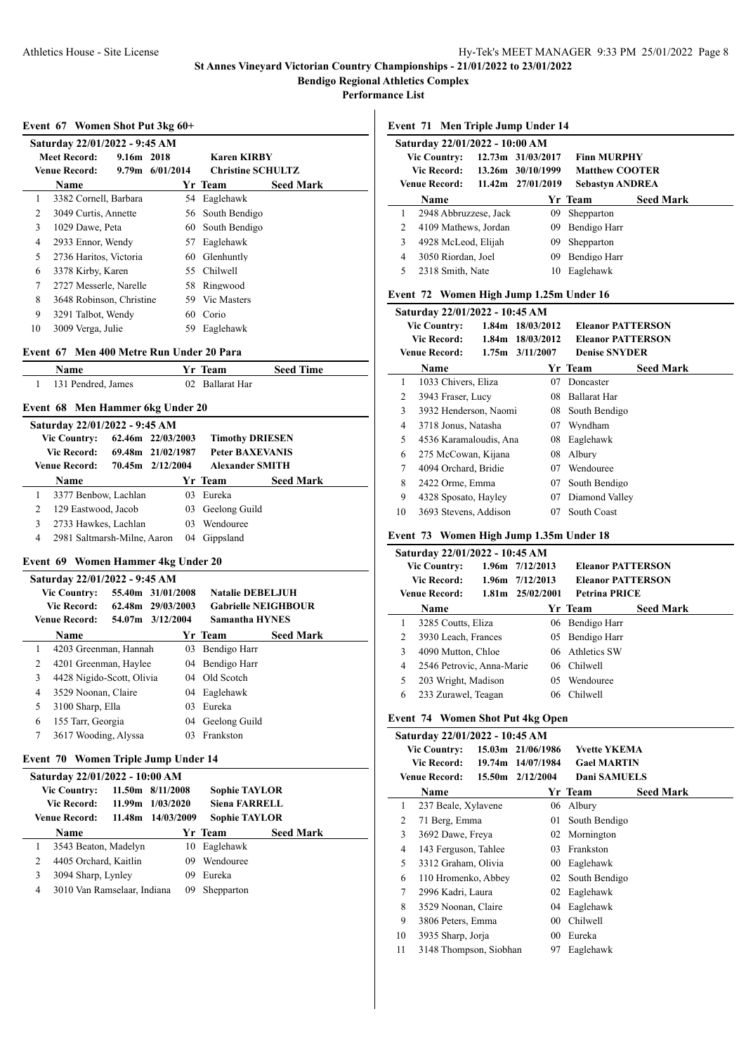## St Annes Vineyard Victorian Country Championships - 21/01/2022 to 23/01/2022

**Bendigo Regional Athletics Complex**

**Performance List**

### Event 67 Women Shot Put 3kg 60+

**Saturday 22/01/2022 - 9:45 AM**

| | | | |
|---|---|---|---|
| **Meet Record:** | 9.16m | 2018 | **Karen KIRBY** |
| **Venue Record:** | 9.79m | 6/01/2014 | **Christine SCHULTZ** |

| | Name | Yr | Team | Seed Mark |
|---|---|---|---|---|
| 1 | 3382 Cornell, Barbara | 54 | Eaglehawk | |
| 2 | 3049 Curtis, Annette | 56 | South Bendigo | |
| 3 | 1029 Dawe, Peta | 60 | South Bendigo | |
| 4 | 2933 Ennor, Wendy | 57 | Eaglehawk | |
| 5 | 2736 Haritos, Victoria | 60 | Glenhuntly | |
| 6 | 3378 Kirby, Karen | 55 | Chilwell | |
| 7 | 2727 Messerle, Narelle | 58 | Ringwood | |
| 8 | 3648 Robinson, Christine | 59 | Vic Masters | |
| 9 | 3291 Talbot, Wendy | 60 | Corio | |
| 10 | 3009 Verga, Julie | 59 | Eaglehawk | |

### Event 67 Men 400 Metre Run Under 20 Para

| | Name | Yr | Team | Seed Time |
|---|---|---|---|---|
| 1 | 131 Pendred, James | 02 | Ballarat Har | |

### Event 68 Men Hammer 6kg Under 20

**Saturday 22/01/2022 - 9:45 AM**

| | | | |
|---|---|---|---|
| **Vic Country:** | 62.46m | 22/03/2003 | **Timothy DRIESEN** |
| **Vic Record:** | 69.48m | 21/02/1987 | **Peter BAXEVANIS** |
| **Venue Record:** | 70.45m | 2/12/2004 | **Alexander SMITH** |

| | Name | Yr | Team | Seed Mark |
|---|---|---|---|---|
| 1 | 3377 Benbow, Lachlan | 03 | Eureka | |
| 2 | 129 Eastwood, Jacob | 03 | Geelong Guild | |
| 3 | 2733 Hawkes, Lachlan | 03 | Wendouree | |
| 4 | 2981 Saltmarsh-Milne, Aaron | 04 | Gippsland | |

### Event 69 Women Hammer 4kg Under 20

**Saturday 22/01/2022 - 9:45 AM**

| | | | |
|---|---|---|---|
| **Vic Country:** | 55.40m | 31/01/2008 | **Natalie DEBELJUH** |
| **Vic Record:** | 62.48m | 29/03/2003 | **Gabrielle NEIGHBOUR** |
| **Venue Record:** | 54.07m | 3/12/2004 | **Samantha HYNES** |

| | Name | Yr | Team | Seed Mark |
|---|---|---|---|---|
| 1 | 4203 Greenman, Hannah | 03 | Bendigo Harr | |
| 2 | 4201 Greenman, Haylee | 04 | Bendigo Harr | |
| 3 | 4428 Nigido-Scott, Olivia | 04 | Old Scotch | |
| 4 | 3529 Noonan, Claire | 04 | Eaglehawk | |
| 5 | 3100 Sharp, Ella | 03 | Eureka | |
| 6 | 155 Tarr, Georgia | 04 | Geelong Guild | |
| 7 | 3617 Wooding, Alyssa | 03 | Frankston | |

### Event 70 Women Triple Jump Under 14

**Saturday 22/01/2022 - 10:00 AM**

| | | | |
|---|---|---|---|
| **Vic Country:** | 11.50m | 8/11/2008 | **Sophie TAYLOR** |
| **Vic Record:** | 11.99m | 1/03/2020 | **Siena FARRELL** |
| **Venue Record:** | 11.48m | 14/03/2009 | **Sophie TAYLOR** |

| | Name | Yr | Team | Seed Mark |
|---|---|---|---|---|
| 1 | 3543 Beaton, Madelyn | 10 | Eaglehawk | |
| 2 | 4405 Orchard, Kaitlin | 09 | Wendouree | |
| 3 | 3094 Sharp, Lynley | 09 | Eureka | |
| 4 | 3010 Van Ramselaar, Indiana | 09 | Shepparton | |

### Event 71 Men Triple Jump Under 14

**Saturday 22/01/2022 - 10:00 AM**

| | | | |
|---|---|---|---|
| **Vic Country:** | 12.73m | 31/03/2017 | **Finn MURPHY** |
| **Vic Record:** | 13.26m | 30/10/1999 | **Matthew COOTER** |
| **Venue Record:** | 11.42m | 27/01/2019 | **Sebastyn ANDREA** |

| | Name | Yr | Team | Seed Mark |
|---|---|---|---|---|
| 1 | 2948 Abbruzzese, Jack | 09 | Shepparton | |
| 2 | 4109 Mathews, Jordan | 09 | Bendigo Harr | |
| 3 | 4928 McLeod, Elijah | 09 | Shepparton | |
| 4 | 3050 Riordan, Joel | 09 | Bendigo Harr | |
| 5 | 2318 Smith, Nate | 10 | Eaglehawk | |

### Event 72 Women High Jump 1.25m Under 16

**Saturday 22/01/2022 - 10:45 AM**

| | | | |
|---|---|---|---|
| **Vic Country:** | 1.84m | 18/03/2012 | **Eleanor PATTERSON** |
| **Vic Record:** | 1.84m | 18/03/2012 | **Eleanor PATTERSON** |
| **Venue Record:** | 1.75m | 3/11/2007 | **Denise SNYDER** |

| | Name | Yr | Team | Seed Mark |
|---|---|---|---|---|
| 1 | 1033 Chivers, Eliza | 07 | Doncaster | |
| 2 | 3943 Fraser, Lucy | 08 | Ballarat Har | |
| 3 | 3932 Henderson, Naomi | 08 | South Bendigo | |
| 4 | 3718 Jonus, Natasha | 07 | Wyndham | |
| 5 | 4536 Karamaloudis, Ana | 08 | Eaglehawk | |
| 6 | 275 McCowan, Kijana | 08 | Albury | |
| 7 | 4094 Orchard, Bridie | 07 | Wendouree | |
| 8 | 2422 Orme, Emma | 07 | South Bendigo | |
| 9 | 4328 Sposato, Hayley | 07 | Diamond Valley | |
| 10 | 3693 Stevens, Addison | 07 | South Coast | |

### Event 73 Women High Jump 1.35m Under 18

**Saturday 22/01/2022 - 10:45 AM**

| | | | |
|---|---|---|---|
| **Vic Country:** | 1.96m | 7/12/2013 | **Eleanor PATTERSON** |
| **Vic Record:** | 1.96m | 7/12/2013 | **Eleanor PATTERSON** |
| **Venue Record:** | 1.81m | 25/02/2001 | **Petrina PRICE** |

| | Name | Yr | Team | Seed Mark |
|---|---|---|---|---|
| 1 | 3285 Coutts, Eliza | 06 | Bendigo Harr | |
| 2 | 3930 Leach, Frances | 05 | Bendigo Harr | |
| 3 | 4090 Mutton, Chloe | 06 | Athletics SW | |
| 4 | 2546 Petrovic, Anna-Marie | 06 | Chilwell | |
| 5 | 203 Wright, Madison | 05 | Wendouree | |
| 6 | 233 Zurawel, Teagan | 06 | Chilwell | |

### Event 74 Women Shot Put 4kg Open

**Saturday 22/01/2022 - 10:45 AM**

| | | | |
|---|---|---|---|
| **Vic Country:** | 15.03m | 21/06/1986 | **Yvette YKEMA** |
| **Vic Record:** | 19.74m | 14/07/1984 | **Gael MARTIN** |
| **Venue Record:** | 15.50m | 2/12/2004 | **Dani SAMUELS** |

| | Name | Yr | Team | Seed Mark |
|---|---|---|---|---|
| 1 | 237 Beale, Xylavene | 06 | Albury | |
| 2 | 71 Berg, Emma | 01 | South Bendigo | |
| 3 | 3692 Dawe, Freya | 02 | Mornington | |
| 4 | 143 Ferguson, Tahlee | 03 | Frankston | |
| 5 | 3312 Graham, Olivia | 00 | Eaglehawk | |
| 6 | 110 Hromenko, Abbey | 02 | South Bendigo | |
| 7 | 2996 Kadri, Laura | 02 | Eaglehawk | |
| 8 | 3529 Noonan, Claire | 04 | Eaglehawk | |
| 9 | 3806 Peters, Emma | 00 | Chilwell | |
| 10 | 3935 Sharp, Jorja | 00 | Eureka | |
| 11 | 3148 Thompson, Siobhan | 97 | Eaglehawk | |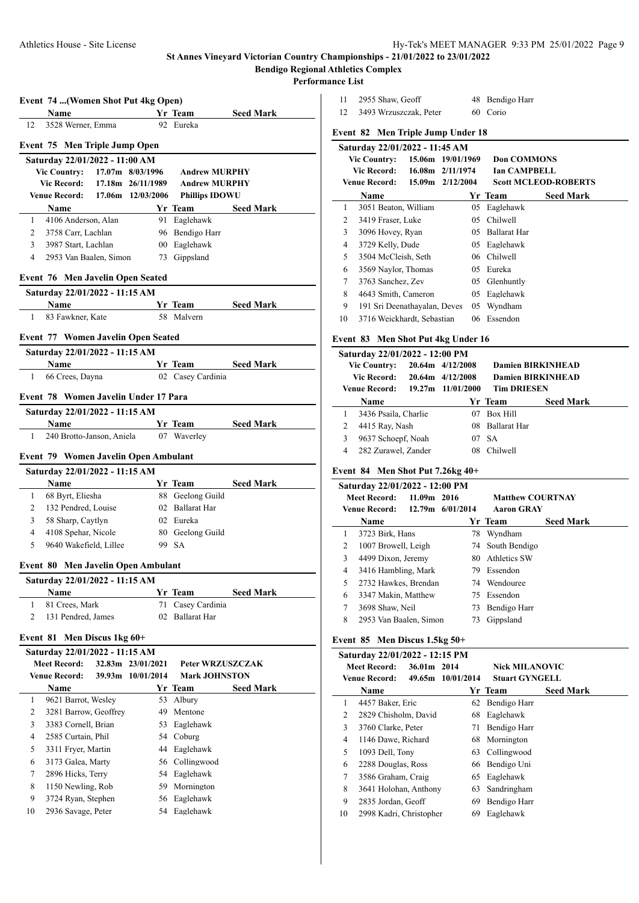## St Annes Vineyard Victorian Country Championships - 21/01/2022 to 23/01/2022

**Bendigo Regional Athletics Complex**

**Performance List**

### Event 74 ...(Women Shot Put 4kg Open)

| | Name | Yr | Team | Seed Mark |
|---|---|---|---|---|
| 12 | 3528 Werner, Emma | 92 | Eureka | |

### Event 75 Men Triple Jump Open

**Saturday 22/01/2022 - 11:00 AM**

| | | | |
|---|---|---|---|
| Vic Country: | 17.07m | 8/03/1996 | Andrew MURPHY |
| Vic Record: | 17.18m | 26/11/1989 | Andrew MURPHY |
| Venue Record: | 17.06m | 12/03/2006 | Phillips IDOWU |

| | Name | Yr | Team | Seed Mark |
|---|---|---|---|---|
| 1 | 4106 Anderson, Alan | 91 | Eaglehawk | |
| 2 | 3758 Carr, Lachlan | 96 | Bendigo Harr | |
| 3 | 3987 Start, Lachlan | 00 | Eaglehawk | |
| 4 | 2953 Van Baalen, Simon | 73 | Gippsland | |

### Event 76 Men Javelin Open Seated

**Saturday 22/01/2022 - 11:15 AM**

| | Name | Yr | Team | Seed Mark |
|---|---|---|---|---|
| 1 | 83 Fawkner, Kate | 58 | Malvern | |

### Event 77 Women Javelin Open Seated

**Saturday 22/01/2022 - 11:15 AM**

| | Name | Yr | Team | Seed Mark |
|---|---|---|---|---|
| 1 | 66 Crees, Dayna | 02 | Casey Cardinia | |

### Event 78 Women Javelin Under 17 Para

**Saturday 22/01/2022 - 11:15 AM**

| | Name | Yr | Team | Seed Mark |
|---|---|---|---|---|
| 1 | 240 Brotto-Janson, Aniela | 07 | Waverley | |

### Event 79 Women Javelin Open Ambulant

**Saturday 22/01/2022 - 11:15 AM**

| | Name | Yr | Team | Seed Mark |
|---|---|---|---|---|
| 1 | 68 Byrt, Eliesha | 88 | Geelong Guild | |
| 2 | 132 Pendred, Louise | 02 | Ballarat Har | |
| 3 | 58 Sharp, Caytlyn | 02 | Eureka | |
| 4 | 4108 Spehar, Nicole | 80 | Geelong Guild | |
| 5 | 9640 Wakefield, Lillee | 99 | SA | |

### Event 80 Men Javelin Open Ambulant

**Saturday 22/01/2022 - 11:15 AM**

| | Name | Yr | Team | Seed Mark |
|---|---|---|---|---|
| 1 | 81 Crees, Mark | 71 | Casey Cardinia | |
| 2 | 131 Pendred, James | 02 | Ballarat Har | |

### Event 81 Men Discus 1kg 60+

**Saturday 22/01/2022 - 11:15 AM**

| | | | |
|---|---|---|---|
| Meet Record: | 32.83m | 23/01/2021 | Peter WRZUSZCZAK |
| Venue Record: | 39.93m | 10/01/2014 | Mark JOHNSTON |

| | Name | Yr | Team | Seed Mark |
|---|---|---|---|---|
| 1 | 9621 Barrot, Wesley | 53 | Albury | |
| 2 | 3281 Barrow, Geoffrey | 49 | Mentone | |
| 3 | 3383 Cornell, Brian | 53 | Eaglehawk | |
| 4 | 2585 Curtain, Phil | 54 | Coburg | |
| 5 | 3311 Fryer, Martin | 44 | Eaglehawk | |
| 6 | 3173 Galea, Marty | 56 | Collingwood | |
| 7 | 2896 Hicks, Terry | 54 | Eaglehawk | |
| 8 | 1150 Newling, Rob | 59 | Mornington | |
| 9 | 3724 Ryan, Stephen | 56 | Eaglehawk | |
| 10 | 2936 Savage, Peter | 54 | Eaglehawk | |
| 11 | 2955 Shaw, Geoff | 48 | Bendigo Harr | |
| 12 | 3493 Wrzuszczak, Peter | 60 | Corio | |

### Event 82 Men Triple Jump Under 18

**Saturday 22/01/2022 - 11:45 AM**

| | | | |
|---|---|---|---|
| Vic Country: | 15.06m | 19/01/1969 | Don COMMONS |
| Vic Record: | 16.08m | 2/11/1974 | Ian CAMPBELL |
| Venue Record: | 15.09m | 2/12/2004 | Scott MCLEOD-ROBERTS |

| | Name | Yr | Team | Seed Mark |
|---|---|---|---|---|
| 1 | 3051 Beaton, William | 05 | Eaglehawk | |
| 2 | 3419 Fraser, Luke | 05 | Chilwell | |
| 3 | 3096 Hovey, Ryan | 05 | Ballarat Har | |
| 4 | 3729 Kelly, Dude | 05 | Eaglehawk | |
| 5 | 3504 McCleish, Seth | 06 | Chilwell | |
| 6 | 3569 Naylor, Thomas | 05 | Eureka | |
| 7 | 3763 Sanchez, Zev | 05 | Glenhuntly | |
| 8 | 4643 Smith, Cameron | 05 | Eaglehawk | |
| 9 | 191 Sri Deenathayalan, Deves | 05 | Wyndham | |
| 10 | 3716 Weickhardt, Sebastian | 06 | Essendon | |

### Event 83 Men Shot Put 4kg Under 16

**Saturday 22/01/2022 - 12:00 PM**

| | | | |
|---|---|---|---|
| Vic Country: | 20.64m | 4/12/2008 | Damien BIRKINHEAD |
| Vic Record: | 20.64m | 4/12/2008 | Damien BIRKINHEAD |
| Venue Record: | 19.27m | 11/01/2000 | Tim DRIESEN |

| | Name | Yr | Team | Seed Mark |
|---|---|---|---|---|
| 1 | 3436 Psaila, Charlie | 07 | Box Hill | |
| 2 | 4415 Ray, Nash | 08 | Ballarat Har | |
| 3 | 9637 Schoepf, Noah | 07 | SA | |
| 4 | 282 Zurawel, Zander | 08 | Chilwell | |

### Event 84 Men Shot Put 7.26kg 40+

**Saturday 22/01/2022 - 12:00 PM**

| | | | |
|---|---|---|---|
| Meet Record: | 11.09m | 2016 | Matthew COURTNAY |
| Venue Record: | 12.79m | 6/01/2014 | Aaron GRAY |

| | Name | Yr | Team | Seed Mark |
|---|---|---|---|---|
| 1 | 3723 Birk, Hans | 78 | Wyndham | |
| 2 | 1007 Browell, Leigh | 74 | South Bendigo | |
| 3 | 4499 Dixon, Jeremy | 80 | Athletics SW | |
| 4 | 3416 Hambling, Mark | 79 | Essendon | |
| 5 | 2732 Hawkes, Brendan | 74 | Wendouree | |
| 6 | 3347 Makin, Matthew | 75 | Essendon | |
| 7 | 3698 Shaw, Neil | 73 | Bendigo Harr | |
| 8 | 2953 Van Baalen, Simon | 73 | Gippsland | |

### Event 85 Men Discus 1.5kg 50+

**Saturday 22/01/2022 - 12:15 PM**

| | | | |
|---|---|---|---|
| Meet Record: | 36.01m | 2014 | Nick MILANOVIC |
| Venue Record: | 49.65m | 10/01/2014 | Stuart GYNGELL |

| | Name | Yr | Team | Seed Mark |
|---|---|---|---|---|
| 1 | 4457 Baker, Eric | 62 | Bendigo Harr | |
| 2 | 2829 Chisholm, David | 68 | Eaglehawk | |
| 3 | 3760 Clarke, Peter | 71 | Bendigo Harr | |
| 4 | 1146 Dawe, Richard | 68 | Mornington | |
| 5 | 1093 Dell, Tony | 63 | Collingwood | |
| 6 | 2288 Douglas, Ross | 66 | Bendigo Uni | |
| 7 | 3586 Graham, Craig | 65 | Eaglehawk | |
| 8 | 3641 Holohan, Anthony | 63 | Sandringham | |
| 9 | 2835 Jordan, Geoff | 69 | Bendigo Harr | |
| 10 | 2998 Kadri, Christopher | 69 | Eaglehawk | |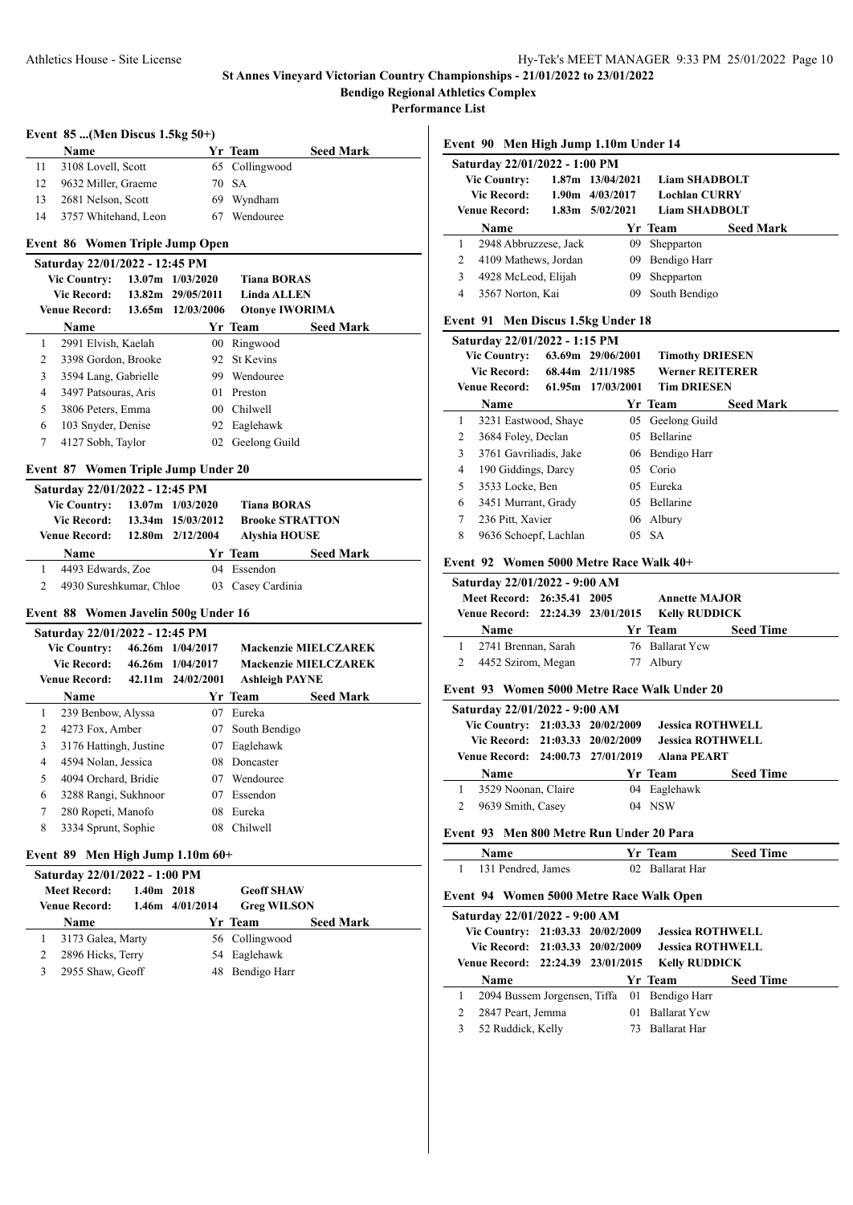St Annes Vineyard Victorian Country Championships - 21/01/2022 to 23/01/2022

Bendigo Regional Athletics Complex

Performance List

### Event 85 ...(Men Discus 1.5kg 50+)

| | Name | Yr | Team | Seed Mark |
|---|---|---|---|---|
| 11 | 3108 Lovell, Scott | 65 | Collingwood | |
| 12 | 9632 Miller, Graeme | 70 | SA | |
| 13 | 2681 Nelson, Scott | 69 | Wyndham | |
| 14 | 3757 Whitehand, Leon | 67 | Wendouree | |

### Event 86 Women Triple Jump Open

Saturday 22/01/2022 - 12:45 PM

| | | | |
|---|---|---|---|
| Vic Country: | 13.07m | 1/03/2020 | Tiana BORAS |
| Vic Record: | 13.82m | 29/05/2011 | Linda ALLEN |
| Venue Record: | 13.65m | 12/03/2006 | Otonye IWORIMA |

| | Name | Yr | Team | Seed Mark |
|---|---|---|---|---|
| 1 | 2991 Elvish, Kaelah | 00 | Ringwood | |
| 2 | 3398 Gordon, Brooke | 92 | St Kevins | |
| 3 | 3594 Lang, Gabrielle | 99 | Wendouree | |
| 4 | 3497 Patsouras, Aris | 01 | Preston | |
| 5 | 3806 Peters, Emma | 00 | Chilwell | |
| 6 | 103 Snyder, Denise | 92 | Eaglehawk | |
| 7 | 4127 Sobh, Taylor | 02 | Geelong Guild | |

### Event 87 Women Triple Jump Under 20

Saturday 22/01/2022 - 12:45 PM

| | | | |
|---|---|---|---|
| Vic Country: | 13.07m | 1/03/2020 | Tiana BORAS |
| Vic Record: | 13.34m | 15/03/2012 | Brooke STRATTON |
| Venue Record: | 12.80m | 2/12/2004 | Alyshia HOUSE |

| | Name | Yr | Team | Seed Mark |
|---|---|---|---|---|
| 1 | 4493 Edwards, Zoe | 04 | Essendon | |
| 2 | 4930 Sureshkumar, Chloe | 03 | Casey Cardinia | |

### Event 88 Women Javelin 500g Under 16

Saturday 22/01/2022 - 12:45 PM

| | | | |
|---|---|---|---|
| Vic Country: | 46.26m | 1/04/2017 | Mackenzie MIELCZAREK |
| Vic Record: | 46.26m | 1/04/2017 | Mackenzie MIELCZAREK |
| Venue Record: | 42.11m | 24/02/2001 | Ashleigh PAYNE |

| | Name | Yr | Team | Seed Mark |
|---|---|---|---|---|
| 1 | 239 Benbow, Alyssa | 07 | Eureka | |
| 2 | 4273 Fox, Amber | 07 | South Bendigo | |
| 3 | 3176 Hattingh, Justine | 07 | Eaglehawk | |
| 4 | 4594 Nolan, Jessica | 08 | Doncaster | |
| 5 | 4094 Orchard, Bridie | 07 | Wendouree | |
| 6 | 3288 Rangi, Sukhnoor | 07 | Essendon | |
| 7 | 280 Ropeti, Manofo | 08 | Eureka | |
| 8 | 3334 Sprunt, Sophie | 08 | Chilwell | |

### Event 89 Men High Jump 1.10m 60+

Saturday 22/01/2022 - 1:00 PM

| | | | |
|---|---|---|---|
| Meet Record: | 1.40m | 2018 | Geoff SHAW |
| Venue Record: | 1.46m | 4/01/2014 | Greg WILSON |

| | Name | Yr | Team | Seed Mark |
|---|---|---|---|---|
| 1 | 3173 Galea, Marty | 56 | Collingwood | |
| 2 | 2896 Hicks, Terry | 54 | Eaglehawk | |
| 3 | 2955 Shaw, Geoff | 48 | Bendigo Harr | |

### Event 90 Men High Jump 1.10m Under 14

Saturday 22/01/2022 - 1:00 PM

| | | | |
|---|---|---|---|
| Vic Country: | 1.87m | 13/04/2021 | Liam SHADBOLT |
| Vic Record: | 1.90m | 4/03/2017 | Lochlan CURRY |
| Venue Record: | 1.83m | 5/02/2021 | Liam SHADBOLT |

| | Name | Yr | Team | Seed Mark |
|---|---|---|---|---|
| 1 | 2948 Abbruzzese, Jack | 09 | Shepparton | |
| 2 | 4109 Mathews, Jordan | 09 | Bendigo Harr | |
| 3 | 4928 McLeod, Elijah | 09 | Shepparton | |
| 4 | 3567 Norton, Kai | 09 | South Bendigo | |

### Event 91 Men Discus 1.5kg Under 18

Saturday 22/01/2022 - 1:15 PM

| | | | |
|---|---|---|---|
| Vic Country: | 63.69m | 29/06/2001 | Timothy DRIESEN |
| Vic Record: | 68.44m | 2/11/1985 | Werner REITERER |
| Venue Record: | 61.95m | 17/03/2001 | Tim DRIESEN |

| | Name | Yr | Team | Seed Mark |
|---|---|---|---|---|
| 1 | 3231 Eastwood, Shaye | 05 | Geelong Guild | |
| 2 | 3684 Foley, Declan | 05 | Bellarine | |
| 3 | 3761 Gavriliadis, Jake | 06 | Bendigo Harr | |
| 4 | 190 Giddings, Darcy | 05 | Corio | |
| 5 | 3533 Locke, Ben | 05 | Eureka | |
| 6 | 3451 Murrant, Grady | 05 | Bellarine | |
| 7 | 236 Pitt, Xavier | 06 | Albury | |
| 8 | 9636 Schoepf, Lachlan | 05 | SA | |

### Event 92 Women 5000 Metre Race Walk 40+

Saturday 22/01/2022 - 9:00 AM

| | | | |
|---|---|---|---|
| Meet Record: | 26:35.41 | 2005 | Annette MAJOR |
| Venue Record: | 22:24.39 | 23/01/2015 | Kelly RUDDICK |

| | Name | Yr | Team | Seed Time |
|---|---|---|---|---|
| 1 | 2741 Brennan, Sarah | 76 | Ballarat Ycw | |
| 2 | 4452 Szirom, Megan | 77 | Albury | |

### Event 93 Women 5000 Metre Race Walk Under 20

Saturday 22/01/2022 - 9:00 AM

| | | | |
|---|---|---|---|
| Vic Country: | 21:03.33 | 20/02/2009 | Jessica ROTHWELL |
| Vic Record: | 21:03.33 | 20/02/2009 | Jessica ROTHWELL |
| Venue Record: | 24:00.73 | 27/01/2019 | Alana PEART |

| | Name | Yr | Team | Seed Time |
|---|---|---|---|---|
| 1 | 3529 Noonan, Claire | 04 | Eaglehawk | |
| 2 | 9639 Smith, Casey | 04 | NSW | |

### Event 93 Men 800 Metre Run Under 20 Para

| | Name | Yr | Team | Seed Time |
|---|---|---|---|---|
| 1 | 131 Pendred, James | 02 | Ballarat Har | |

### Event 94 Women 5000 Metre Race Walk Open

Saturday 22/01/2022 - 9:00 AM

| | | | |
|---|---|---|---|
| Vic Country: | 21:03.33 | 20/02/2009 | Jessica ROTHWELL |
| Vic Record: | 21:03.33 | 20/02/2009 | Jessica ROTHWELL |
| Venue Record: | 22:24.39 | 23/01/2015 | Kelly RUDDICK |

| | Name | Yr | Team | Seed Time |
|---|---|---|---|---|
| 1 | 2094 Bussem Jorgensen, Tiffa | 01 | Bendigo Harr | |
| 2 | 2847 Peart, Jemma | 01 | Ballarat Ycw | |
| 3 | 52 Ruddick, Kelly | 73 | Ballarat Har | |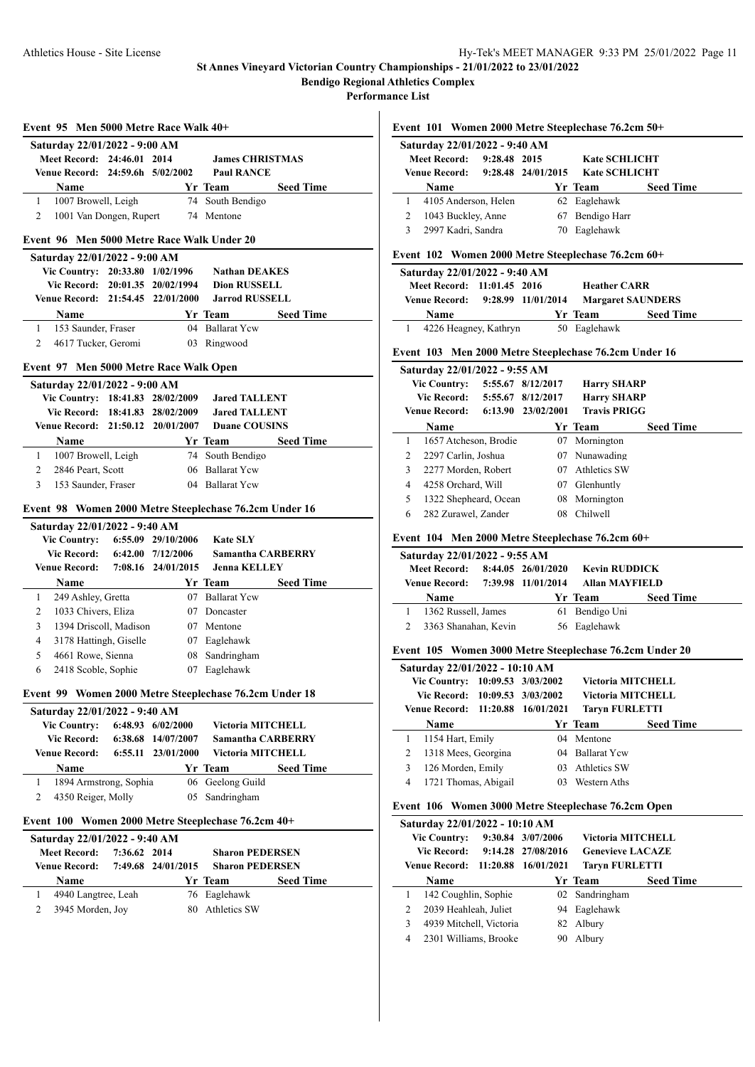# St Annes Vineyard Victorian Country Championships - 21/01/2022 to 23/01/2022

**Bendigo Regional Athletics Complex**

**Performance List**

### Event 95 Men 5000 Metre Race Walk 40+

**Saturday 22/01/2022 - 9:00 AM**

**Meet Record:** 24:46.01 2014 **James CHRISTMAS**
**Venue Record:** 24:59.6h 5/02/2002 **Paul RANCE**

| | Name | Yr | Team | Seed Time |
|---|---|---|---|---|
| 1 | 1007 Browell, Leigh | 74 | South Bendigo | |
| 2 | 1001 Van Dongen, Rupert | 74 | Mentone | |

### Event 96 Men 5000 Metre Race Walk Under 20

**Saturday 22/01/2022 - 9:00 AM**

**Vic Country:** 20:33.80 1/02/1996 **Nathan DEAKES**
**Vic Record:** 20:01.35 20/02/1994 **Dion RUSSELL**
**Venue Record:** 21:54.45 22/01/2000 **Jarrod RUSSELL**

| | Name | Yr | Team | Seed Time |
|---|---|---|---|---|
| 1 | 153 Saunder, Fraser | 04 | Ballarat Ycw | |
| 2 | 4617 Tucker, Geromi | 03 | Ringwood | |

### Event 97 Men 5000 Metre Race Walk Open

**Saturday 22/01/2022 - 9:00 AM**

**Vic Country:** 18:41.83 28/02/2009 **Jared TALLENT**
**Vic Record:** 18:41.83 28/02/2009 **Jared TALLENT**
**Venue Record:** 21:50.12 20/01/2007 **Duane COUSINS**

| | Name | Yr | Team | Seed Time |
|---|---|---|---|---|
| 1 | 1007 Browell, Leigh | 74 | South Bendigo | |
| 2 | 2846 Peart, Scott | 06 | Ballarat Ycw | |
| 3 | 153 Saunder, Fraser | 04 | Ballarat Ycw | |

### Event 98 Women 2000 Metre Steeplechase 76.2cm Under 16

**Saturday 22/01/2022 - 9:40 AM**

**Vic Country:** 6:55.09 29/10/2006 **Kate SLY**
**Vic Record:** 6:42.00 7/12/2006 **Samantha CARBERRY**
**Venue Record:** 7:08.16 24/01/2015 **Jenna KELLEY**

| | Name | Yr | Team | Seed Time |
|---|---|---|---|---|
| 1 | 249 Ashley, Gretta | 07 | Ballarat Ycw | |
| 2 | 1033 Chivers, Eliza | 07 | Doncaster | |
| 3 | 1394 Driscoll, Madison | 07 | Mentone | |
| 4 | 3178 Hattingh, Giselle | 07 | Eaglehawk | |
| 5 | 4661 Rowe, Sienna | 08 | Sandringham | |
| 6 | 2418 Scoble, Sophie | 07 | Eaglehawk | |

### Event 99 Women 2000 Metre Steeplechase 76.2cm Under 18

**Saturday 22/01/2022 - 9:40 AM**

**Vic Country:** 6:48.93 6/02/2000 **Victoria MITCHELL**
**Vic Record:** 6:38.68 14/07/2007 **Samantha CARBERRY**
**Venue Record:** 6:55.11 23/01/2000 **Victoria MITCHELL**

| | Name | Yr | Team | Seed Time |
|---|---|---|---|---|
| 1 | 1894 Armstrong, Sophia | 06 | Geelong Guild | |
| 2 | 4350 Reiger, Molly | 05 | Sandringham | |

### Event 100 Women 2000 Metre Steeplechase 76.2cm 40+

**Saturday 22/01/2022 - 9:40 AM**

**Meet Record:** 7:36.62 2014 **Sharon PEDERSEN**
**Venue Record:** 7:49.68 24/01/2015 **Sharon PEDERSEN**

| | Name | Yr | Team | Seed Time |
|---|---|---|---|---|
| 1 | 4940 Langtree, Leah | 76 | Eaglehawk | |
| 2 | 3945 Morden, Joy | 80 | Athletics SW | |

### Event 101 Women 2000 Metre Steeplechase 76.2cm 50+

**Saturday 22/01/2022 - 9:40 AM**

**Meet Record:** 9:28.48 2015 **Kate SCHLICHT**
**Venue Record:** 9:28.48 24/01/2015 **Kate SCHLICHT**

| | Name | Yr | Team | Seed Time |
|---|---|---|---|---|
| 1 | 4105 Anderson, Helen | 62 | Eaglehawk | |
| 2 | 1043 Buckley, Anne | 67 | Bendigo Harr | |
| 3 | 2997 Kadri, Sandra | 70 | Eaglehawk | |

### Event 102 Women 2000 Metre Steeplechase 76.2cm 60+

**Saturday 22/01/2022 - 9:40 AM**

**Meet Record:** 11:01.45 2016 **Heather CARR**
**Venue Record:** 9:28.99 11/01/2014 **Margaret SAUNDERS**

| | Name | Yr | Team | Seed Time |
|---|---|---|---|---|
| 1 | 4226 Heagney, Kathryn | 50 | Eaglehawk | |

### Event 103 Men 2000 Metre Steeplechase 76.2cm Under 16

**Saturday 22/01/2022 - 9:55 AM**

**Vic Country:** 5:55.67 8/12/2017 **Harry SHARP**
**Vic Record:** 5:55.67 8/12/2017 **Harry SHARP**
**Venue Record:** 6:13.90 23/02/2001 **Travis PRIGG**

| | Name | Yr | Team | Seed Time |
|---|---|---|---|---|
| 1 | 1657 Atcheson, Brodie | 07 | Mornington | |
| 2 | 2297 Carlin, Joshua | 07 | Nunawading | |
| 3 | 2277 Morden, Robert | 07 | Athletics SW | |
| 4 | 4258 Orchard, Will | 07 | Glenhuntly | |
| 5 | 1322 Shepheard, Ocean | 08 | Mornington | |
| 6 | 282 Zurawel, Zander | 08 | Chilwell | |

### Event 104 Men 2000 Metre Steeplechase 76.2cm 60+

**Saturday 22/01/2022 - 9:55 AM**

**Meet Record:** 8:44.05 26/01/2020 **Kevin RUDDICK**
**Venue Record:** 7:39.98 11/01/2014 **Allan MAYFIELD**

| | Name | Yr | Team | Seed Time |
|---|---|---|---|---|
| 1 | 1362 Russell, James | 61 | Bendigo Uni | |
| 2 | 3363 Shanahan, Kevin | 56 | Eaglehawk | |

### Event 105 Women 3000 Metre Steeplechase 76.2cm Under 20

**Saturday 22/01/2022 - 10:10 AM**

**Vic Country:** 10:09.53 3/03/2002 **Victoria MITCHELL**
**Vic Record:** 10:09.53 3/03/2002 **Victoria MITCHELL**
**Venue Record:** 11:20.88 16/01/2021 **Taryn FURLETTI**

| | Name | Yr | Team | Seed Time |
|---|---|---|---|---|
| 1 | 1154 Hart, Emily | 04 | Mentone | |
| 2 | 1318 Mees, Georgina | 04 | Ballarat Ycw | |
| 3 | 126 Morden, Emily | 03 | Athletics SW | |
| 4 | 1721 Thomas, Abigail | 03 | Western Aths | |

### Event 106 Women 3000 Metre Steeplechase 76.2cm Open

**Saturday 22/01/2022 - 10:10 AM**

**Vic Country:** 9:30.84 3/07/2006 **Victoria MITCHELL**
**Vic Record:** 9:14.28 27/08/2016 **Genevieve LACAZE**
**Venue Record:** 11:20.88 16/01/2021 **Taryn FURLETTI**

| | Name | Yr | Team | Seed Time |
|---|---|---|---|---|
| 1 | 142 Coughlin, Sophie | 02 | Sandringham | |
| 2 | 2039 Heahleah, Juliet | 94 | Eaglehawk | |
| 3 | 4939 Mitchell, Victoria | 82 | Albury | |
| 4 | 2301 Williams, Brooke | 90 | Albury | |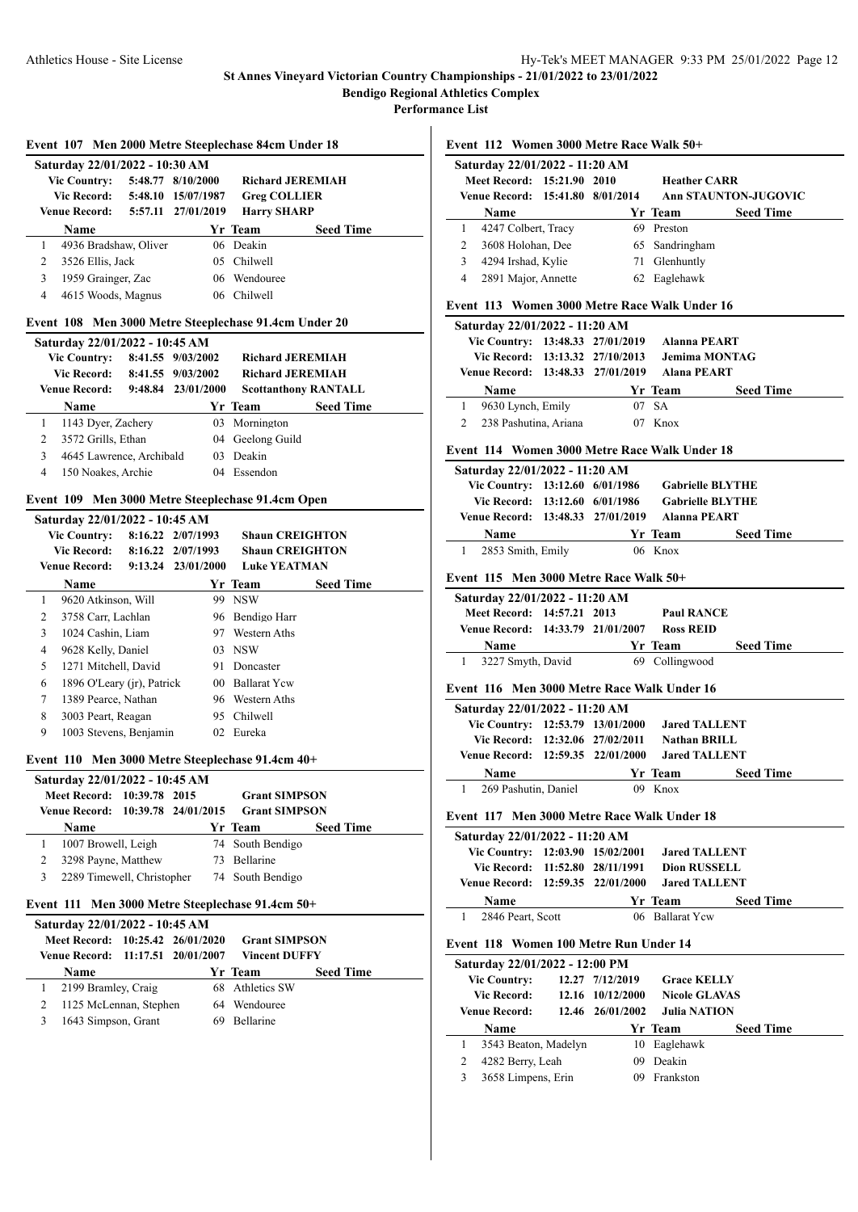# St Annes Vineyard Victorian Country Championships - 21/01/2022 to 23/01/2022

**Bendigo Regional Athletics Complex**

**Performance List**

### Event 107 Men 2000 Metre Steeplechase 84cm Under 18

**Saturday 22/01/2022 - 10:30 AM**

| | | | |
|---|---|---|---|
| Vic Country: | 5:48.77 | 8/10/2000 | Richard JEREMIAH |
| Vic Record: | 5:48.10 | 15/07/1987 | Greg COLLIER |
| Venue Record: | 5:57.11 | 27/01/2019 | Harry SHARP |

| | Name | Yr | Team | Seed Time |
|---|---|---|---|---|
| 1 | 4936 Bradshaw, Oliver | 06 | Deakin | |
| 2 | 3526 Ellis, Jack | 05 | Chilwell | |
| 3 | 1959 Grainger, Zac | 06 | Wendouree | |
| 4 | 4615 Woods, Magnus | 06 | Chilwell | |

### Event 108 Men 3000 Metre Steeplechase 91.4cm Under 20

**Saturday 22/01/2022 - 10:45 AM**

| | | | |
|---|---|---|---|
| Vic Country: | 8:41.55 | 9/03/2002 | Richard JEREMIAH |
| Vic Record: | 8:41.55 | 9/03/2002 | Richard JEREMIAH |
| Venue Record: | 9:48.84 | 23/01/2000 | Scottanthony RANTALL |

| | Name | Yr | Team | Seed Time |
|---|---|---|---|---|
| 1 | 1143 Dyer, Zachery | 03 | Mornington | |
| 2 | 3572 Grills, Ethan | 04 | Geelong Guild | |
| 3 | 4645 Lawrence, Archibald | 03 | Deakin | |
| 4 | 150 Noakes, Archie | 04 | Essendon | |

### Event 109 Men 3000 Metre Steeplechase 91.4cm Open

**Saturday 22/01/2022 - 10:45 AM**

| | | | |
|---|---|---|---|
| Vic Country: | 8:16.22 | 2/07/1993 | Shaun CREIGHTON |
| Vic Record: | 8:16.22 | 2/07/1993 | Shaun CREIGHTON |
| Venue Record: | 9:13.24 | 23/01/2000 | Luke YEATMAN |

| | Name | Yr | Team | Seed Time |
|---|---|---|---|---|
| 1 | 9620 Atkinson, Will | 99 | NSW | |
| 2 | 3758 Carr, Lachlan | 96 | Bendigo Harr | |
| 3 | 1024 Cashin, Liam | 97 | Western Aths | |
| 4 | 9628 Kelly, Daniel | 03 | NSW | |
| 5 | 1271 Mitchell, David | 91 | Doncaster | |
| 6 | 1896 O'Leary (jr), Patrick | 00 | Ballarat Ycw | |
| 7 | 1389 Pearce, Nathan | 96 | Western Aths | |
| 8 | 3003 Peart, Reagan | 95 | Chilwell | |
| 9 | 1003 Stevens, Benjamin | 02 | Eureka | |

### Event 110 Men 3000 Metre Steeplechase 91.4cm 40+

**Saturday 22/01/2022 - 10:45 AM**

| | | | |
|---|---|---|---|
| Meet Record: | 10:39.78 | 2015 | Grant SIMPSON |
| Venue Record: | 10:39.78 | 24/01/2015 | Grant SIMPSON |

| | Name | Yr | Team | Seed Time |
|---|---|---|---|---|
| 1 | 1007 Browell, Leigh | 74 | South Bendigo | |
| 2 | 3298 Payne, Matthew | 73 | Bellarine | |
| 3 | 2289 Timewell, Christopher | 74 | South Bendigo | |

### Event 111 Men 3000 Metre Steeplechase 91.4cm 50+

**Saturday 22/01/2022 - 10:45 AM**

| | | | |
|---|---|---|---|
| Meet Record: | 10:25.42 | 26/01/2020 | Grant SIMPSON |
| Venue Record: | 11:17.51 | 20/01/2007 | Vincent DUFFY |

| | Name | Yr | Team | Seed Time |
|---|---|---|---|---|
| 1 | 2199 Bramley, Craig | 68 | Athletics SW | |
| 2 | 1125 McLennan, Stephen | 64 | Wendouree | |
| 3 | 1643 Simpson, Grant | 69 | Bellarine | |

### Event 112 Women 3000 Metre Race Walk 50+

**Saturday 22/01/2022 - 11:20 AM**

| | | | |
|---|---|---|---|
| Meet Record: | 15:21.90 | 2010 | Heather CARR |
| Venue Record: | 15:41.80 | 8/01/2014 | Ann STAUNTON-JUGOVIC |

| | Name | Yr | Team | Seed Time |
|---|---|---|---|---|
| 1 | 4247 Colbert, Tracy | 69 | Preston | |
| 2 | 3608 Holohan, Dee | 65 | Sandringham | |
| 3 | 4294 Irshad, Kylie | 71 | Glenhuntly | |
| 4 | 2891 Major, Annette | 62 | Eaglehawk | |

### Event 113 Women 3000 Metre Race Walk Under 16

**Saturday 22/01/2022 - 11:20 AM**

| | | | |
|---|---|---|---|
| Vic Country: | 13:48.33 | 27/01/2019 | Alanna PEART |
| Vic Record: | 13:13.32 | 27/10/2013 | Jemima MONTAG |
| Venue Record: | 13:48.33 | 27/01/2019 | Alana PEART |

| | Name | Yr | Team | Seed Time |
|---|---|---|---|---|
| 1 | 9630 Lynch, Emily | 07 | SA | |
| 2 | 238 Pashutina, Ariana | 07 | Knox | |

### Event 114 Women 3000 Metre Race Walk Under 18

**Saturday 22/01/2022 - 11:20 AM**

| | | | |
|---|---|---|---|
| Vic Country: | 13:12.60 | 6/01/1986 | Gabrielle BLYTHE |
| Vic Record: | 13:12.60 | 6/01/1986 | Gabrielle BLYTHE |
| Venue Record: | 13:48.33 | 27/01/2019 | Alanna PEART |

| | Name | Yr | Team | Seed Time |
|---|---|---|---|---|
| 1 | 2853 Smith, Emily | 06 | Knox | |

### Event 115 Men 3000 Metre Race Walk 50+

**Saturday 22/01/2022 - 11:20 AM**

| | | | |
|---|---|---|---|
| Meet Record: | 14:57.21 | 2013 | Paul RANCE |
| Venue Record: | 14:33.79 | 21/01/2007 | Ross REID |

| | Name | Yr | Team | Seed Time |
|---|---|---|---|---|
| 1 | 3227 Smyth, David | 69 | Collingwood | |

### Event 116 Men 3000 Metre Race Walk Under 16

**Saturday 22/01/2022 - 11:20 AM**

| | | | |
|---|---|---|---|
| Vic Country: | 12:53.79 | 13/01/2000 | Jared TALLENT |
| Vic Record: | 12:32.06 | 27/02/2011 | Nathan BRILL |
| Venue Record: | 12:59.35 | 22/01/2000 | Jared TALLENT |

| | Name | Yr | Team | Seed Time |
|---|---|---|---|---|
| 1 | 269 Pashutin, Daniel | 09 | Knox | |

### Event 117 Men 3000 Metre Race Walk Under 18

**Saturday 22/01/2022 - 11:20 AM**

| | | | |
|---|---|---|---|
| Vic Country: | 12:03.90 | 15/02/2001 | Jared TALLENT |
| Vic Record: | 11:52.80 | 28/11/1991 | Dion RUSSELL |
| Venue Record: | 12:59.35 | 22/01/2000 | Jared TALLENT |

| | Name | Yr | Team | Seed Time |
|---|---|---|---|---|
| 1 | 2846 Peart, Scott | 06 | Ballarat Ycw | |

### Event 118 Women 100 Metre Run Under 14

**Saturday 22/01/2022 - 12:00 PM**

| | | | |
|---|---|---|---|
| Vic Country: | 12.27 | 7/12/2019 | Grace KELLY |
| Vic Record: | 12.16 | 10/12/2000 | Nicole GLAVAS |
| Venue Record: | 12.46 | 26/01/2002 | Julia NATION |

| | Name | Yr | Team | Seed Time |
|---|---|---|---|---|
| 1 | 3543 Beaton, Madelyn | 10 | Eaglehawk | |
| 2 | 4282 Berry, Leah | 09 | Deakin | |
| 3 | 3658 Limpens, Erin | 09 | Frankston | |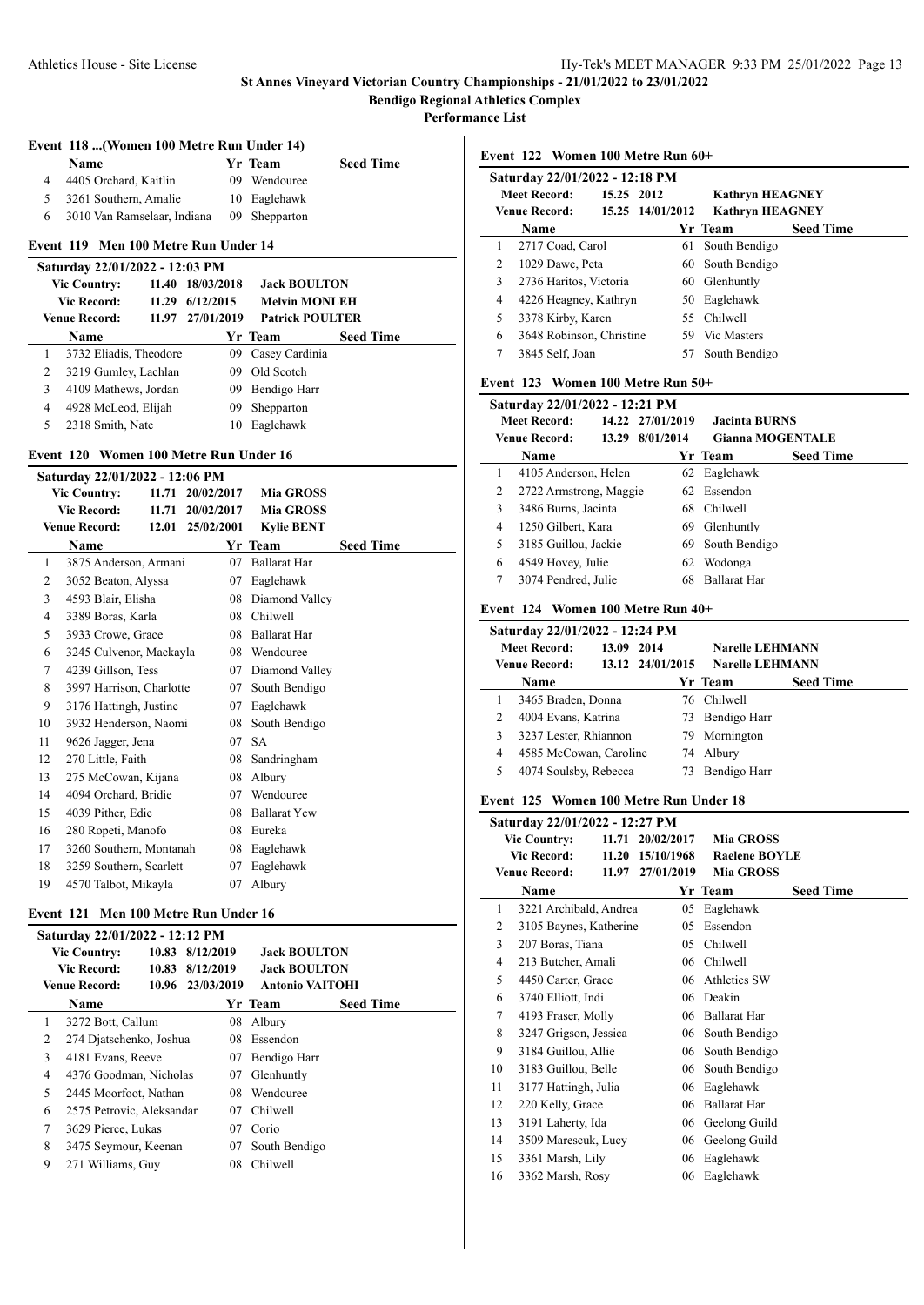## St Annes Vineyard Victorian Country Championships - 21/01/2022 to 23/01/2022

**Bendigo Regional Athletics Complex**

**Performance List**

### Event 118 ...(Women 100 Metre Run Under 14)

| | Name | Yr | Team | Seed Time |
|---|---|---|---|---|
| 4 | 4405 Orchard, Kaitlin | 09 | Wendouree | |
| 5 | 3261 Southern, Amalie | 10 | Eaglehawk | |
| 6 | 3010 Van Ramselaar, Indiana | 09 | Shepparton | |

### Event 119 Men 100 Metre Run Under 14

Saturday 22/01/2022 - 12:03 PM

| | | | |
|---|---|---|---|
| Vic Country: | 11.40 | 18/03/2018 | Jack BOULTON |
| Vic Record: | 11.29 | 6/12/2015 | Melvin MONLEH |
| Venue Record: | 11.97 | 27/01/2019 | Patrick POULTER |

| | Name | Yr | Team | Seed Time |
|---|---|---|---|---|
| 1 | 3732 Eliadis, Theodore | 09 | Casey Cardinia | |
| 2 | 3219 Gumley, Lachlan | 09 | Old Scotch | |
| 3 | 4109 Mathews, Jordan | 09 | Bendigo Harr | |
| 4 | 4928 McLeod, Elijah | 09 | Shepparton | |
| 5 | 2318 Smith, Nate | 10 | Eaglehawk | |

### Event 120 Women 100 Metre Run Under 16

Saturday 22/01/2022 - 12:06 PM

| | | | |
|---|---|---|---|
| Vic Country: | 11.71 | 20/02/2017 | Mia GROSS |
| Vic Record: | 11.71 | 20/02/2017 | Mia GROSS |
| Venue Record: | 12.01 | 25/02/2001 | Kylie BENT |

| | Name | Yr | Team | Seed Time |
|---|---|---|---|---|
| 1 | 3875 Anderson, Armani | 07 | Ballarat Har | |
| 2 | 3052 Beaton, Alyssa | 07 | Eaglehawk | |
| 3 | 4593 Blair, Elisha | 08 | Diamond Valley | |
| 4 | 3389 Boras, Karla | 08 | Chilwell | |
| 5 | 3933 Crowe, Grace | 08 | Ballarat Har | |
| 6 | 3245 Culvenor, Mackayla | 08 | Wendouree | |
| 7 | 4239 Gillson, Tess | 07 | Diamond Valley | |
| 8 | 3997 Harrison, Charlotte | 07 | South Bendigo | |
| 9 | 3176 Hattingh, Justine | 07 | Eaglehawk | |
| 10 | 3932 Henderson, Naomi | 08 | South Bendigo | |
| 11 | 9626 Jagger, Jena | 07 | SA | |
| 12 | 270 Little, Faith | 08 | Sandringham | |
| 13 | 275 McCowan, Kijana | 08 | Albury | |
| 14 | 4094 Orchard, Bridie | 07 | Wendouree | |
| 15 | 4039 Pither, Edie | 08 | Ballarat Ycw | |
| 16 | 280 Ropeti, Manofo | 08 | Eureka | |
| 17 | 3260 Southern, Montanah | 08 | Eaglehawk | |
| 18 | 3259 Southern, Scarlett | 07 | Eaglehawk | |
| 19 | 4570 Talbot, Mikayla | 07 | Albury | |

### Event 121 Men 100 Metre Run Under 16

Saturday 22/01/2022 - 12:12 PM

| | | | |
|---|---|---|---|
| Vic Country: | 10.83 | 8/12/2019 | Jack BOULTON |
| Vic Record: | 10.83 | 8/12/2019 | Jack BOULTON |
| Venue Record: | 10.96 | 23/03/2019 | Antonio VAITOHI |

| | Name | Yr | Team | Seed Time |
|---|---|---|---|---|
| 1 | 3272 Bott, Callum | 08 | Albury | |
| 2 | 274 Djatschenko, Joshua | 08 | Essendon | |
| 3 | 4181 Evans, Reeve | 07 | Bendigo Harr | |
| 4 | 4376 Goodman, Nicholas | 07 | Glenhuntly | |
| 5 | 2445 Moorfoot, Nathan | 08 | Wendouree | |
| 6 | 2575 Petrovic, Aleksandar | 07 | Chilwell | |
| 7 | 3629 Pierce, Lukas | 07 | Corio | |
| 8 | 3475 Seymour, Keenan | 07 | South Bendigo | |
| 9 | 271 Williams, Guy | 08 | Chilwell | |

### Event 122 Women 100 Metre Run 60+

Saturday 22/01/2022 - 12:18 PM

| | | | |
|---|---|---|---|
| Meet Record: | 15.25 | 2012 | Kathryn HEAGNEY |
| Venue Record: | 15.25 | 14/01/2012 | Kathryn HEAGNEY |

| | Name | Yr | Team | Seed Time |
|---|---|---|---|---|
| 1 | 2717 Coad, Carol | 61 | South Bendigo | |
| 2 | 1029 Dawe, Peta | 60 | South Bendigo | |
| 3 | 2736 Haritos, Victoria | 60 | Glenhuntly | |
| 4 | 4226 Heagney, Kathryn | 50 | Eaglehawk | |
| 5 | 3378 Kirby, Karen | 55 | Chilwell | |
| 6 | 3648 Robinson, Christine | 59 | Vic Masters | |
| 7 | 3845 Self, Joan | 57 | South Bendigo | |

### Event 123 Women 100 Metre Run 50+

Saturday 22/01/2022 - 12:21 PM

| | | | |
|---|---|---|---|
| Meet Record: | 14.22 | 27/01/2019 | Jacinta BURNS |
| Venue Record: | 13.29 | 8/01/2014 | Gianna MOGENTALE |

| | Name | Yr | Team | Seed Time |
|---|---|---|---|---|
| 1 | 4105 Anderson, Helen | 62 | Eaglehawk | |
| 2 | 2722 Armstrong, Maggie | 62 | Essendon | |
| 3 | 3486 Burns, Jacinta | 68 | Chilwell | |
| 4 | 1250 Gilbert, Kara | 69 | Glenhuntly | |
| 5 | 3185 Guillou, Jackie | 69 | South Bendigo | |
| 6 | 4549 Hovey, Julie | 62 | Wodonga | |
| 7 | 3074 Pendred, Julie | 68 | Ballarat Har | |

### Event 124 Women 100 Metre Run 40+

Saturday 22/01/2022 - 12:24 PM

| | | | |
|---|---|---|---|
| Meet Record: | 13.09 | 2014 | Narelle LEHMANN |
| Venue Record: | 13.12 | 24/01/2015 | Narelle LEHMANN |

| | Name | Yr | Team | Seed Time |
|---|---|---|---|---|
| 1 | 3465 Braden, Donna | 76 | Chilwell | |
| 2 | 4004 Evans, Katrina | 73 | Bendigo Harr | |
| 3 | 3237 Lester, Rhiannon | 79 | Mornington | |
| 4 | 4585 McCowan, Caroline | 74 | Albury | |
| 5 | 4074 Soulsby, Rebecca | 73 | Bendigo Harr | |

### Event 125 Women 100 Metre Run Under 18

Saturday 22/01/2022 - 12:27 PM

| | | | |
|---|---|---|---|
| Vic Country: | 11.71 | 20/02/2017 | Mia GROSS |
| Vic Record: | 11.20 | 15/10/1968 | Raelene BOYLE |
| Venue Record: | 11.97 | 27/01/2019 | Mia GROSS |

| | Name | Yr | Team | Seed Time |
|---|---|---|---|---|
| 1 | 3221 Archibald, Andrea | 05 | Eaglehawk | |
| 2 | 3105 Baynes, Katherine | 05 | Essendon | |
| 3 | 207 Boras, Tiana | 05 | Chilwell | |
| 4 | 213 Butcher, Amali | 06 | Chilwell | |
| 5 | 4450 Carter, Grace | 06 | Athletics SW | |
| 6 | 3740 Elliott, Indi | 06 | Deakin | |
| 7 | 4193 Fraser, Molly | 06 | Ballarat Har | |
| 8 | 3247 Grigson, Jessica | 06 | South Bendigo | |
| 9 | 3184 Guillou, Allie | 06 | South Bendigo | |
| 10 | 3183 Guillou, Belle | 06 | South Bendigo | |
| 11 | 3177 Hattingh, Julia | 06 | Eaglehawk | |
| 12 | 220 Kelly, Grace | 06 | Ballarat Har | |
| 13 | 3191 Laherty, Ida | 06 | Geelong Guild | |
| 14 | 3509 Marescuk, Lucy | 06 | Geelong Guild | |
| 15 | 3361 Marsh, Lily | 06 | Eaglehawk | |
| 16 | 3362 Marsh, Rosy | 06 | Eaglehawk | |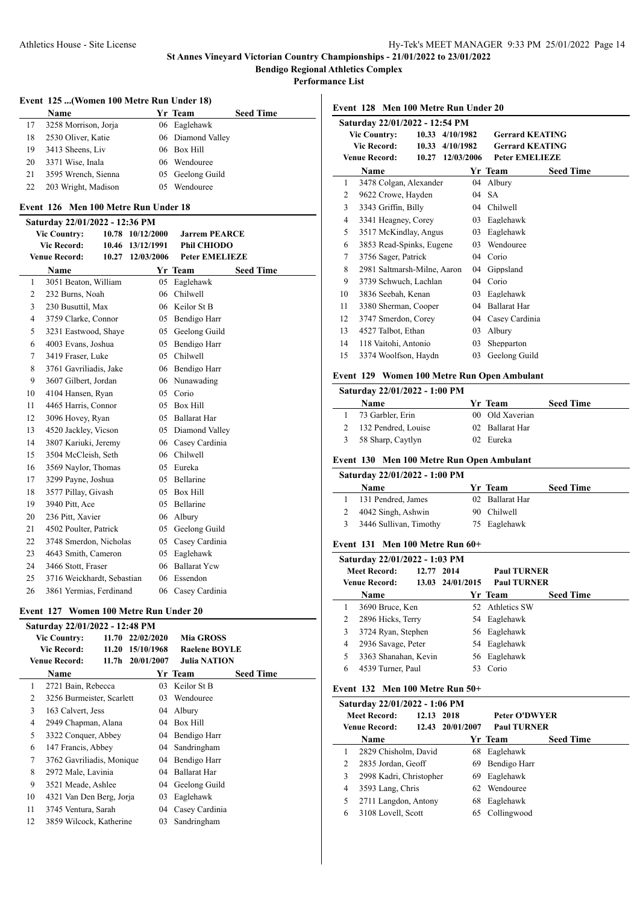# St Annes Vineyard Victorian Country Championships - 21/01/2022 to 23/01/2022

**Bendigo Regional Athletics Complex**

**Performance List**

### Event 125 ...(Women 100 Metre Run Under 18)

| | Name | Yr | Team | Seed Time |
|---|---|---|---|---|
| 17 | 3258 Morrison, Jorja | 06 | Eaglehawk | |
| 18 | 2530 Oliver, Katie | 06 | Diamond Valley | |
| 19 | 3413 Sheens, Liv | 06 | Box Hill | |
| 20 | 3371 Wise, Inala | 06 | Wendouree | |
| 21 | 3595 Wrench, Sienna | 05 | Geelong Guild | |
| 22 | 203 Wright, Madison | 05 | Wendouree | |

### Event 126 Men 100 Metre Run Under 18

**Saturday 22/01/2022 - 12:36 PM**

| | | | |
|---|---|---|---|
| Vic Country: | 10.78 | 10/12/2000 | Jarrem PEARCE |
| Vic Record: | 10.46 | 13/12/1991 | Phil CHIODO |
| Venue Record: | 10.27 | 12/03/2006 | Peter EMELIEZE |

| | Name | Yr | Team | Seed Time |
|---|---|---|---|---|
| 1 | 3051 Beaton, William | 05 | Eaglehawk | |
| 2 | 232 Burns, Noah | 06 | Chilwell | |
| 3 | 230 Busuttil, Max | 06 | Keilor St B | |
| 4 | 3759 Clarke, Connor | 05 | Bendigo Harr | |
| 5 | 3231 Eastwood, Shaye | 05 | Geelong Guild | |
| 6 | 4003 Evans, Joshua | 05 | Bendigo Harr | |
| 7 | 3419 Fraser, Luke | 05 | Chilwell | |
| 8 | 3761 Gavriliadis, Jake | 06 | Bendigo Harr | |
| 9 | 3607 Gilbert, Jordan | 06 | Nunawading | |
| 10 | 4104 Hansen, Ryan | 05 | Corio | |
| 11 | 4465 Harris, Connor | 05 | Box Hill | |
| 12 | 3096 Hovey, Ryan | 05 | Ballarat Har | |
| 13 | 4520 Jackley, Vicson | 05 | Diamond Valley | |
| 14 | 3807 Kariuki, Jeremy | 06 | Casey Cardinia | |
| 15 | 3504 McCleish, Seth | 06 | Chilwell | |
| 16 | 3569 Naylor, Thomas | 05 | Eureka | |
| 17 | 3299 Payne, Joshua | 05 | Bellarine | |
| 18 | 3577 Pillay, Givash | 05 | Box Hill | |
| 19 | 3940 Pitt, Ace | 05 | Bellarine | |
| 20 | 236 Pitt, Xavier | 06 | Albury | |
| 21 | 4502 Poulter, Patrick | 05 | Geelong Guild | |
| 22 | 3748 Smerdon, Nicholas | 05 | Casey Cardinia | |
| 23 | 4643 Smith, Cameron | 05 | Eaglehawk | |
| 24 | 3466 Stott, Fraser | 06 | Ballarat Ycw | |
| 25 | 3716 Weickhardt, Sebastian | 06 | Essendon | |
| 26 | 3861 Yermias, Ferdinand | 06 | Casey Cardinia | |

### Event 127 Women 100 Metre Run Under 20

**Saturday 22/01/2022 - 12:48 PM**

| | | | |
|---|---|---|---|
| Vic Country: | 11.70 | 22/02/2020 | Mia GROSS |
| Vic Record: | 11.20 | 15/10/1968 | Raelene BOYLE |
| Venue Record: | 11.7h | 20/01/2007 | Julia NATION |

| | Name | Yr | Team | Seed Time |
|---|---|---|---|---|
| 1 | 2721 Bain, Rebecca | 03 | Keilor St B | |
| 2 | 3256 Burmeister, Scarlett | 03 | Wendouree | |
| 3 | 163 Calvert, Jess | 04 | Albury | |
| 4 | 2949 Chapman, Alana | 04 | Box Hill | |
| 5 | 3322 Conquer, Abbey | 04 | Bendigo Harr | |
| 6 | 147 Francis, Abbey | 04 | Sandringham | |
| 7 | 3762 Gavriliadis, Monique | 04 | Bendigo Harr | |
| 8 | 2972 Male, Lavinia | 04 | Ballarat Har | |
| 9 | 3521 Meade, Ashlee | 04 | Geelong Guild | |
| 10 | 4321 Van Den Berg, Jorja | 03 | Eaglehawk | |
| 11 | 3745 Ventura, Sarah | 04 | Casey Cardinia | |
| 12 | 3859 Wilcock, Katherine | 03 | Sandringham | |

### Event 128 Men 100 Metre Run Under 20

**Saturday 22/01/2022 - 12:54 PM**

| | | | |
|---|---|---|---|
| Vic Country: | 10.33 | 4/10/1982 | Gerrard KEATING |
| Vic Record: | 10.33 | 4/10/1982 | Gerrard KEATING |
| Venue Record: | 10.27 | 12/03/2006 | Peter EMELIEZE |

| | Name | Yr | Team | Seed Time |
|---|---|---|---|---|
| 1 | 3478 Colgan, Alexander | 04 | Albury | |
| 2 | 9622 Crowe, Hayden | 04 | SA | |
| 3 | 3343 Griffin, Billy | 04 | Chilwell | |
| 4 | 3341 Heagney, Corey | 03 | Eaglehawk | |
| 5 | 3517 McKindlay, Angus | 03 | Eaglehawk | |
| 6 | 3853 Read-Spinks, Eugene | 03 | Wendouree | |
| 7 | 3756 Sager, Patrick | 04 | Corio | |
| 8 | 2981 Saltmarsh-Milne, Aaron | 04 | Gippsland | |
| 9 | 3739 Schwuch, Lachlan | 04 | Corio | |
| 10 | 3836 Seebah, Kenan | 03 | Eaglehawk | |
| 11 | 3380 Sherman, Cooper | 04 | Ballarat Har | |
| 12 | 3747 Smerdon, Corey | 04 | Casey Cardinia | |
| 13 | 4527 Talbot, Ethan | 03 | Albury | |
| 14 | 118 Vaitohi, Antonio | 03 | Shepparton | |
| 15 | 3374 Woolfson, Haydn | 03 | Geelong Guild | |

### Event 129 Women 100 Metre Run Open Ambulant

**Saturday 22/01/2022 - 1:00 PM**

| | Name | Yr | Team | Seed Time |
|---|---|---|---|---|
| 1 | 73 Garbler, Erin | 00 | Old Xaverian | |
| 2 | 132 Pendred, Louise | 02 | Ballarat Har | |
| 3 | 58 Sharp, Caytlyn | 02 | Eureka | |

### Event 130 Men 100 Metre Run Open Ambulant

**Saturday 22/01/2022 - 1:00 PM**

| | Name | Yr | Team | Seed Time |
|---|---|---|---|---|
| 1 | 131 Pendred, James | 02 | Ballarat Har | |
| 2 | 4042 Singh, Ashwin | 90 | Chilwell | |
| 3 | 3446 Sullivan, Timothy | 75 | Eaglehawk | |

### Event 131 Men 100 Metre Run 60+

**Saturday 22/01/2022 - 1:03 PM**

| | | | |
|---|---|---|---|
| Meet Record: | 12.77 | 2014 | Paul TURNER |
| Venue Record: | 13.03 | 24/01/2015 | Paul TURNER |

| | Name | Yr | Team | Seed Time |
|---|---|---|---|---|
| 1 | 3690 Bruce, Ken | 52 | Athletics SW | |
| 2 | 2896 Hicks, Terry | 54 | Eaglehawk | |
| 3 | 3724 Ryan, Stephen | 56 | Eaglehawk | |
| 4 | 2936 Savage, Peter | 54 | Eaglehawk | |
| 5 | 3363 Shanahan, Kevin | 56 | Eaglehawk | |
| 6 | 4539 Turner, Paul | 53 | Corio | |

### Event 132 Men 100 Metre Run 50+

**Saturday 22/01/2022 - 1:06 PM**

| | | | |
|---|---|---|---|
| Meet Record: | 12.13 | 2018 | Peter O'DWYER |
| Venue Record: | 12.43 | 20/01/2007 | Paul TURNER |

| | Name | Yr | Team | Seed Time |
|---|---|---|---|---|
| 1 | 2829 Chisholm, David | 68 | Eaglehawk | |
| 2 | 2835 Jordan, Geoff | 69 | Bendigo Harr | |
| 3 | 2998 Kadri, Christopher | 69 | Eaglehawk | |
| 4 | 3593 Lang, Chris | 62 | Wendouree | |
| 5 | 2711 Langdon, Antony | 68 | Eaglehawk | |
| 6 | 3108 Lovell, Scott | 65 | Collingwood | |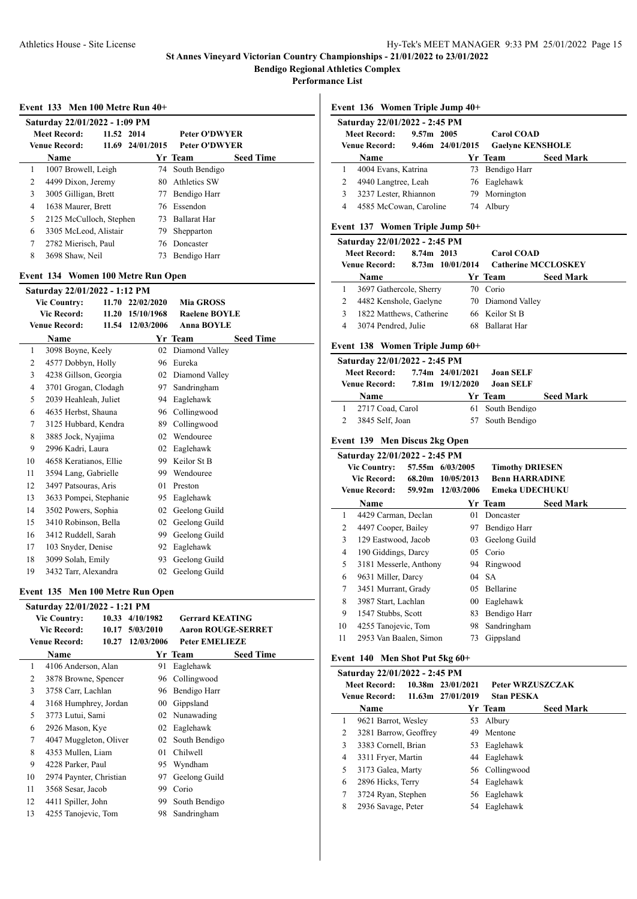**St Annes Vineyard Victorian Country Championships - 21/01/2022 to 23/01/2022**

**Bendigo Regional Athletics Complex**

**Performance List**

### Event 133 Men 100 Metre Run 40+

**Saturday 22/01/2022 - 1:09 PM**

| | | | |
|---|---|---|---|
| Meet Record: | 11.52 | 2014 | Peter O'DWYER |
| Venue Record: | 11.69 | 24/01/2015 | Peter O'DWYER |

| | Name | Yr | Team | Seed Time |
|---|---|---|---|---|
| 1 | 1007 Browell, Leigh | 74 | South Bendigo | |
| 2 | 4499 Dixon, Jeremy | 80 | Athletics SW | |
| 3 | 3005 Gilligan, Brett | 77 | Bendigo Harr | |
| 4 | 1638 Maurer, Brett | 76 | Essendon | |
| 5 | 2125 McCulloch, Stephen | 73 | Ballarat Har | |
| 6 | 3305 McLeod, Alistair | 79 | Shepparton | |
| 7 | 2782 Mierisch, Paul | 76 | Doncaster | |
| 8 | 3698 Shaw, Neil | 73 | Bendigo Harr | |

### Event 134 Women 100 Metre Run Open

**Saturday 22/01/2022 - 1:12 PM**

| | | | |
|---|---|---|---|
| Vic Country: | 11.70 | 22/02/2020 | Mia GROSS |
| Vic Record: | 11.20 | 15/10/1968 | Raelene BOYLE |
| Venue Record: | 11.54 | 12/03/2006 | Anna BOYLE |

| | Name | Yr | Team | Seed Time |
|---|---|---|---|---|
| 1 | 3098 Boyne, Keely | 02 | Diamond Valley | |
| 2 | 4577 Dobbyn, Holly | 96 | Eureka | |
| 3 | 4238 Gillson, Georgia | 02 | Diamond Valley | |
| 4 | 3701 Grogan, Clodagh | 97 | Sandringham | |
| 5 | 2039 Heahleah, Juliet | 94 | Eaglehawk | |
| 6 | 4635 Herbst, Shauna | 96 | Collingwood | |
| 7 | 3125 Hubbard, Kendra | 89 | Collingwood | |
| 8 | 3885 Jock, Nyajima | 02 | Wendouree | |
| 9 | 2996 Kadri, Laura | 02 | Eaglehawk | |
| 10 | 4658 Keratianos, Ellie | 99 | Keilor St B | |
| 11 | 3594 Lang, Gabrielle | 99 | Wendouree | |
| 12 | 3497 Patsouras, Aris | 01 | Preston | |
| 13 | 3633 Pompei, Stephanie | 95 | Eaglehawk | |
| 14 | 3502 Powers, Sophia | 02 | Geelong Guild | |
| 15 | 3410 Robinson, Bella | 02 | Geelong Guild | |
| 16 | 3412 Ruddell, Sarah | 99 | Geelong Guild | |
| 17 | 103 Snyder, Denise | 92 | Eaglehawk | |
| 18 | 3099 Solah, Emily | 93 | Geelong Guild | |
| 19 | 3432 Tarr, Alexandra | 02 | Geelong Guild | |

### Event 135 Men 100 Metre Run Open

**Saturday 22/01/2022 - 1:21 PM**

| | | | |
|---|---|---|---|
| Vic Country: | 10.33 | 4/10/1982 | Gerrard KEATING |
| Vic Record: | 10.17 | 5/03/2010 | Aaron ROUGE-SERRET |
| Venue Record: | 10.27 | 12/03/2006 | Peter EMELIEZE |

| | Name | Yr | Team | Seed Time |
|---|---|---|---|---|
| 1 | 4106 Anderson, Alan | 91 | Eaglehawk | |
| 2 | 3878 Browne, Spencer | 96 | Collingwood | |
| 3 | 3758 Carr, Lachlan | 96 | Bendigo Harr | |
| 4 | 3168 Humphrey, Jordan | 00 | Gippsland | |
| 5 | 3773 Lutui, Sami | 02 | Nunawading | |
| 6 | 2926 Mason, Kye | 02 | Eaglehawk | |
| 7 | 4047 Muggleton, Oliver | 02 | South Bendigo | |
| 8 | 4353 Mullen, Liam | 01 | Chilwell | |
| 9 | 4228 Parker, Paul | 95 | Wyndham | |
| 10 | 2974 Paynter, Christian | 97 | Geelong Guild | |
| 11 | 3568 Sesar, Jacob | 99 | Corio | |
| 12 | 4411 Spiller, John | 99 | South Bendigo | |
| 13 | 4255 Tanojevic, Tom | 98 | Sandringham | |

### Event 136 Women Triple Jump 40+

**Saturday 22/01/2022 - 2:45 PM**

| | | | |
|---|---|---|---|
| Meet Record: | 9.57m | 2005 | Carol COAD |
| Venue Record: | 9.46m | 24/01/2015 | Gaelyne KENSHOLE |

| | Name | Yr | Team | Seed Mark |
|---|---|---|---|---|
| 1 | 4004 Evans, Katrina | 73 | Bendigo Harr | |
| 2 | 4940 Langtree, Leah | 76 | Eaglehawk | |
| 3 | 3237 Lester, Rhiannon | 79 | Mornington | |
| 4 | 4585 McCowan, Caroline | 74 | Albury | |

### Event 137 Women Triple Jump 50+

**Saturday 22/01/2022 - 2:45 PM**

| | | | |
|---|---|---|---|
| Meet Record: | 8.74m | 2013 | Carol COAD |
| Venue Record: | 8.73m | 10/01/2014 | Catherine MCCLOSKEY |

| | Name | Yr | Team | Seed Mark |
|---|---|---|---|---|
| 1 | 3697 Gathercole, Sherry | 70 | Corio | |
| 2 | 4482 Kenshole, Gaelyne | 70 | Diamond Valley | |
| 3 | 1822 Matthews, Catherine | 66 | Keilor St B | |
| 4 | 3074 Pendred, Julie | 68 | Ballarat Har | |

### Event 138 Women Triple Jump 60+

**Saturday 22/01/2022 - 2:45 PM**

| | | | |
|---|---|---|---|
| Meet Record: | 7.74m | 24/01/2021 | Joan SELF |
| Venue Record: | 7.81m | 19/12/2020 | Joan SELF |

| | Name | Yr | Team | Seed Mark |
|---|---|---|---|---|
| 1 | 2717 Coad, Carol | 61 | South Bendigo | |
| 2 | 3845 Self, Joan | 57 | South Bendigo | |

### Event 139 Men Discus 2kg Open

**Saturday 22/01/2022 - 2:45 PM**

| | | | |
|---|---|---|---|
| Vic Country: | 57.55m | 6/03/2005 | Timothy DRIESEN |
| Vic Record: | 68.20m | 10/05/2013 | Benn HARRADINE |
| Venue Record: | 59.92m | 12/03/2006 | Emeka UDECHUKU |

| | Name | Yr | Team | Seed Mark |
|---|---|---|---|---|
| 1 | 4429 Carman, Declan | 01 | Doncaster | |
| 2 | 4497 Cooper, Bailey | 97 | Bendigo Harr | |
| 3 | 129 Eastwood, Jacob | 03 | Geelong Guild | |
| 4 | 190 Giddings, Darcy | 05 | Corio | |
| 5 | 3181 Messerle, Anthony | 94 | Ringwood | |
| 6 | 9631 Miller, Darcy | 04 | SA | |
| 7 | 3451 Murrant, Grady | 05 | Bellarine | |
| 8 | 3987 Start, Lachlan | 00 | Eaglehawk | |
| 9 | 1547 Stubbs, Scott | 83 | Bendigo Harr | |
| 10 | 4255 Tanojevic, Tom | 98 | Sandringham | |
| 11 | 2953 Van Baalen, Simon | 73 | Gippsland | |

### Event 140 Men Shot Put 5kg 60+

**Saturday 22/01/2022 - 2:45 PM**

| | | | |
|---|---|---|---|
| Meet Record: | 10.38m | 23/01/2021 | Peter WRZUSZCZAK |
| Venue Record: | 11.63m | 27/01/2019 | Stan PESKA |

| | Name | Yr | Team | Seed Mark |
|---|---|---|---|---|
| 1 | 9621 Barrot, Wesley | 53 | Albury | |
| 2 | 3281 Barrow, Geoffrey | 49 | Mentone | |
| 3 | 3383 Cornell, Brian | 53 | Eaglehawk | |
| 4 | 3311 Fryer, Martin | 44 | Eaglehawk | |
| 5 | 3173 Galea, Marty | 56 | Collingwood | |
| 6 | 2896 Hicks, Terry | 54 | Eaglehawk | |
| 7 | 3724 Ryan, Stephen | 56 | Eaglehawk | |
| 8 | 2936 Savage, Peter | 54 | Eaglehawk | |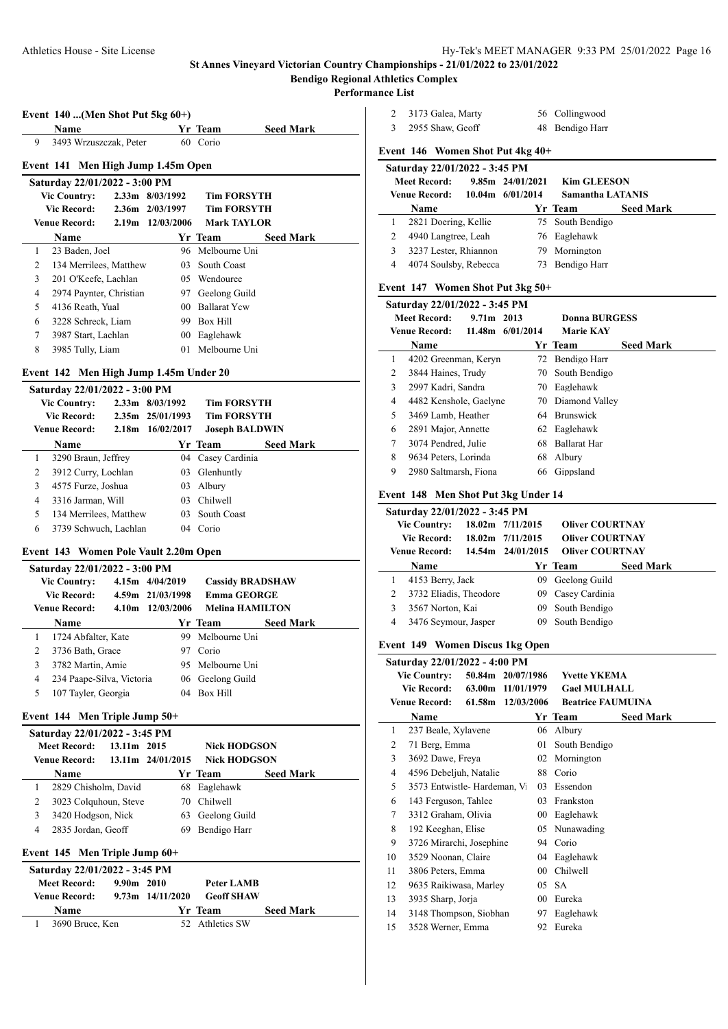## St Annes Vineyard Victorian Country Championships - 21/01/2022 to 23/01/2022

**Bendigo Regional Athletics Complex**

**Performance List**

### Event 140 ...(Men Shot Put 5kg 60+)

| | Name | Yr | Team | Seed Mark |
|---|---|---|---|---|
| 9 | 3493 Wrzuszczak, Peter | 60 | Corio | |

### Event 141 Men High Jump 1.45m Open

**Saturday 22/01/2022 - 3:00 PM**

| Record | Mark | Date | Holder |
|---|---|---|---|
| Vic Country: | 2.33m | 8/03/1992 | Tim FORSYTH |
| Vic Record: | 2.36m | 2/03/1997 | Tim FORSYTH |
| Venue Record: | 2.19m | 12/03/2006 | Mark TAYLOR |

| | Name | Yr | Team | Seed Mark |
|---|---|---|---|---|
| 1 | 23 Baden, Joel | 96 | Melbourne Uni | |
| 2 | 134 Merrilees, Matthew | 03 | South Coast | |
| 3 | 201 O'Keefe, Lachlan | 05 | Wendouree | |
| 4 | 2974 Paynter, Christian | 97 | Geelong Guild | |
| 5 | 4136 Reath, Yual | 00 | Ballarat Ycw | |
| 6 | 3228 Schreck, Liam | 99 | Box Hill | |
| 7 | 3987 Start, Lachlan | 00 | Eaglehawk | |
| 8 | 3985 Tully, Liam | 01 | Melbourne Uni | |

### Event 142 Men High Jump 1.45m Under 20

**Saturday 22/01/2022 - 3:00 PM**

| Record | Mark | Date | Holder |
|---|---|---|---|
| Vic Country: | 2.33m | 8/03/1992 | Tim FORSYTH |
| Vic Record: | 2.35m | 25/01/1993 | Tim FORSYTH |
| Venue Record: | 2.18m | 16/02/2017 | Joseph BALDWIN |

| | Name | Yr | Team | Seed Mark |
|---|---|---|---|---|
| 1 | 3290 Braun, Jeffrey | 04 | Casey Cardinia | |
| 2 | 3912 Curry, Lochlan | 03 | Glenhuntly | |
| 3 | 4575 Furze, Joshua | 03 | Albury | |
| 4 | 3316 Jarman, Will | 03 | Chilwell | |
| 5 | 134 Merrilees, Matthew | 03 | South Coast | |
| 6 | 3739 Schwuch, Lachlan | 04 | Corio | |

### Event 143 Women Pole Vault 2.20m Open

**Saturday 22/01/2022 - 3:00 PM**

| Record | Mark | Date | Holder |
|---|---|---|---|
| Vic Country: | 4.15m | 4/04/2019 | Cassidy BRADSHAW |
| Vic Record: | 4.59m | 21/03/1998 | Emma GEORGE |
| Venue Record: | 4.10m | 12/03/2006 | Melina HAMILTON |

| | Name | Yr | Team | Seed Mark |
|---|---|---|---|---|
| 1 | 1724 Abfalter, Kate | 99 | Melbourne Uni | |
| 2 | 3736 Bath, Grace | 97 | Corio | |
| 3 | 3782 Martin, Amie | 95 | Melbourne Uni | |
| 4 | 234 Paape-Silva, Victoria | 06 | Geelong Guild | |
| 5 | 107 Tayler, Georgia | 04 | Box Hill | |

### Event 144 Men Triple Jump 50+

**Saturday 22/01/2022 - 3:45 PM**

| Record | Mark | Date | Holder |
|---|---|---|---|
| Meet Record: | 13.11m | 2015 | Nick HODGSON |
| Venue Record: | 13.11m | 24/01/2015 | Nick HODGSON |

| | Name | Yr | Team | Seed Mark |
|---|---|---|---|---|
| 1 | 2829 Chisholm, David | 68 | Eaglehawk | |
| 2 | 3023 Colquhoun, Steve | 70 | Chilwell | |
| 3 | 3420 Hodgson, Nick | 63 | Geelong Guild | |
| 4 | 2835 Jordan, Geoff | 69 | Bendigo Harr | |

### Event 145 Men Triple Jump 60+

**Saturday 22/01/2022 - 3:45 PM**

| Record | Mark | Date | Holder |
|---|---|---|---|
| Meet Record: | 9.90m | 2010 | Peter LAMB |
| Venue Record: | 9.73m | 14/11/2020 | Geoff SHAW |

| | Name | Yr | Team | Seed Mark |
|---|---|---|---|---|
| 1 | 3690 Bruce, Ken | 52 | Athletics SW | |
| 2 | 3173 Galea, Marty | 56 | Collingwood | |
| 3 | 2955 Shaw, Geoff | 48 | Bendigo Harr | |

### Event 146 Women Shot Put 4kg 40+

**Saturday 22/01/2022 - 3:45 PM**

| Record | Mark | Date | Holder |
|---|---|---|---|
| Meet Record: | 9.85m | 24/01/2021 | Kim GLEESON |
| Venue Record: | 10.04m | 6/01/2014 | Samantha LATANIS |

| | Name | Yr | Team | Seed Mark |
|---|---|---|---|---|
| 1 | 2821 Doering, Kellie | 75 | South Bendigo | |
| 2 | 4940 Langtree, Leah | 76 | Eaglehawk | |
| 3 | 3237 Lester, Rhiannon | 79 | Mornington | |
| 4 | 4074 Soulsby, Rebecca | 73 | Bendigo Harr | |

### Event 147 Women Shot Put 3kg 50+

**Saturday 22/01/2022 - 3:45 PM**

| Record | Mark | Date | Holder |
|---|---|---|---|
| Meet Record: | 9.71m | 2013 | Donna BURGESS |
| Venue Record: | 11.48m | 6/01/2014 | Marie KAY |

| | Name | Yr | Team | Seed Mark |
|---|---|---|---|---|
| 1 | 4202 Greenman, Keryn | 72 | Bendigo Harr | |
| 2 | 3844 Haines, Trudy | 70 | South Bendigo | |
| 3 | 2997 Kadri, Sandra | 70 | Eaglehawk | |
| 4 | 4482 Kenshole, Gaelyne | 70 | Diamond Valley | |
| 5 | 3469 Lamb, Heather | 64 | Brunswick | |
| 6 | 2891 Major, Annette | 62 | Eaglehawk | |
| 7 | 3074 Pendred, Julie | 68 | Ballarat Har | |
| 8 | 9634 Peters, Lorinda | 68 | Albury | |
| 9 | 2980 Saltmarsh, Fiona | 66 | Gippsland | |

### Event 148 Men Shot Put 3kg Under 14

**Saturday 22/01/2022 - 3:45 PM**

| Record | Mark | Date | Holder |
|---|---|---|---|
| Vic Country: | 18.02m | 7/11/2015 | Oliver COURTNAY |
| Vic Record: | 18.02m | 7/11/2015 | Oliver COURTNAY |
| Venue Record: | 14.54m | 24/01/2015 | Oliver COURTNAY |

| | Name | Yr | Team | Seed Mark |
|---|---|---|---|---|
| 1 | 4153 Berry, Jack | 09 | Geelong Guild | |
| 2 | 3732 Eliadis, Theodore | 09 | Casey Cardinia | |
| 3 | 3567 Norton, Kai | 09 | South Bendigo | |
| 4 | 3476 Seymour, Jasper | 09 | South Bendigo | |

### Event 149 Women Discus 1kg Open

**Saturday 22/01/2022 - 4:00 PM**

| Record | Mark | Date | Holder |
|---|---|---|---|
| Vic Country: | 50.84m | 20/07/1986 | Yvette YKEMA |
| Vic Record: | 63.00m | 11/01/1979 | Gael MULHALL |
| Venue Record: | 61.58m | 12/03/2006 | Beatrice FAUMUINA |

| | Name | Yr | Team | Seed Mark |
|---|---|---|---|---|
| 1 | 237 Beale, Xylavene | 06 | Albury | |
| 2 | 71 Berg, Emma | 01 | South Bendigo | |
| 3 | 3692 Dawe, Freya | 02 | Mornington | |
| 4 | 4596 Debeljuh, Natalie | 88 | Corio | |
| 5 | 3573 Entwistle- Hardeman, Vi | 03 | Essendon | |
| 6 | 143 Ferguson, Tahlee | 03 | Frankston | |
| 7 | 3312 Graham, Olivia | 00 | Eaglehawk | |
| 8 | 192 Keeghan, Elise | 05 | Nunawading | |
| 9 | 3726 Mirarchi, Josephine | 94 | Corio | |
| 10 | 3529 Noonan, Claire | 04 | Eaglehawk | |
| 11 | 3806 Peters, Emma | 00 | Chilwell | |
| 12 | 9635 Raikiwasa, Marley | 05 | SA | |
| 13 | 3935 Sharp, Jorja | 00 | Eureka | |
| 14 | 3148 Thompson, Siobhan | 97 | Eaglehawk | |
| 15 | 3528 Werner, Emma | 92 | Eureka | |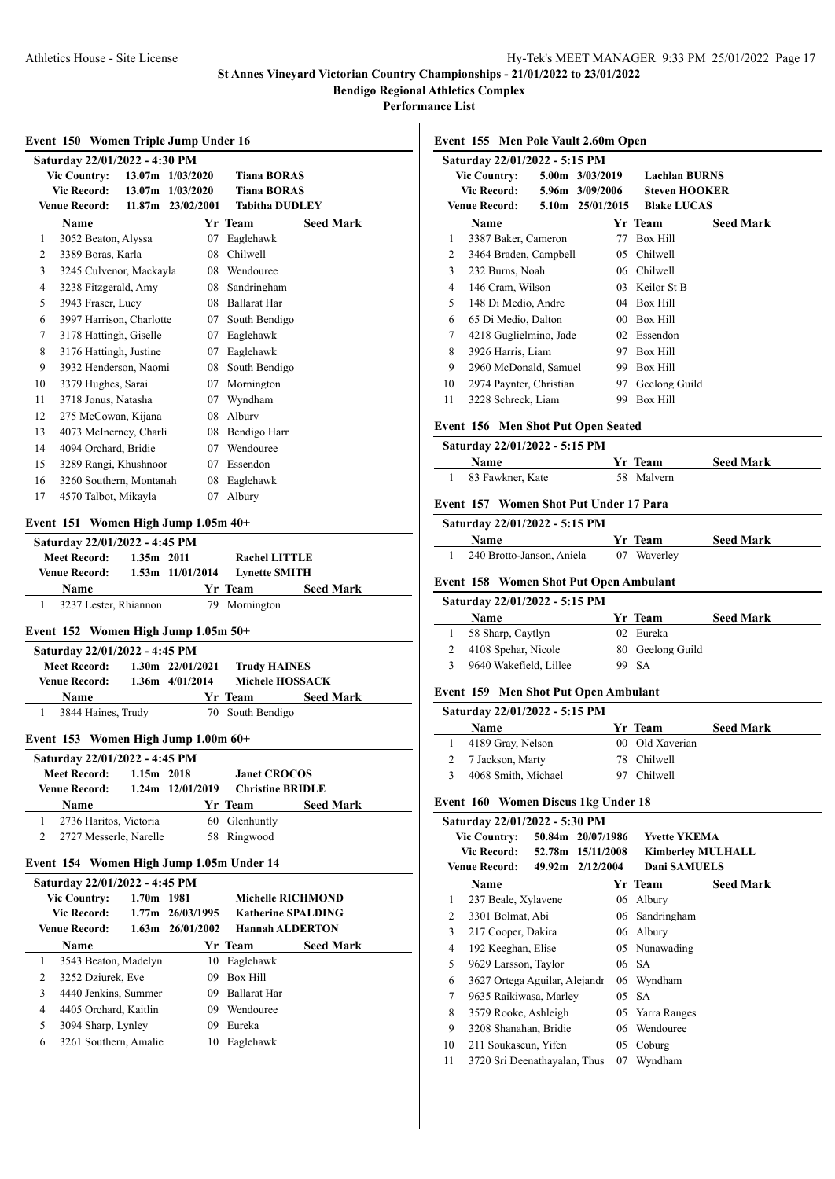**St Annes Vineyard Victorian Country Championships - 21/01/2022 to 23/01/2022**

**Bendigo Regional Athletics Complex**

**Performance List**

## Event 150 Women Triple Jump Under 16

**Saturday 22/01/2022 - 4:30 PM**

| | | | |
|---|---|---|---|
| Vic Country: | 13.07m | 1/03/2020 | Tiana BORAS |
| Vic Record: | 13.07m | 1/03/2020 | Tiana BORAS |
| Venue Record: | 11.87m | 23/02/2001 | Tabitha DUDLEY |

| | Name | Yr | Team | Seed Mark |
|---|---|---|---|---|
| 1 | 3052 Beaton, Alyssa | 07 | Eaglehawk | |
| 2 | 3389 Boras, Karla | 08 | Chilwell | |
| 3 | 3245 Culvenor, Mackayla | 08 | Wendouree | |
| 4 | 3238 Fitzgerald, Amy | 08 | Sandringham | |
| 5 | 3943 Fraser, Lucy | 08 | Ballarat Har | |
| 6 | 3997 Harrison, Charlotte | 07 | South Bendigo | |
| 7 | 3178 Hattingh, Giselle | 07 | Eaglehawk | |
| 8 | 3176 Hattingh, Justine | 07 | Eaglehawk | |
| 9 | 3932 Henderson, Naomi | 08 | South Bendigo | |
| 10 | 3379 Hughes, Sarai | 07 | Mornington | |
| 11 | 3718 Jonus, Natasha | 07 | Wyndham | |
| 12 | 275 McCowan, Kijana | 08 | Albury | |
| 13 | 4073 McInerney, Charli | 08 | Bendigo Harr | |
| 14 | 4094 Orchard, Bridie | 07 | Wendouree | |
| 15 | 3289 Rangi, Khushnoor | 07 | Essendon | |
| 16 | 3260 Southern, Montanah | 08 | Eaglehawk | |
| 17 | 4570 Talbot, Mikayla | 07 | Albury | |

## Event 151 Women High Jump 1.05m 40+

**Saturday 22/01/2022 - 4:45 PM**

| | | | |
|---|---|---|---|
| Meet Record: | 1.35m | 2011 | Rachel LITTLE |
| Venue Record: | 1.53m | 11/01/2014 | Lynette SMITH |

| | Name | Yr | Team | Seed Mark |
|---|---|---|---|---|
| 1 | 3237 Lester, Rhiannon | 79 | Mornington | |

## Event 152 Women High Jump 1.05m 50+

**Saturday 22/01/2022 - 4:45 PM**

| | | | |
|---|---|---|---|
| Meet Record: | 1.30m | 22/01/2021 | Trudy HAINES |
| Venue Record: | 1.36m | 4/01/2014 | Michele HOSSACK |

| | Name | Yr | Team | Seed Mark |
|---|---|---|---|---|
| 1 | 3844 Haines, Trudy | 70 | South Bendigo | |

## Event 153 Women High Jump 1.00m 60+

**Saturday 22/01/2022 - 4:45 PM**

| | | | |
|---|---|---|---|
| Meet Record: | 1.15m | 2018 | Janet CROCOS |
| Venue Record: | 1.24m | 12/01/2019 | Christine BRIDLE |

| | Name | Yr | Team | Seed Mark |
|---|---|---|---|---|
| 1 | 2736 Haritos, Victoria | 60 | Glenhuntly | |
| 2 | 2727 Messerle, Narelle | 58 | Ringwood | |

## Event 154 Women High Jump 1.05m Under 14

**Saturday 22/01/2022 - 4:45 PM**

| | | | |
|---|---|---|---|
| Vic Country: | 1.70m | 1981 | Michelle RICHMOND |
| Vic Record: | 1.77m | 26/03/1995 | Katherine SPALDING |
| Venue Record: | 1.63m | 26/01/2002 | Hannah ALDERTON |

| | Name | Yr | Team | Seed Mark |
|---|---|---|---|---|
| 1 | 3543 Beaton, Madelyn | 10 | Eaglehawk | |
| 2 | 3252 Dziurek, Eve | 09 | Box Hill | |
| 3 | 4440 Jenkins, Summer | 09 | Ballarat Har | |
| 4 | 4405 Orchard, Kaitlin | 09 | Wendouree | |
| 5 | 3094 Sharp, Lynley | 09 | Eureka | |
| 6 | 3261 Southern, Amalie | 10 | Eaglehawk | |

## Event 155 Men Pole Vault 2.60m Open

**Saturday 22/01/2022 - 5:15 PM**

| | | | |
|---|---|---|---|
| Vic Country: | 5.00m | 3/03/2019 | Lachlan BURNS |
| Vic Record: | 5.96m | 3/09/2006 | Steven HOOKER |
| Venue Record: | 5.10m | 25/01/2015 | Blake LUCAS |

| | Name | Yr | Team | Seed Mark |
|---|---|---|---|---|
| 1 | 3387 Baker, Cameron | 77 | Box Hill | |
| 2 | 3464 Braden, Campbell | 05 | Chilwell | |
| 3 | 232 Burns, Noah | 06 | Chilwell | |
| 4 | 146 Cram, Wilson | 03 | Keilor St B | |
| 5 | 148 Di Medio, Andre | 04 | Box Hill | |
| 6 | 65 Di Medio, Dalton | 00 | Box Hill | |
| 7 | 4218 Guglielmino, Jade | 02 | Essendon | |
| 8 | 3926 Harris, Liam | 97 | Box Hill | |
| 9 | 2960 McDonald, Samuel | 99 | Box Hill | |
| 10 | 2974 Paynter, Christian | 97 | Geelong Guild | |
| 11 | 3228 Schreck, Liam | 99 | Box Hill | |

## Event 156 Men Shot Put Open Seated

**Saturday 22/01/2022 - 5:15 PM**

| | Name | Yr | Team | Seed Mark |
|---|---|---|---|---|
| 1 | 83 Fawkner, Kate | 58 | Malvern | |

## Event 157 Women Shot Put Under 17 Para

**Saturday 22/01/2022 - 5:15 PM**

| | Name | Yr | Team | Seed Mark |
|---|---|---|---|---|
| 1 | 240 Brotto-Janson, Aniela | 07 | Waverley | |

## Event 158 Women Shot Put Open Ambulant

**Saturday 22/01/2022 - 5:15 PM**

| | Name | Yr | Team | Seed Mark |
|---|---|---|---|---|
| 1 | 58 Sharp, Caytlyn | 02 | Eureka | |
| 2 | 4108 Spehar, Nicole | 80 | Geelong Guild | |
| 3 | 9640 Wakefield, Lillee | 99 | SA | |

## Event 159 Men Shot Put Open Ambulant

**Saturday 22/01/2022 - 5:15 PM**

| | Name | Yr | Team | Seed Mark |
|---|---|---|---|---|
| 1 | 4189 Gray, Nelson | 00 | Old Xaverian | |
| 2 | 7 Jackson, Marty | 78 | Chilwell | |
| 3 | 4068 Smith, Michael | 97 | Chilwell | |

## Event 160 Women Discus 1kg Under 18

**Saturday 22/01/2022 - 5:30 PM**

| | | | |
|---|---|---|---|
| Vic Country: | 50.84m | 20/07/1986 | Yvette YKEMA |
| Vic Record: | 52.78m | 15/11/2008 | Kimberley MULHALL |
| Venue Record: | 49.92m | 2/12/2004 | Dani SAMUELS |

| | Name | Yr | Team | Seed Mark |
|---|---|---|---|---|
| 1 | 237 Beale, Xylavene | 06 | Albury | |
| 2 | 3301 Bolmat, Abi | 06 | Sandringham | |
| 3 | 217 Cooper, Dakira | 06 | Albury | |
| 4 | 192 Keeghan, Elise | 05 | Nunawading | |
| 5 | 9629 Larsson, Taylor | 06 | SA | |
| 6 | 3627 Ortega Aguilar, Alejandr | 06 | Wyndham | |
| 7 | 9635 Raikiwasa, Marley | 05 | SA | |
| 8 | 3579 Rooke, Ashleigh | 05 | Yarra Ranges | |
| 9 | 3208 Shanahan, Bridie | 06 | Wendouree | |
| 10 | 211 Soukaseun, Yifen | 05 | Coburg | |
| 11 | 3720 Sri Deenathayalan, Thus | 07 | Wyndham | |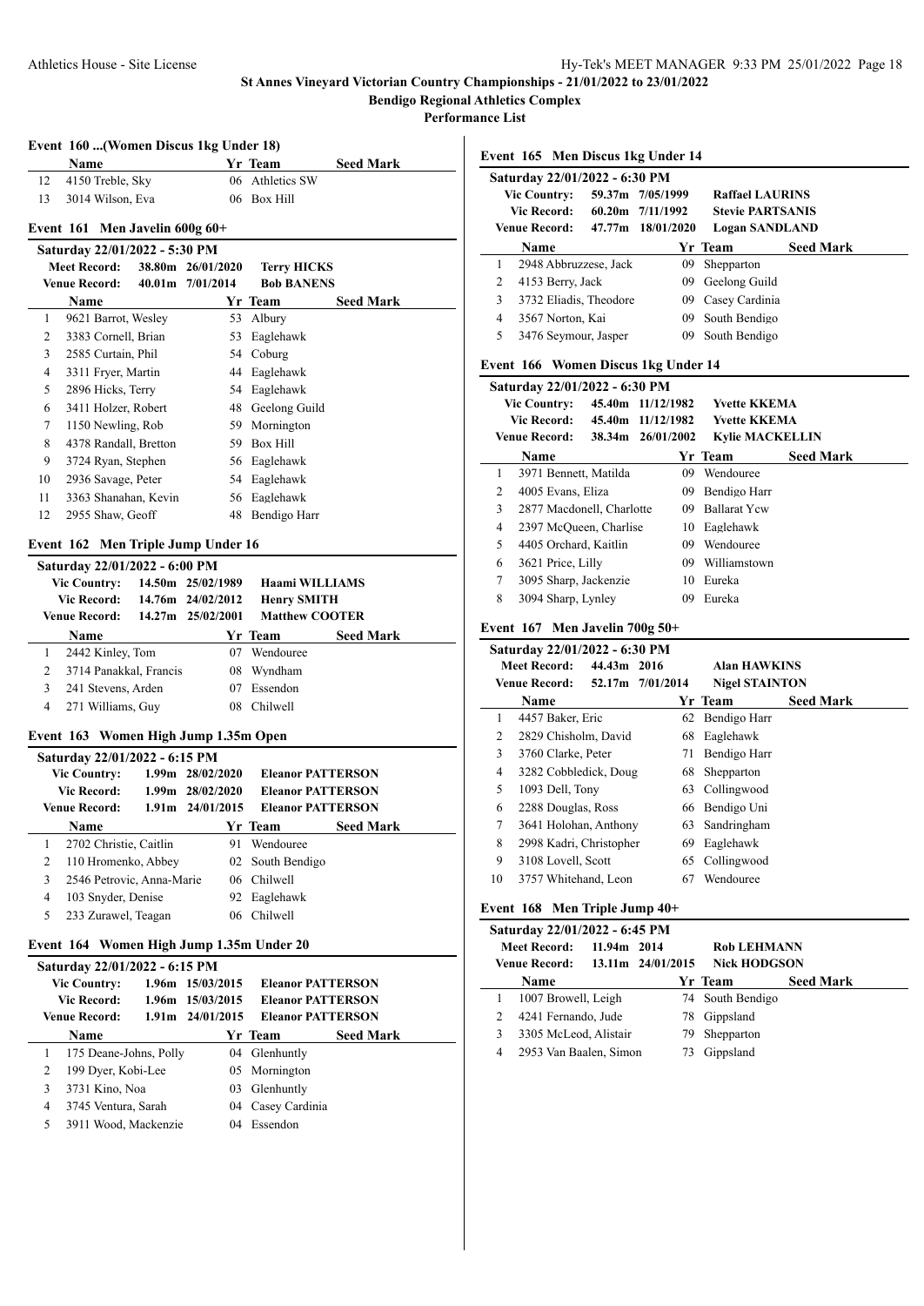## St Annes Vineyard Victorian Country Championships - 21/01/2022 to 23/01/2022

**Bendigo Regional Athletics Complex**

**Performance List**

### Event 160 ...(Women Discus 1kg Under 18)

| | Name | Yr | Team | Seed Mark |
|---|---|---|---|---|
| 12 | 4150 Treble, Sky | 06 | Athletics SW | |
| 13 | 3014 Wilson, Eva | 06 | Box Hill | |

### Event 161 Men Javelin 600g 60+

**Saturday 22/01/2022 - 5:30 PM**

| | | | |
|---|---|---|---|
| Meet Record: | 38.80m | 26/01/2020 | Terry HICKS |
| Venue Record: | 40.01m | 7/01/2014 | Bob BANENS |

| | Name | Yr | Team | Seed Mark |
|---|---|---|---|---|
| 1 | 9621 Barrot, Wesley | 53 | Albury | |
| 2 | 3383 Cornell, Brian | 53 | Eaglehawk | |
| 3 | 2585 Curtain, Phil | 54 | Coburg | |
| 4 | 3311 Fryer, Martin | 44 | Eaglehawk | |
| 5 | 2896 Hicks, Terry | 54 | Eaglehawk | |
| 6 | 3411 Holzer, Robert | 48 | Geelong Guild | |
| 7 | 1150 Newling, Rob | 59 | Mornington | |
| 8 | 4378 Randall, Bretton | 59 | Box Hill | |
| 9 | 3724 Ryan, Stephen | 56 | Eaglehawk | |
| 10 | 2936 Savage, Peter | 54 | Eaglehawk | |
| 11 | 3363 Shanahan, Kevin | 56 | Eaglehawk | |
| 12 | 2955 Shaw, Geoff | 48 | Bendigo Harr | |

### Event 162 Men Triple Jump Under 16

**Saturday 22/01/2022 - 6:00 PM**

| | | | |
|---|---|---|---|
| Vic Country: | 14.50m | 25/02/1989 | Haami WILLIAMS |
| Vic Record: | 14.76m | 24/02/2012 | Henry SMITH |
| Venue Record: | 14.27m | 25/02/2001 | Matthew COOTER |

| | Name | Yr | Team | Seed Mark |
|---|---|---|---|---|
| 1 | 2442 Kinley, Tom | 07 | Wendouree | |
| 2 | 3714 Panakkal, Francis | 08 | Wyndham | |
| 3 | 241 Stevens, Arden | 07 | Essendon | |
| 4 | 271 Williams, Guy | 08 | Chilwell | |

### Event 163 Women High Jump 1.35m Open

**Saturday 22/01/2022 - 6:15 PM**

| | | | |
|---|---|---|---|
| Vic Country: | 1.99m | 28/02/2020 | Eleanor PATTERSON |
| Vic Record: | 1.99m | 28/02/2020 | Eleanor PATTERSON |
| Venue Record: | 1.91m | 24/01/2015 | Eleanor PATTERSON |

| | Name | Yr | Team | Seed Mark |
|---|---|---|---|---|
| 1 | 2702 Christie, Caitlin | 91 | Wendouree | |
| 2 | 110 Hromenko, Abbey | 02 | South Bendigo | |
| 3 | 2546 Petrovic, Anna-Marie | 06 | Chilwell | |
| 4 | 103 Snyder, Denise | 92 | Eaglehawk | |
| 5 | 233 Zurawel, Teagan | 06 | Chilwell | |

### Event 164 Women High Jump 1.35m Under 20

**Saturday 22/01/2022 - 6:15 PM**

| | | | |
|---|---|---|---|
| Vic Country: | 1.96m | 15/03/2015 | Eleanor PATTERSON |
| Vic Record: | 1.96m | 15/03/2015 | Eleanor PATTERSON |
| Venue Record: | 1.91m | 24/01/2015 | Eleanor PATTERSON |

| | Name | Yr | Team | Seed Mark |
|---|---|---|---|---|
| 1 | 175 Deane-Johns, Polly | 04 | Glenhuntly | |
| 2 | 199 Dyer, Kobi-Lee | 05 | Mornington | |
| 3 | 3731 Kino, Noa | 03 | Glenhuntly | |
| 4 | 3745 Ventura, Sarah | 04 | Casey Cardinia | |
| 5 | 3911 Wood, Mackenzie | 04 | Essendon | |

### Event 165 Men Discus 1kg Under 14

**Saturday 22/01/2022 - 6:30 PM**

| | | | |
|---|---|---|---|
| Vic Country: | 59.37m | 7/05/1999 | Raffael LAURINS |
| Vic Record: | 60.20m | 7/11/1992 | Stevie PARTSANIS |
| Venue Record: | 47.77m | 18/01/2020 | Logan SANDLAND |

| | Name | Yr | Team | Seed Mark |
|---|---|---|---|---|
| 1 | 2948 Abbruzzese, Jack | 09 | Shepparton | |
| 2 | 4153 Berry, Jack | 09 | Geelong Guild | |
| 3 | 3732 Eliadis, Theodore | 09 | Casey Cardinia | |
| 4 | 3567 Norton, Kai | 09 | South Bendigo | |
| 5 | 3476 Seymour, Jasper | 09 | South Bendigo | |

### Event 166 Women Discus 1kg Under 14

**Saturday 22/01/2022 - 6:30 PM**

| | | | |
|---|---|---|---|
| Vic Country: | 45.40m | 11/12/1982 | Yvette KKEMA |
| Vic Record: | 45.40m | 11/12/1982 | Yvette KKEMA |
| Venue Record: | 38.34m | 26/01/2002 | Kylie MACKELLIN |

| | Name | Yr | Team | Seed Mark |
|---|---|---|---|---|
| 1 | 3971 Bennett, Matilda | 09 | Wendouree | |
| 2 | 4005 Evans, Eliza | 09 | Bendigo Harr | |
| 3 | 2877 Macdonell, Charlotte | 09 | Ballarat Ycw | |
| 4 | 2397 McQueen, Charlise | 10 | Eaglehawk | |
| 5 | 4405 Orchard, Kaitlin | 09 | Wendouree | |
| 6 | 3621 Price, Lilly | 09 | Williamstown | |
| 7 | 3095 Sharp, Jackenzie | 10 | Eureka | |
| 8 | 3094 Sharp, Lynley | 09 | Eureka | |

### Event 167 Men Javelin 700g 50+

**Saturday 22/01/2022 - 6:30 PM**

| | | | |
|---|---|---|---|
| Meet Record: | 44.43m | 2016 | Alan HAWKINS |
| Venue Record: | 52.17m | 7/01/2014 | Nigel STAINTON |

| | Name | Yr | Team | Seed Mark |
|---|---|---|---|---|
| 1 | 4457 Baker, Eric | 62 | Bendigo Harr | |
| 2 | 2829 Chisholm, David | 68 | Eaglehawk | |
| 3 | 3760 Clarke, Peter | 71 | Bendigo Harr | |
| 4 | 3282 Cobbledick, Doug | 68 | Shepparton | |
| 5 | 1093 Dell, Tony | 63 | Collingwood | |
| 6 | 2288 Douglas, Ross | 66 | Bendigo Uni | |
| 7 | 3641 Holohan, Anthony | 63 | Sandringham | |
| 8 | 2998 Kadri, Christopher | 69 | Eaglehawk | |
| 9 | 3108 Lovell, Scott | 65 | Collingwood | |
| 10 | 3757 Whitehand, Leon | 67 | Wendouree | |

### Event 168 Men Triple Jump 40+

**Saturday 22/01/2022 - 6:45 PM**

| | | | |
|---|---|---|---|
| Meet Record: | 11.94m | 2014 | Rob LEHMANN |
| Venue Record: | 13.11m | 24/01/2015 | Nick HODGSON |

| | Name | Yr | Team | Seed Mark |
|---|---|---|---|---|
| 1 | 1007 Browell, Leigh | 74 | South Bendigo | |
| 2 | 4241 Fernando, Jude | 78 | Gippsland | |
| 3 | 3305 McLeod, Alistair | 79 | Shepparton | |
| 4 | 2953 Van Baalen, Simon | 73 | Gippsland | |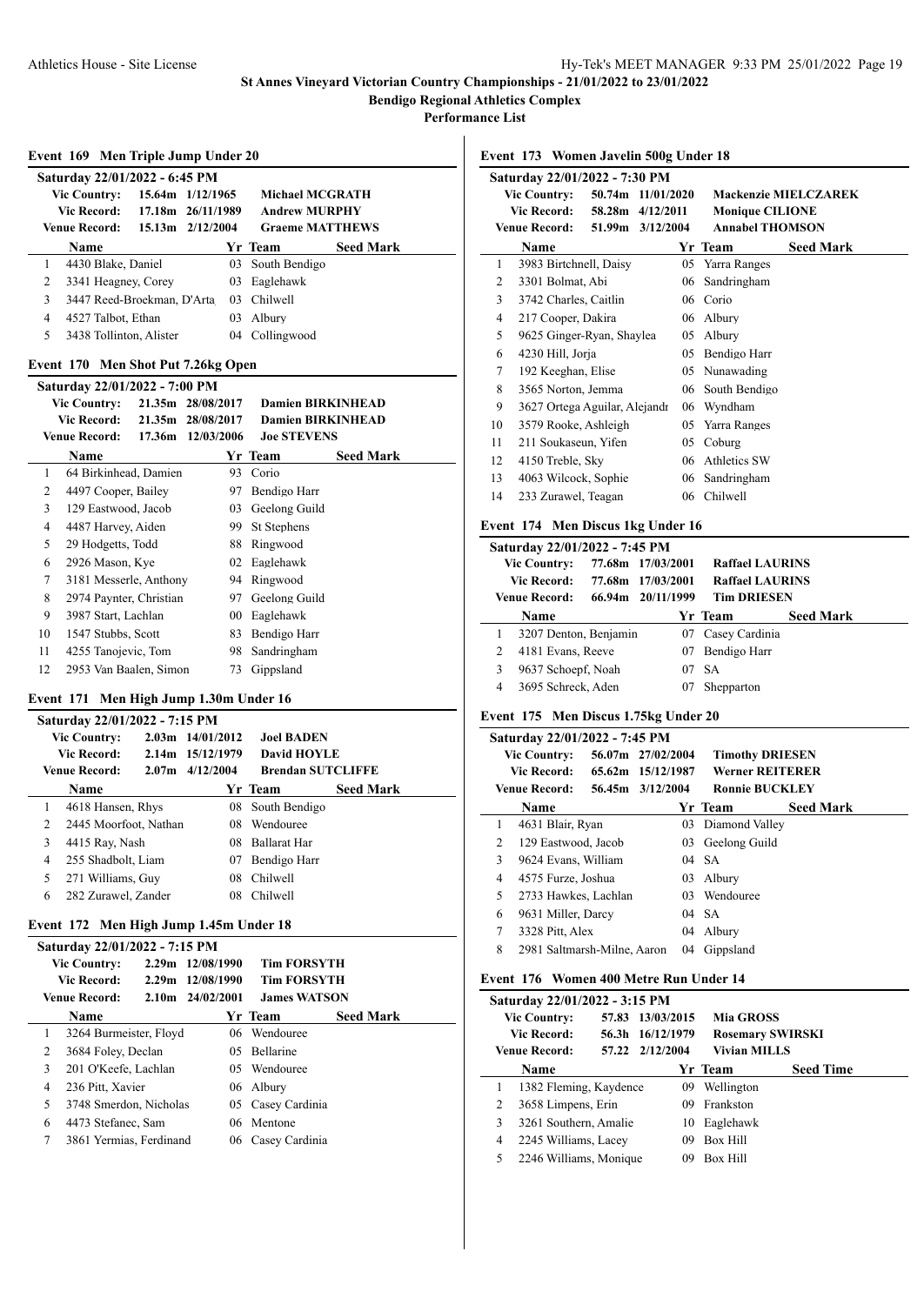# St Annes Vineyard Victorian Country Championships - 21/01/2022 to 23/01/2022

## Bendigo Regional Athletics Complex

### Performance List

#### Event 169 Men Triple Jump Under 20

**Saturday 22/01/2022 - 6:45 PM**

| | | | |
|---|---|---|---|
| Vic Country: | 15.64m | 1/12/1965 | Michael MCGRATH |
| Vic Record: | 17.18m | 26/11/1989 | Andrew MURPHY |
| Venue Record: | 15.13m | 2/12/2004 | Graeme MATTHEWS |

| | Name | Yr | Team | Seed Mark |
|---|---|---|---|---|
| 1 | 4430 Blake, Daniel | 03 | South Bendigo | |
| 2 | 3341 Heagney, Corey | 03 | Eaglehawk | |
| 3 | 3447 Reed-Broekman, D'Arta | 03 | Chilwell | |
| 4 | 4527 Talbot, Ethan | 03 | Albury | |
| 5 | 3438 Tollinton, Alister | 04 | Collingwood | |

#### Event 170 Men Shot Put 7.26kg Open

**Saturday 22/01/2022 - 7:00 PM**

| | | | |
|---|---|---|---|
| Vic Country: | 21.35m | 28/08/2017 | Damien BIRKINHEAD |
| Vic Record: | 21.35m | 28/08/2017 | Damien BIRKINHEAD |
| Venue Record: | 17.36m | 12/03/2006 | Joe STEVENS |

| | Name | Yr | Team | Seed Mark |
|---|---|---|---|---|
| 1 | 64 Birkinhead, Damien | 93 | Corio | |
| 2 | 4497 Cooper, Bailey | 97 | Bendigo Harr | |
| 3 | 129 Eastwood, Jacob | 03 | Geelong Guild | |
| 4 | 4487 Harvey, Aiden | 99 | St Stephens | |
| 5 | 29 Hodgetts, Todd | 88 | Ringwood | |
| 6 | 2926 Mason, Kye | 02 | Eaglehawk | |
| 7 | 3181 Messerle, Anthony | 94 | Ringwood | |
| 8 | 2974 Paynter, Christian | 97 | Geelong Guild | |
| 9 | 3987 Start, Lachlan | 00 | Eaglehawk | |
| 10 | 1547 Stubbs, Scott | 83 | Bendigo Harr | |
| 11 | 4255 Tanojevic, Tom | 98 | Sandringham | |
| 12 | 2953 Van Baalen, Simon | 73 | Gippsland | |

#### Event 171 Men High Jump 1.30m Under 16

**Saturday 22/01/2022 - 7:15 PM**

| | | | |
|---|---|---|---|
| Vic Country: | 2.03m | 14/01/2012 | Joel BADEN |
| Vic Record: | 2.14m | 15/12/1979 | David HOYLE |
| Venue Record: | 2.07m | 4/12/2004 | Brendan SUTCLIFFE |

| | Name | Yr | Team | Seed Mark |
|---|---|---|---|---|
| 1 | 4618 Hansen, Rhys | 08 | South Bendigo | |
| 2 | 2445 Moorfoot, Nathan | 08 | Wendouree | |
| 3 | 4415 Ray, Nash | 08 | Ballarat Har | |
| 4 | 255 Shadbolt, Liam | 07 | Bendigo Harr | |
| 5 | 271 Williams, Guy | 08 | Chilwell | |
| 6 | 282 Zurawel, Zander | 08 | Chilwell | |

#### Event 172 Men High Jump 1.45m Under 18

**Saturday 22/01/2022 - 7:15 PM**

| | | | |
|---|---|---|---|
| Vic Country: | 2.29m | 12/08/1990 | Tim FORSYTH |
| Vic Record: | 2.29m | 12/08/1990 | Tim FORSYTH |
| Venue Record: | 2.10m | 24/02/2001 | James WATSON |

| | Name | Yr | Team | Seed Mark |
|---|---|---|---|---|
| 1 | 3264 Burmeister, Floyd | 06 | Wendouree | |
| 2 | 3684 Foley, Declan | 05 | Bellarine | |
| 3 | 201 O'Keefe, Lachlan | 05 | Wendouree | |
| 4 | 236 Pitt, Xavier | 06 | Albury | |
| 5 | 3748 Smerdon, Nicholas | 05 | Casey Cardinia | |
| 6 | 4473 Stefanec, Sam | 06 | Mentone | |
| 7 | 3861 Yermias, Ferdinand | 06 | Casey Cardinia | |

#### Event 173 Women Javelin 500g Under 18

**Saturday 22/01/2022 - 7:30 PM**

| | | | |
|---|---|---|---|
| Vic Country: | 50.74m | 11/01/2020 | Mackenzie MIELCZAREK |
| Vic Record: | 58.28m | 4/12/2011 | Monique CILIONE |
| Venue Record: | 51.99m | 3/12/2004 | Annabel THOMSON |

| | Name | Yr | Team | Seed Mark |
|---|---|---|---|---|
| 1 | 3983 Birtchnell, Daisy | 05 | Yarra Ranges | |
| 2 | 3301 Bolmat, Abi | 06 | Sandringham | |
| 3 | 3742 Charles, Caitlin | 06 | Corio | |
| 4 | 217 Cooper, Dakira | 06 | Albury | |
| 5 | 9625 Ginger-Ryan, Shaylea | 05 | Albury | |
| 6 | 4230 Hill, Jorja | 05 | Bendigo Harr | |
| 7 | 192 Keeghan, Elise | 05 | Nunawading | |
| 8 | 3565 Norton, Jemma | 06 | South Bendigo | |
| 9 | 3627 Ortega Aguilar, Alejandr | 06 | Wyndham | |
| 10 | 3579 Rooke, Ashleigh | 05 | Yarra Ranges | |
| 11 | 211 Soukaseun, Yifen | 05 | Coburg | |
| 12 | 4150 Treble, Sky | 06 | Athletics SW | |
| 13 | 4063 Wilcock, Sophie | 06 | Sandringham | |
| 14 | 233 Zurawel, Teagan | 06 | Chilwell | |

#### Event 174 Men Discus 1kg Under 16

**Saturday 22/01/2022 - 7:45 PM**

| | | | |
|---|---|---|---|
| Vic Country: | 77.68m | 17/03/2001 | Raffael LAURINS |
| Vic Record: | 77.68m | 17/03/2001 | Raffael LAURINS |
| Venue Record: | 66.94m | 20/11/1999 | Tim DRIESEN |

| | Name | Yr | Team | Seed Mark |
|---|---|---|---|---|
| 1 | 3207 Denton, Benjamin | 07 | Casey Cardinia | |
| 2 | 4181 Evans, Reeve | 07 | Bendigo Harr | |
| 3 | 9637 Schoepf, Noah | 07 | SA | |
| 4 | 3695 Schreck, Aden | 07 | Shepparton | |

#### Event 175 Men Discus 1.75kg Under 20

**Saturday 22/01/2022 - 7:45 PM**

| | | | |
|---|---|---|---|
| Vic Country: | 56.07m | 27/02/2004 | Timothy DRIESEN |
| Vic Record: | 65.62m | 15/12/1987 | Werner REITERER |
| Venue Record: | 56.45m | 3/12/2004 | Ronnie BUCKLEY |

| | Name | Yr | Team | Seed Mark |
|---|---|---|---|---|
| 1 | 4631 Blair, Ryan | 03 | Diamond Valley | |
| 2 | 129 Eastwood, Jacob | 03 | Geelong Guild | |
| 3 | 9624 Evans, William | 04 | SA | |
| 4 | 4575 Furze, Joshua | 03 | Albury | |
| 5 | 2733 Hawkes, Lachlan | 03 | Wendouree | |
| 6 | 9631 Miller, Darcy | 04 | SA | |
| 7 | 3328 Pitt, Alex | 04 | Albury | |
| 8 | 2981 Saltmarsh-Milne, Aaron | 04 | Gippsland | |

#### Event 176 Women 400 Metre Run Under 14

**Saturday 22/01/2022 - 3:15 PM**

| | | | |
|---|---|---|---|
| Vic Country: | 57.83 | 13/03/2015 | Mia GROSS |
| Vic Record: | 56.3h | 16/12/1979 | Rosemary SWIRSKI |
| Venue Record: | 57.22 | 2/12/2004 | Vivian MILLS |

| | Name | Yr | Team | Seed Time |
|---|---|---|---|---|
| 1 | 1382 Fleming, Kaydence | 09 | Wellington | |
| 2 | 3658 Limpens, Erin | 09 | Frankston | |
| 3 | 3261 Southern, Amalie | 10 | Eaglehawk | |
| 4 | 2245 Williams, Lacey | 09 | Box Hill | |
| 5 | 2246 Williams, Monique | 09 | Box Hill | |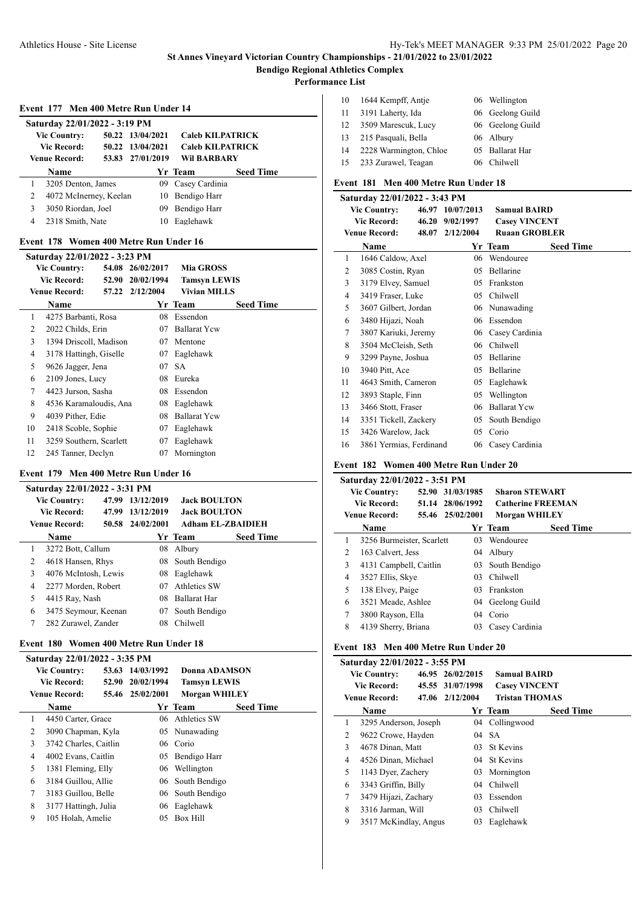**St Annes Vineyard Victorian Country Championships - 21/01/2022 to 23/01/2022**

**Bendigo Regional Athletics Complex**

**Performance List**

### Event 177 Men 400 Metre Run Under 14

**Saturday 22/01/2022 - 3:19 PM**

| | | | |
|---|---|---|---|
| Vic Country: | 50.22 | 13/04/2021 | Caleb KILPATRICK |
| Vic Record: | 50.22 | 13/04/2021 | Caleb KILPATRICK |
| Venue Record: | 53.83 | 27/01/2019 | Wil BARBARY |

| | Name | Yr | Team | Seed Time |
|---|---|---|---|---|
| 1 | 3205 Denton, James | 09 | Casey Cardinia | |
| 2 | 4072 McInerney, Keelan | 10 | Bendigo Harr | |
| 3 | 3050 Riordan, Joel | 09 | Bendigo Harr | |
| 4 | 2318 Smith, Nate | 10 | Eaglehawk | |

### Event 178 Women 400 Metre Run Under 16

**Saturday 22/01/2022 - 3:23 PM**

| | | | |
|---|---|---|---|
| Vic Country: | 54.08 | 26/02/2017 | Mia GROSS |
| Vic Record: | 52.90 | 20/02/1994 | Tamsyn LEWIS |
| Venue Record: | 57.22 | 2/12/2004 | Vivian MILLS |

| | Name | Yr | Team | Seed Time |
|---|---|---|---|---|
| 1 | 4275 Barbanti, Rosa | 08 | Essendon | |
| 2 | 2022 Childs, Erin | 07 | Ballarat Ycw | |
| 3 | 1394 Driscoll, Madison | 07 | Mentone | |
| 4 | 3178 Hattingh, Giselle | 07 | Eaglehawk | |
| 5 | 9626 Jagger, Jena | 07 | SA | |
| 6 | 2109 Jones, Lucy | 08 | Eureka | |
| 7 | 4423 Jurson, Sasha | 08 | Essendon | |
| 8 | 4536 Karamaloudis, Ana | 08 | Eaglehawk | |
| 9 | 4039 Pither, Edie | 08 | Ballarat Ycw | |
| 10 | 2418 Scoble, Sophie | 07 | Eaglehawk | |
| 11 | 3259 Southern, Scarlett | 07 | Eaglehawk | |
| 12 | 245 Tanner, Declyn | 07 | Mornington | |

### Event 179 Men 400 Metre Run Under 16

**Saturday 22/01/2022 - 3:31 PM**

| | | | |
|---|---|---|---|
| Vic Country: | 47.99 | 13/12/2019 | Jack BOULTON |
| Vic Record: | 47.99 | 13/12/2019 | Jack BOULTON |
| Venue Record: | 50.58 | 24/02/2001 | Adham EL-ZBAIDIEH |

| | Name | Yr | Team | Seed Time |
|---|---|---|---|---|
| 1 | 3272 Bott, Callum | 08 | Albury | |
| 2 | 4618 Hansen, Rhys | 08 | South Bendigo | |
| 3 | 4076 McIntosh, Lewis | 08 | Eaglehawk | |
| 4 | 2277 Morden, Robert | 07 | Athletics SW | |
| 5 | 4415 Ray, Nash | 08 | Ballarat Har | |
| 6 | 3475 Seymour, Keenan | 07 | South Bendigo | |
| 7 | 282 Zurawel, Zander | 08 | Chilwell | |

### Event 180 Women 400 Metre Run Under 18

**Saturday 22/01/2022 - 3:35 PM**

| | | | |
|---|---|---|---|
| Vic Country: | 53.63 | 14/03/1992 | Donna ADAMSON |
| Vic Record: | 52.90 | 20/02/1994 | Tamsyn LEWIS |
| Venue Record: | 55.46 | 25/02/2001 | Morgan WHILEY |

| | Name | Yr | Team | Seed Time |
|---|---|---|---|---|
| 1 | 4450 Carter, Grace | 06 | Athletics SW | |
| 2 | 3090 Chapman, Kyla | 05 | Nunawading | |
| 3 | 3742 Charles, Caitlin | 06 | Corio | |
| 4 | 4002 Evans, Caitlin | 05 | Bendigo Harr | |
| 5 | 1381 Fleming, Elly | 06 | Wellington | |
| 6 | 3184 Guillou, Allie | 06 | South Bendigo | |
| 7 | 3183 Guillou, Belle | 06 | South Bendigo | |
| 8 | 3177 Hattingh, Julia | 06 | Eaglehawk | |
| 9 | 105 Holah, Amelie | 05 | Box Hill | |
| 10 | 1644 Kempff, Antje | 06 | Wellington | |
| 11 | 3191 Laherty, Ida | 06 | Geelong Guild | |
| 12 | 3509 Marescuk, Lucy | 06 | Geelong Guild | |
| 13 | 215 Pasquali, Bella | 06 | Albury | |
| 14 | 2228 Warmington, Chloe | 05 | Ballarat Har | |
| 15 | 233 Zurawel, Teagan | 06 | Chilwell | |

### Event 181 Men 400 Metre Run Under 18

**Saturday 22/01/2022 - 3:43 PM**

| | | | |
|---|---|---|---|
| Vic Country: | 46.97 | 10/07/2013 | Samual BAIRD |
| Vic Record: | 46.20 | 9/02/1997 | Casey VINCENT |
| Venue Record: | 48.07 | 2/12/2004 | Ruaan GROBLER |

| | Name | Yr | Team | Seed Time |
|---|---|---|---|---|
| 1 | 1646 Caldow, Axel | 06 | Wendouree | |
| 2 | 3085 Costin, Ryan | 05 | Bellarine | |
| 3 | 3179 Elvey, Samuel | 05 | Frankston | |
| 4 | 3419 Fraser, Luke | 05 | Chilwell | |
| 5 | 3607 Gilbert, Jordan | 06 | Nunawading | |
| 6 | 3480 Hijazi, Noah | 06 | Essendon | |
| 7 | 3807 Kariuki, Jeremy | 06 | Casey Cardinia | |
| 8 | 3504 McCleish, Seth | 06 | Chilwell | |
| 9 | 3299 Payne, Joshua | 05 | Bellarine | |
| 10 | 3940 Pitt, Ace | 05 | Bellarine | |
| 11 | 4643 Smith, Cameron | 05 | Eaglehawk | |
| 12 | 3893 Staple, Finn | 05 | Wellington | |
| 13 | 3466 Stott, Fraser | 06 | Ballarat Ycw | |
| 14 | 3351 Tickell, Zackery | 05 | South Bendigo | |
| 15 | 3426 Warelow, Jack | 05 | Corio | |
| 16 | 3861 Yermias, Ferdinand | 06 | Casey Cardinia | |

### Event 182 Women 400 Metre Run Under 20

**Saturday 22/01/2022 - 3:51 PM**

| | | | |
|---|---|---|---|
| Vic Country: | 52.90 | 31/03/1985 | Sharon STEWART |
| Vic Record: | 51.14 | 28/06/1992 | Catherine FREEMAN |
| Venue Record: | 55.46 | 25/02/2001 | Morgan WHILEY |

| | Name | Yr | Team | Seed Time |
|---|---|---|---|---|
| 1 | 3256 Burmeister, Scarlett | 03 | Wendouree | |
| 2 | 163 Calvert, Jess | 04 | Albury | |
| 3 | 4131 Campbell, Caitlin | 03 | South Bendigo | |
| 4 | 3527 Ellis, Skye | 03 | Chilwell | |
| 5 | 138 Elvey, Paige | 03 | Frankston | |
| 6 | 3521 Meade, Ashlee | 04 | Geelong Guild | |
| 7 | 3800 Rayson, Ella | 04 | Corio | |
| 8 | 4139 Sherry, Briana | 03 | Casey Cardinia | |

### Event 183 Men 400 Metre Run Under 20

**Saturday 22/01/2022 - 3:55 PM**

| | | | |
|---|---|---|---|
| Vic Country: | 46.95 | 26/02/2015 | Samual BAIRD |
| Vic Record: | 45.55 | 31/07/1998 | Casey VINCENT |
| Venue Record: | 47.06 | 2/12/2004 | Tristan THOMAS |

| | Name | Yr | Team | Seed Time |
|---|---|---|---|---|
| 1 | 3295 Anderson, Joseph | 04 | Collingwood | |
| 2 | 9622 Crowe, Hayden | 04 | SA | |
| 3 | 4678 Dinan, Matt | 03 | St Kevins | |
| 4 | 4526 Dinan, Michael | 04 | St Kevins | |
| 5 | 1143 Dyer, Zachery | 03 | Mornington | |
| 6 | 3343 Griffin, Billy | 04 | Chilwell | |
| 7 | 3479 Hijazi, Zachary | 03 | Essendon | |
| 8 | 3316 Jarman, Will | 03 | Chilwell | |
| 9 | 3517 McKindlay, Angus | 03 | Eaglehawk | |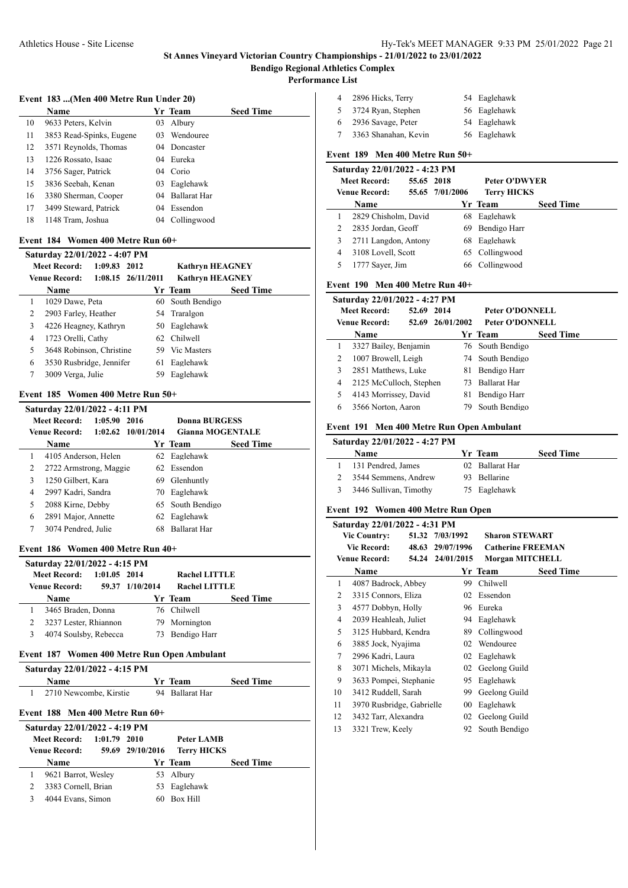# St Annes Vineyard Victorian Country Championships - 21/01/2022 to 23/01/2022

## Bendigo Regional Athletics Complex

## Performance List

### Event 183 ...(Men 400 Metre Run Under 20)

| | Name | Yr | Team | Seed Time |
|---|---|---|---|---|
| 10 | 9633 Peters, Kelvin | 03 | Albury | |
| 11 | 3853 Read-Spinks, Eugene | 03 | Wendouree | |
| 12 | 3571 Reynolds, Thomas | 04 | Doncaster | |
| 13 | 1226 Rossato, Isaac | 04 | Eureka | |
| 14 | 3756 Sager, Patrick | 04 | Corio | |
| 15 | 3836 Seebah, Kenan | 03 | Eaglehawk | |
| 16 | 3380 Sherman, Cooper | 04 | Ballarat Har | |
| 17 | 3499 Steward, Patrick | 04 | Essendon | |
| 18 | 1148 Tram, Joshua | 04 | Collingwood | |

### Event 184 Women 400 Metre Run 60+

Saturday 22/01/2022 - 4:07 PM

Meet Record: 1:09.83 2012 Kathryn HEAGNEY
Venue Record: 1:08.15 26/11/2011 Kathryn HEAGNEY

| | Name | Yr | Team | Seed Time |
|---|---|---|---|---|
| 1 | 1029 Dawe, Peta | 60 | South Bendigo | |
| 2 | 2903 Farley, Heather | 54 | Traralgon | |
| 3 | 4226 Heagney, Kathryn | 50 | Eaglehawk | |
| 4 | 1723 Orelli, Cathy | 62 | Chilwell | |
| 5 | 3648 Robinson, Christine | 59 | Vic Masters | |
| 6 | 3530 Rusbridge, Jennifer | 61 | Eaglehawk | |
| 7 | 3009 Verga, Julie | 59 | Eaglehawk | |

### Event 185 Women 400 Metre Run 50+

Saturday 22/01/2022 - 4:11 PM

Meet Record: 1:05.90 2016 Donna BURGESS
Venue Record: 1:02.62 10/01/2014 Gianna MOGENTALE

| | Name | Yr | Team | Seed Time |
|---|---|---|---|---|
| 1 | 4105 Anderson, Helen | 62 | Eaglehawk | |
| 2 | 2722 Armstrong, Maggie | 62 | Essendon | |
| 3 | 1250 Gilbert, Kara | 69 | Glenhuntly | |
| 4 | 2997 Kadri, Sandra | 70 | Eaglehawk | |
| 5 | 2088 Kirne, Debby | 65 | South Bendigo | |
| 6 | 2891 Major, Annette | 62 | Eaglehawk | |
| 7 | 3074 Pendred, Julie | 68 | Ballarat Har | |

### Event 186 Women 400 Metre Run 40+

Saturday 22/01/2022 - 4:15 PM

Meet Record: 1:01.05 2014 Rachel LITTLE
Venue Record: 59.37 1/10/2014 Rachel LITTLE

| | Name | Yr | Team | Seed Time |
|---|---|---|---|---|
| 1 | 3465 Braden, Donna | 76 | Chilwell | |
| 2 | 3237 Lester, Rhiannon | 79 | Mornington | |
| 3 | 4074 Soulsby, Rebecca | 73 | Bendigo Harr | |

### Event 187 Women 400 Metre Run Open Ambulant

Saturday 22/01/2022 - 4:15 PM

| | Name | Yr | Team | Seed Time |
|---|---|---|---|---|
| 1 | 2710 Newcombe, Kirstie | 94 | Ballarat Har | |

### Event 188 Men 400 Metre Run 60+

Saturday 22/01/2022 - 4:19 PM

Meet Record: 1:01.79 2010 Peter LAMB
Venue Record: 59.69 29/10/2016 Terry HICKS

| | Name | Yr | Team | Seed Time |
|---|---|---|---|---|
| 1 | 9621 Barrot, Wesley | 53 | Albury | |
| 2 | 3383 Cornell, Brian | 53 | Eaglehawk | |
| 3 | 4044 Evans, Simon | 60 | Box Hill | |
| 4 | 2896 Hicks, Terry | 54 | Eaglehawk | |
| 5 | 3724 Ryan, Stephen | 56 | Eaglehawk | |
| 6 | 2936 Savage, Peter | 54 | Eaglehawk | |
| 7 | 3363 Shanahan, Kevin | 56 | Eaglehawk | |

### Event 189 Men 400 Metre Run 50+

Saturday 22/01/2022 - 4:23 PM

Meet Record: 55.65 2018 Peter O'DWYER
Venue Record: 55.65 7/01/2006 Terry HICKS

| | Name | Yr | Team | Seed Time |
|---|---|---|---|---|
| 1 | 2829 Chisholm, David | 68 | Eaglehawk | |
| 2 | 2835 Jordan, Geoff | 69 | Bendigo Harr | |
| 3 | 2711 Langdon, Antony | 68 | Eaglehawk | |
| 4 | 3108 Lovell, Scott | 65 | Collingwood | |
| 5 | 1777 Sayer, Jim | 66 | Collingwood | |

### Event 190 Men 400 Metre Run 40+

Saturday 22/01/2022 - 4:27 PM

Meet Record: 52.69 2014 Peter O'DONNELL
Venue Record: 52.69 26/01/2002 Peter O'DONNELL

| | Name | Yr | Team | Seed Time |
|---|---|---|---|---|
| 1 | 3327 Bailey, Benjamin | 76 | South Bendigo | |
| 2 | 1007 Browell, Leigh | 74 | South Bendigo | |
| 3 | 2851 Matthews, Luke | 81 | Bendigo Harr | |
| 4 | 2125 McCulloch, Stephen | 73 | Ballarat Har | |
| 5 | 4143 Morrissey, David | 81 | Bendigo Harr | |
| 6 | 3566 Norton, Aaron | 79 | South Bendigo | |

### Event 191 Men 400 Metre Run Open Ambulant

Saturday 22/01/2022 - 4:27 PM

| | Name | Yr | Team | Seed Time |
|---|---|---|---|---|
| 1 | 131 Pendred, James | 02 | Ballarat Har | |
| 2 | 3544 Semmens, Andrew | 93 | Bellarine | |
| 3 | 3446 Sullivan, Timothy | 75 | Eaglehawk | |

### Event 192 Women 400 Metre Run Open

Saturday 22/01/2022 - 4:31 PM

Vic Country: 51.32 7/03/1992 Sharon STEWART
Vic Record: 48.63 29/07/1996 Catherine FREEMAN
Venue Record: 54.24 24/01/2015 Morgan MITCHELL

| | Name | Yr | Team | Seed Time |
|---|---|---|---|---|
| 1 | 4087 Badrock, Abbey | 99 | Chilwell | |
| 2 | 3315 Connors, Eliza | 02 | Essendon | |
| 3 | 4577 Dobbyn, Holly | 96 | Eureka | |
| 4 | 2039 Heahleah, Juliet | 94 | Eaglehawk | |
| 5 | 3125 Hubbard, Kendra | 89 | Collingwood | |
| 6 | 3885 Jock, Nyajima | 02 | Wendouree | |
| 7 | 2996 Kadri, Laura | 02 | Eaglehawk | |
| 8 | 3071 Michels, Mikayla | 02 | Geelong Guild | |
| 9 | 3633 Pompei, Stephanie | 95 | Eaglehawk | |
| 10 | 3412 Ruddell, Sarah | 99 | Geelong Guild | |
| 11 | 3970 Rusbridge, Gabrielle | 00 | Eaglehawk | |
| 12 | 3432 Tarr, Alexandra | 02 | Geelong Guild | |
| 13 | 3321 Trew, Keely | 92 | South Bendigo | |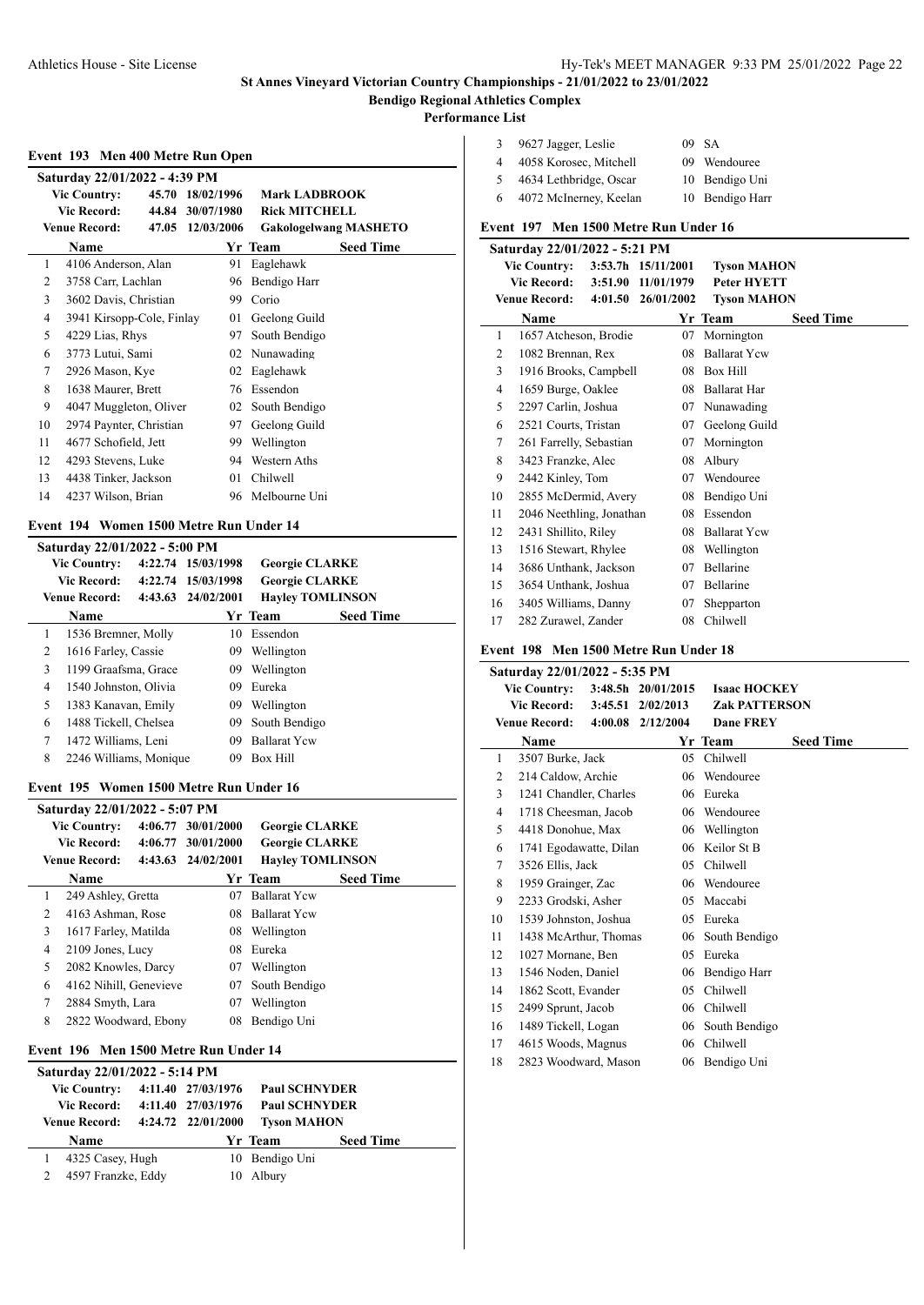**St Annes Vineyard Victorian Country Championships - 21/01/2022 to 23/01/2022**

**Bendigo Regional Athletics Complex**

**Performance List**

### Event 193 Men 400 Metre Run Open

**Saturday 22/01/2022 - 4:39 PM**

| | | | |
|---|---|---|---|
| Vic Country: | 45.70 | 18/02/1996 | Mark LADBROOK |
| Vic Record: | 44.84 | 30/07/1980 | Rick MITCHELL |
| Venue Record: | 47.05 | 12/03/2006 | Gakologelwang MASHETO |

| | Name | Yr | Team | Seed Time |
|---|---|---|---|---|
| 1 | 4106 Anderson, Alan | 91 | Eaglehawk | |
| 2 | 3758 Carr, Lachlan | 96 | Bendigo Harr | |
| 3 | 3602 Davis, Christian | 99 | Corio | |
| 4 | 3941 Kirsopp-Cole, Finlay | 01 | Geelong Guild | |
| 5 | 4229 Lias, Rhys | 97 | South Bendigo | |
| 6 | 3773 Lutui, Sami | 02 | Nunawading | |
| 7 | 2926 Mason, Kye | 02 | Eaglehawk | |
| 8 | 1638 Maurer, Brett | 76 | Essendon | |
| 9 | 4047 Muggleton, Oliver | 02 | South Bendigo | |
| 10 | 2974 Paynter, Christian | 97 | Geelong Guild | |
| 11 | 4677 Schofield, Jett | 99 | Wellington | |
| 12 | 4293 Stevens, Luke | 94 | Western Aths | |
| 13 | 4438 Tinker, Jackson | 01 | Chilwell | |
| 14 | 4237 Wilson, Brian | 96 | Melbourne Uni | |

### Event 194 Women 1500 Metre Run Under 14

**Saturday 22/01/2022 - 5:00 PM**

| | | | |
|---|---|---|---|
| Vic Country: | 4:22.74 | 15/03/1998 | Georgie CLARKE |
| Vic Record: | 4:22.74 | 15/03/1998 | Georgie CLARKE |
| Venue Record: | 4:43.63 | 24/02/2001 | Hayley TOMLINSON |

| | Name | Yr | Team | Seed Time |
|---|---|---|---|---|
| 1 | 1536 Bremner, Molly | 10 | Essendon | |
| 2 | 1616 Farley, Cassie | 09 | Wellington | |
| 3 | 1199 Graafsma, Grace | 09 | Wellington | |
| 4 | 1540 Johnston, Olivia | 09 | Eureka | |
| 5 | 1383 Kanavan, Emily | 09 | Wellington | |
| 6 | 1488 Tickell, Chelsea | 09 | South Bendigo | |
| 7 | 1472 Williams, Leni | 09 | Ballarat Ycw | |
| 8 | 2246 Williams, Monique | 09 | Box Hill | |

### Event 195 Women 1500 Metre Run Under 16

**Saturday 22/01/2022 - 5:07 PM**

| | | | |
|---|---|---|---|
| Vic Country: | 4:06.77 | 30/01/2000 | Georgie CLARKE |
| Vic Record: | 4:06.77 | 30/01/2000 | Georgie CLARKE |
| Venue Record: | 4:43.63 | 24/02/2001 | Hayley TOMLINSON |

| | Name | Yr | Team | Seed Time |
|---|---|---|---|---|
| 1 | 249 Ashley, Gretta | 07 | Ballarat Ycw | |
| 2 | 4163 Ashman, Rose | 08 | Ballarat Ycw | |
| 3 | 1617 Farley, Matilda | 08 | Wellington | |
| 4 | 2109 Jones, Lucy | 08 | Eureka | |
| 5 | 2082 Knowles, Darcy | 07 | Wellington | |
| 6 | 4162 Nihill, Genevieve | 07 | South Bendigo | |
| 7 | 2884 Smyth, Lara | 07 | Wellington | |
| 8 | 2822 Woodward, Ebony | 08 | Bendigo Uni | |

### Event 196 Men 1500 Metre Run Under 14

**Saturday 22/01/2022 - 5:14 PM**

| | | | |
|---|---|---|---|
| Vic Country: | 4:11.40 | 27/03/1976 | Paul SCHNYDER |
| Vic Record: | 4:11.40 | 27/03/1976 | Paul SCHNYDER |
| Venue Record: | 4:24.72 | 22/01/2000 | Tyson MAHON |

| | Name | Yr | Team | Seed Time |
|---|---|---|---|---|
| 1 | 4325 Casey, Hugh | 10 | Bendigo Uni | |
| 2 | 4597 Franzke, Eddy | 10 | Albury | |
| 3 | 9627 Jagger, Leslie | 09 | SA | |
| 4 | 4058 Korosec, Mitchell | 09 | Wendouree | |
| 5 | 4634 Lethbridge, Oscar | 10 | Bendigo Uni | |
| 6 | 4072 McInerney, Keelan | 10 | Bendigo Harr | |

### Event 197 Men 1500 Metre Run Under 16

**Saturday 22/01/2022 - 5:21 PM**

| | | | |
|---|---|---|---|
| Vic Country: | 3:53.7h | 15/11/2001 | Tyson MAHON |
| Vic Record: | 3:51.90 | 11/01/1979 | Peter HYETT |
| Venue Record: | 4:01.50 | 26/01/2002 | Tyson MAHON |

| | Name | Yr | Team | Seed Time |
|---|---|---|---|---|
| 1 | 1657 Atcheson, Brodie | 07 | Mornington | |
| 2 | 1082 Brennan, Rex | 08 | Ballarat Ycw | |
| 3 | 1916 Brooks, Campbell | 08 | Box Hill | |
| 4 | 1659 Burge, Oaklee | 08 | Ballarat Har | |
| 5 | 2297 Carlin, Joshua | 07 | Nunawading | |
| 6 | 2521 Courts, Tristan | 07 | Geelong Guild | |
| 7 | 261 Farrelly, Sebastian | 07 | Mornington | |
| 8 | 3423 Franzke, Alec | 08 | Albury | |
| 9 | 2442 Kinley, Tom | 07 | Wendouree | |
| 10 | 2855 McDermid, Avery | 08 | Bendigo Uni | |
| 11 | 2046 Neethling, Jonathan | 08 | Essendon | |
| 12 | 2431 Shillito, Riley | 08 | Ballarat Ycw | |
| 13 | 1516 Stewart, Rhylee | 08 | Wellington | |
| 14 | 3686 Unthank, Jackson | 07 | Bellarine | |
| 15 | 3654 Unthank, Joshua | 07 | Bellarine | |
| 16 | 3405 Williams, Danny | 07 | Shepparton | |
| 17 | 282 Zurawel, Zander | 08 | Chilwell | |

### Event 198 Men 1500 Metre Run Under 18

**Saturday 22/01/2022 - 5:35 PM**

| | | | |
|---|---|---|---|
| Vic Country: | 3:48.5h | 20/01/2015 | Isaac HOCKEY |
| Vic Record: | 3:45.51 | 2/02/2013 | Zak PATTERSON |
| Venue Record: | 4:00.08 | 2/12/2004 | Dane FREY |

| | Name | Yr | Team | Seed Time |
|---|---|---|---|---|
| 1 | 3507 Burke, Jack | 05 | Chilwell | |
| 2 | 214 Caldow, Archie | 06 | Wendouree | |
| 3 | 1241 Chandler, Charles | 06 | Eureka | |
| 4 | 1718 Cheesman, Jacob | 06 | Wendouree | |
| 5 | 4418 Donohue, Max | 06 | Wellington | |
| 6 | 1741 Egodawatte, Dilan | 06 | Keilor St B | |
| 7 | 3526 Ellis, Jack | 05 | Chilwell | |
| 8 | 1959 Grainger, Zac | 06 | Wendouree | |
| 9 | 2233 Grodski, Asher | 05 | Maccabi | |
| 10 | 1539 Johnston, Joshua | 05 | Eureka | |
| 11 | 1438 McArthur, Thomas | 06 | South Bendigo | |
| 12 | 1027 Mornane, Ben | 05 | Eureka | |
| 13 | 1546 Noden, Daniel | 06 | Bendigo Harr | |
| 14 | 1862 Scott, Evander | 05 | Chilwell | |
| 15 | 2499 Sprunt, Jacob | 06 | Chilwell | |
| 16 | 1489 Tickell, Logan | 06 | South Bendigo | |
| 17 | 4615 Woods, Magnus | 06 | Chilwell | |
| 18 | 2823 Woodward, Mason | 06 | Bendigo Uni | |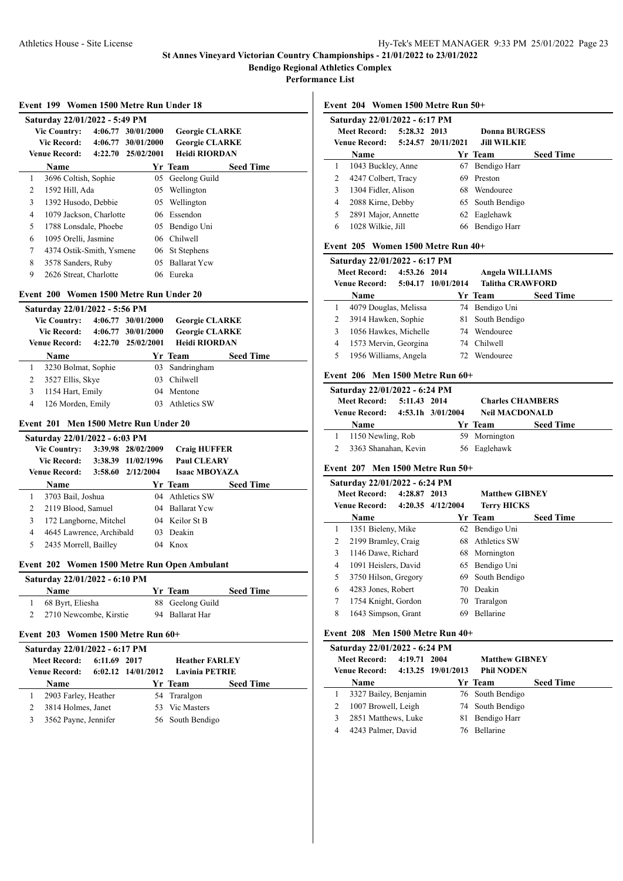# St Annes Vineyard Victorian Country Championships - 21/01/2022 to 23/01/2022

**Bendigo Regional Athletics Complex**

**Performance List**

## Event 199 Women 1500 Metre Run Under 18

**Saturday 22/01/2022 - 5:49 PM**

| | | | |
|---|---|---|---|
| Vic Country: | 4:06.77 | 30/01/2000 | Georgie CLARKE |
| Vic Record: | 4:06.77 | 30/01/2000 | Georgie CLARKE |
| Venue Record: | 4:22.70 | 25/02/2001 | Heidi RIORDAN |

| | Name | Yr | Team | Seed Time |
|---|---|---|---|---|
| 1 | 3696 Coltish, Sophie | 05 | Geelong Guild | |
| 2 | 1592 Hill, Ada | 05 | Wellington | |
| 3 | 1392 Husodo, Debbie | 05 | Wellington | |
| 4 | 1079 Jackson, Charlotte | 06 | Essendon | |
| 5 | 1788 Lonsdale, Phoebe | 05 | Bendigo Uni | |
| 6 | 1095 Orelli, Jasmine | 06 | Chilwell | |
| 7 | 4374 Ostik-Smith, Ysmene | 06 | St Stephens | |
| 8 | 3578 Sanders, Ruby | 05 | Ballarat Ycw | |
| 9 | 2626 Streat, Charlotte | 06 | Eureka | |

## Event 200 Women 1500 Metre Run Under 20

**Saturday 22/01/2022 - 5:56 PM**

| | | | |
|---|---|---|---|
| Vic Country: | 4:06.77 | 30/01/2000 | Georgie CLARKE |
| Vic Record: | 4:06.77 | 30/01/2000 | Georgie CLARKE |
| Venue Record: | 4:22.70 | 25/02/2001 | Heidi RIORDAN |

| | Name | Yr | Team | Seed Time |
|---|---|---|---|---|
| 1 | 3230 Bolmat, Sophie | 03 | Sandringham | |
| 2 | 3527 Ellis, Skye | 03 | Chilwell | |
| 3 | 1154 Hart, Emily | 04 | Mentone | |
| 4 | 126 Morden, Emily | 03 | Athletics SW | |

## Event 201 Men 1500 Metre Run Under 20

**Saturday 22/01/2022 - 6:03 PM**

| | | | |
|---|---|---|---|
| Vic Country: | 3:39.98 | 28/02/2009 | Craig HUFFER |
| Vic Record: | 3:38.39 | 11/02/1996 | Paul CLEARY |
| Venue Record: | 3:58.60 | 2/12/2004 | Isaac MBOYAZA |

| | Name | Yr | Team | Seed Time |
|---|---|---|---|---|
| 1 | 3703 Bail, Joshua | 04 | Athletics SW | |
| 2 | 2119 Blood, Samuel | 04 | Ballarat Ycw | |
| 3 | 172 Langborne, Mitchel | 04 | Keilor St B | |
| 4 | 4645 Lawrence, Archibald | 03 | Deakin | |
| 5 | 2435 Morrell, Bailley | 04 | Knox | |

## Event 202 Women 1500 Metre Run Open Ambulant

**Saturday 22/01/2022 - 6:10 PM**

| | Name | Yr | Team | Seed Time |
|---|---|---|---|---|
| 1 | 68 Byrt, Eliesha | 88 | Geelong Guild | |
| 2 | 2710 Newcombe, Kirstie | 94 | Ballarat Har | |

## Event 203 Women 1500 Metre Run 60+

**Saturday 22/01/2022 - 6:17 PM**

| | | | |
|---|---|---|---|
| Meet Record: | 6:11.69 | 2017 | Heather FARLEY |
| Venue Record: | 6:02.12 | 14/01/2012 | Lavinia PETRIE |

| | Name | Yr | Team | Seed Time |
|---|---|---|---|---|
| 1 | 2903 Farley, Heather | 54 | Traralgon | |
| 2 | 3814 Holmes, Janet | 53 | Vic Masters | |
| 3 | 3562 Payne, Jennifer | 56 | South Bendigo | |

## Event 204 Women 1500 Metre Run 50+

**Saturday 22/01/2022 - 6:17 PM**

| | | | |
|---|---|---|---|
| Meet Record: | 5:28.32 | 2013 | Donna BURGESS |
| Venue Record: | 5:24.57 | 20/11/2021 | Jill WILKIE |

| | Name | Yr | Team | Seed Time |
|---|---|---|---|---|
| 1 | 1043 Buckley, Anne | 67 | Bendigo Harr | |
| 2 | 4247 Colbert, Tracy | 69 | Preston | |
| 3 | 1304 Fidler, Alison | 68 | Wendouree | |
| 4 | 2088 Kirne, Debby | 65 | South Bendigo | |
| 5 | 2891 Major, Annette | 62 | Eaglehawk | |
| 6 | 1028 Wilkie, Jill | 66 | Bendigo Harr | |

## Event 205 Women 1500 Metre Run 40+

**Saturday 22/01/2022 - 6:17 PM**

| | | | |
|---|---|---|---|
| Meet Record: | 4:53.26 | 2014 | Angela WILLIAMS |
| Venue Record: | 5:04.17 | 10/01/2014 | Talitha CRAWFORD |

| | Name | Yr | Team | Seed Time |
|---|---|---|---|---|
| 1 | 4079 Douglas, Melissa | 74 | Bendigo Uni | |
| 2 | 3914 Hawken, Sophie | 81 | South Bendigo | |
| 3 | 1056 Hawkes, Michelle | 74 | Wendouree | |
| 4 | 1573 Mervin, Georgina | 74 | Chilwell | |
| 5 | 1956 Williams, Angela | 72 | Wendouree | |

## Event 206 Men 1500 Metre Run 60+

**Saturday 22/01/2022 - 6:24 PM**

| | | | |
|---|---|---|---|
| Meet Record: | 5:11.43 | 2014 | Charles CHAMBERS |
| Venue Record: | 4:53.1h | 3/01/2004 | Neil MACDONALD |

| | Name | Yr | Team | Seed Time |
|---|---|---|---|---|
| 1 | 1150 Newling, Rob | 59 | Mornington | |
| 2 | 3363 Shanahan, Kevin | 56 | Eaglehawk | |

## Event 207 Men 1500 Metre Run 50+

**Saturday 22/01/2022 - 6:24 PM**

| | | | |
|---|---|---|---|
| Meet Record: | 4:28.87 | 2013 | Matthew GIBNEY |
| Venue Record: | 4:20.35 | 4/12/2004 | Terry HICKS |

| | Name | Yr | Team | Seed Time |
|---|---|---|---|---|
| 1 | 1351 Bieleny, Mike | 62 | Bendigo Uni | |
| 2 | 2199 Bramley, Craig | 68 | Athletics SW | |
| 3 | 1146 Dawe, Richard | 68 | Mornington | |
| 4 | 1091 Heislers, David | 65 | Bendigo Uni | |
| 5 | 3750 Hilson, Gregory | 69 | South Bendigo | |
| 6 | 4283 Jones, Robert | 70 | Deakin | |
| 7 | 1754 Knight, Gordon | 70 | Traralgon | |
| 8 | 1643 Simpson, Grant | 69 | Bellarine | |

## Event 208 Men 1500 Metre Run 40+

**Saturday 22/01/2022 - 6:24 PM**

| | | | |
|---|---|---|---|
| Meet Record: | 4:19.71 | 2004 | Matthew GIBNEY |
| Venue Record: | 4:13.25 | 19/01/2013 | Phil NODEN |

| | Name | Yr | Team | Seed Time |
|---|---|---|---|---|
| 1 | 3327 Bailey, Benjamin | 76 | South Bendigo | |
| 2 | 1007 Browell, Leigh | 74 | South Bendigo | |
| 3 | 2851 Matthews, Luke | 81 | Bendigo Harr | |
| 4 | 4243 Palmer, David | 76 | Bellarine | |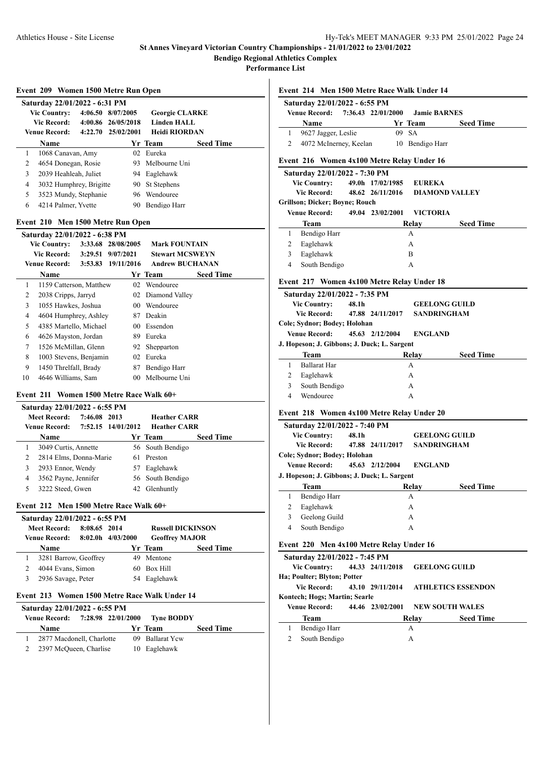# St Annes Vineyard Victorian Country Championships - 21/01/2022 to 23/01/2022

## Bendigo Regional Athletics Complex

### Performance List

### Event 209 Women 1500 Metre Run Open

**Saturday 22/01/2022 - 6:31 PM**

| | | | |
|---|---|---|---|
| **Vic Country:** | 4:06.50 | 8/07/2005 | **Georgie CLARKE** |
| **Vic Record:** | 4:00.86 | 26/05/2018 | **Linden HALL** |
| **Venue Record:** | 4:22.70 | 25/02/2001 | **Heidi RIORDAN** |

| | Name | Yr | Team | Seed Time |
|---|---|---|---|---|
| 1 | 1068 Canavan, Amy | 02 | Eureka | |
| 2 | 4654 Donegan, Rosie | 93 | Melbourne Uni | |
| 3 | 2039 Heahleah, Juliet | 94 | Eaglehawk | |
| 4 | 3032 Humphrey, Brigitte | 90 | St Stephens | |
| 5 | 3523 Mundy, Stephanie | 96 | Wendouree | |
| 6 | 4214 Palmer, Yvette | 90 | Bendigo Harr | |

### Event 210 Men 1500 Metre Run Open

**Saturday 22/01/2022 - 6:38 PM**

| | | | |
|---|---|---|---|
| **Vic Country:** | 3:33.68 | 28/08/2005 | **Mark FOUNTAIN** |
| **Vic Record:** | 3:29.51 | 9/07/2021 | **Stewart MCSWEYN** |
| **Venue Record:** | 3:53.83 | 19/11/2016 | **Andrew BUCHANAN** |

| | Name | Yr | Team | Seed Time |
|---|---|---|---|---|
| 1 | 1159 Catterson, Matthew | 02 | Wendouree | |
| 2 | 2038 Cripps, Jarryd | 02 | Diamond Valley | |
| 3 | 1055 Hawkes, Joshua | 00 | Wendouree | |
| 4 | 4604 Humphrey, Ashley | 87 | Deakin | |
| 5 | 4385 Martello, Michael | 00 | Essendon | |
| 6 | 4626 Mayston, Jordan | 89 | Eureka | |
| 7 | 1526 McMillan, Glenn | 92 | Shepparton | |
| 8 | 1003 Stevens, Benjamin | 02 | Eureka | |
| 9 | 1450 Threlfall, Brady | 87 | Bendigo Harr | |
| 10 | 4646 Williams, Sam | 00 | Melbourne Uni | |

### Event 211 Women 1500 Metre Race Walk 60+

**Saturday 22/01/2022 - 6:55 PM**

| | | | |
|---|---|---|---|
| **Meet Record:** | 7:46.08 | 2013 | **Heather CARR** |
| **Venue Record:** | 7:52.15 | 14/01/2012 | **Heather CARR** |

| | Name | Yr | Team | Seed Time |
|---|---|---|---|---|
| 1 | 3049 Curtis, Annette | 56 | South Bendigo | |
| 2 | 2814 Elms, Donna-Marie | 61 | Preston | |
| 3 | 2933 Ennor, Wendy | 57 | Eaglehawk | |
| 4 | 3562 Payne, Jennifer | 56 | South Bendigo | |
| 5 | 3222 Steed, Gwen | 42 | Glenhuntly | |

### Event 212 Men 1500 Metre Race Walk 60+

**Saturday 22/01/2022 - 6:55 PM**

| | | | |
|---|---|---|---|
| **Meet Record:** | 8:08.65 | 2014 | **Russell DICKINSON** |
| **Venue Record:** | 8:02.0h | 4/03/2000 | **Geoffrey MAJOR** |

| | Name | Yr | Team | Seed Time |
|---|---|---|---|---|
| 1 | 3281 Barrow, Geoffrey | 49 | Mentone | |
| 2 | 4044 Evans, Simon | 60 | Box Hill | |
| 3 | 2936 Savage, Peter | 54 | Eaglehawk | |

### Event 213 Women 1500 Metre Race Walk Under 14

**Saturday 22/01/2022 - 6:55 PM**

| | | | |
|---|---|---|---|
| **Venue Record:** | 7:28.98 | 22/01/2000 | **Tyne BODDY** |

| | Name | Yr | Team | Seed Time |
|---|---|---|---|---|
| 1 | 2877 Macdonell, Charlotte | 09 | Ballarat Ycw | |
| 2 | 2397 McQueen, Charlise | 10 | Eaglehawk | |

### Event 214 Men 1500 Metre Race Walk Under 14

**Saturday 22/01/2022 - 6:55 PM**

| | | | |
|---|---|---|---|
| **Venue Record:** | 7:36.43 | 22/01/2000 | **Jamie BARNES** |

| | Name | Yr | Team | Seed Time |
|---|---|---|---|---|
| 1 | 9627 Jagger, Leslie | 09 | SA | |
| 2 | 4072 McInerney, Keelan | 10 | Bendigo Harr | |

### Event 216 Women 4x100 Metre Relay Under 16

**Saturday 22/01/2022 - 7:30 PM**

| | | | |
|---|---|---|---|
| **Vic Country:** | 49.0h | 17/02/1985 | **EUREKA** |
| **Vic Record:** | 48.62 | 26/11/2016 | **DIAMOND VALLEY** |

**Grillson; Dicker; Boyne; Rouch**

| | | | |
|---|---|---|---|
| **Venue Record:** | 49.04 | 23/02/2001 | **VICTORIA** |

| | Team | Relay | Seed Time |
|---|---|---|---|
| 1 | Bendigo Harr | A | |
| 2 | Eaglehawk | A | |
| 3 | Eaglehawk | B | |
| 4 | South Bendigo | A | |

### Event 217 Women 4x100 Metre Relay Under 18

**Saturday 22/01/2022 - 7:35 PM**

| | | | |
|---|---|---|---|
| **Vic Country:** | 48.1h | | **GEELONG GUILD** |
| **Vic Record:** | 47.88 | 24/11/2017 | **SANDRINGHAM** |

**Cole; Sydnor; Bodey; Holohan**

| | | | |
|---|---|---|---|
| **Venue Record:** | 45.63 | 2/12/2004 | **ENGLAND** |

**J. Hopeson; J. Gibbons; J. Duck; L. Sargent**

| | Team | Relay | Seed Time |
|---|---|---|---|
| 1 | Ballarat Har | A | |
| 2 | Eaglehawk | A | |
| 3 | South Bendigo | A | |
| 4 | Wendouree | A | |

### Event 218 Women 4x100 Metre Relay Under 20

**Saturday 22/01/2022 - 7:40 PM**

| | | | |
|---|---|---|---|
| **Vic Country:** | 48.1h | | **GEELONG GUILD** |
| **Vic Record:** | 47.88 | 24/11/2017 | **SANDRINGHAM** |

**Cole; Sydnor; Bodey; Holohan**

| | | | |
|---|---|---|---|
| **Venue Record:** | 45.63 | 2/12/2004 | **ENGLAND** |

**J. Hopeson; J. Gibbons; J. Duck; L. Sargent**

| | Team | Relay | Seed Time |
|---|---|---|---|
| 1 | Bendigo Harr | A | |
| 2 | Eaglehawk | A | |
| 3 | Geelong Guild | A | |
| 4 | South Bendigo | A | |

### Event 220 Men 4x100 Metre Relay Under 16

**Saturday 22/01/2022 - 7:45 PM**

| | | | |
|---|---|---|---|
| **Vic Country:** | 44.33 | 24/11/2018 | **GEELONG GUILD** |

**Ha; Poulter; Blyton; Potter**

| | | | |
|---|---|---|---|
| **Vic Record:** | 43.10 | 29/11/2014 | **ATHLETICS ESSENDON** |

**Kontech; Hogs; Martin; Searle**

| | | | |
|---|---|---|---|
| **Venue Record:** | 44.46 | 23/02/2001 | **NEW SOUTH WALES** |

| | Team | Relay | Seed Time |
|---|---|---|---|
| 1 | Bendigo Harr | A | |
| 2 | South Bendigo | A | |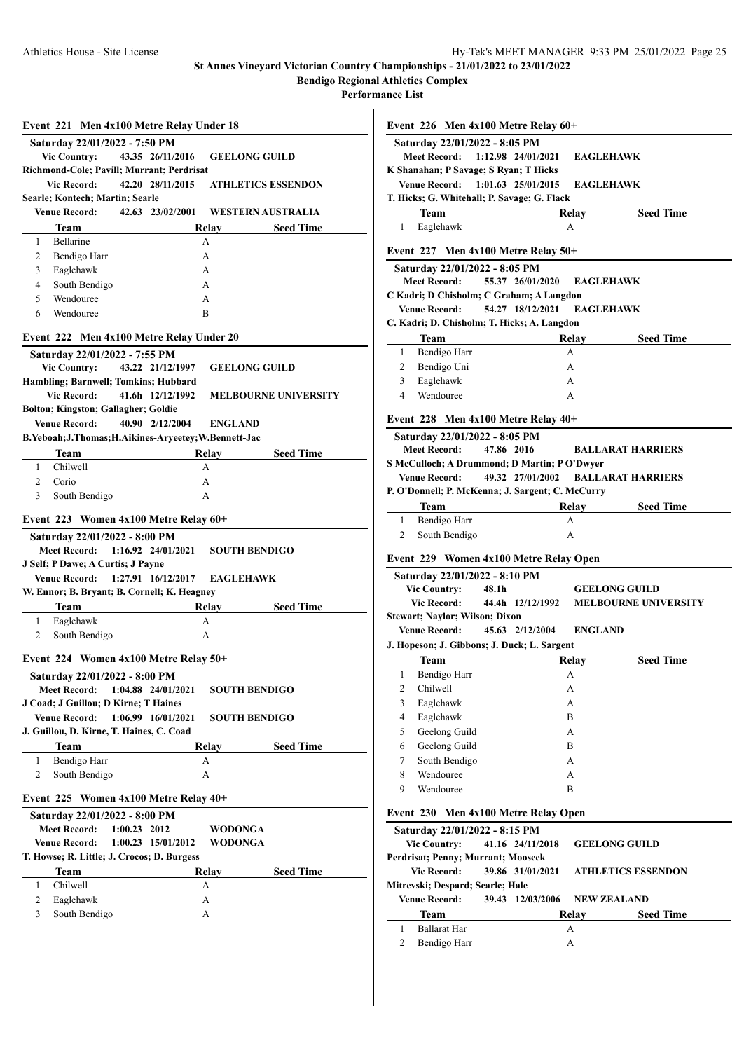St Annes Vineyard Victorian Country Championships - 21/01/2022 to 23/01/2022

Bendigo Regional Athletics Complex

Performance List

## Event 221 Men 4x100 Metre Relay Under 18

**Saturday 22/01/2022 - 7:50 PM**

**Vic Country:** 43.35 26/11/2016 **GEELONG GUILD**
**Richmond-Cole; Pavill; Murrant; Perdrisat**
**Vic Record:** 42.20 28/11/2015 **ATHLETICS ESSENDON**
**Searle; Kontech; Martin; Searle**
**Venue Record:** 42.63 23/02/2001 **WESTERN AUSTRALIA**

| | Team | Relay | Seed Time |
|---|---|---|---|
| 1 | Bellarine | A | |
| 2 | Bendigo Harr | A | |
| 3 | Eaglehawk | A | |
| 4 | South Bendigo | A | |
| 5 | Wendouree | A | |
| 6 | Wendouree | B | |

## Event 222 Men 4x100 Metre Relay Under 20

**Saturday 22/01/2022 - 7:55 PM**

**Vic Country:** 43.22 21/12/1997 **GEELONG GUILD**
**Hambling; Barnwell; Tomkins; Hubbard**
**Vic Record:** 41.6h 12/12/1992 **MELBOURNE UNIVERSITY**
**Bolton; Kingston; Gallagher; Goldie**
**Venue Record:** 40.90 2/12/2004 **ENGLAND**
**B.Yeboah;J.Thomas;H.Aikines-Aryeetey;W.Bennett-Jac**

| | Team | Relay | Seed Time |
|---|---|---|---|
| 1 | Chilwell | A | |
| 2 | Corio | A | |
| 3 | South Bendigo | A | |

## Event 223 Women 4x100 Metre Relay 60+

**Saturday 22/01/2022 - 8:00 PM**

**Meet Record:** 1:16.92 24/01/2021 **SOUTH BENDIGO**
**J Self; P Dawe; A Curtis; J Payne**
**Venue Record:** 1:27.91 16/12/2017 **EAGLEHAWK**
**W. Ennor; B. Bryant; B. Cornell; K. Heagney**

| | Team | Relay | Seed Time |
|---|---|---|---|
| 1 | Eaglehawk | A | |
| 2 | South Bendigo | A | |

## Event 224 Women 4x100 Metre Relay 50+

**Saturday 22/01/2022 - 8:00 PM**

**Meet Record:** 1:04.88 24/01/2021 **SOUTH BENDIGO**
**J Coad; J Guillou; D Kirne; T Haines**
**Venue Record:** 1:06.99 16/01/2021 **SOUTH BENDIGO**
**J. Guillou, D. Kirne, T. Haines, C. Coad**

| | Team | Relay | Seed Time |
|---|---|---|---|
| 1 | Bendigo Harr | A | |
| 2 | South Bendigo | A | |

## Event 225 Women 4x100 Metre Relay 40+

**Saturday 22/01/2022 - 8:00 PM**

**Meet Record:** 1:00.23 2012 **WODONGA**
**Venue Record:** 1:00.23 15/01/2012 **WODONGA**
**T. Howse; R. Little; J. Crocos; D. Burgess**

| | Team | Relay | Seed Time |
|---|---|---|---|
| 1 | Chilwell | A | |
| 2 | Eaglehawk | A | |
| 3 | South Bendigo | A | |

## Event 226 Men 4x100 Metre Relay 60+

**Saturday 22/01/2022 - 8:05 PM**

**Meet Record:** 1:12.98 24/01/2021 **EAGLEHAWK**
**K Shanahan; P Savage; S Ryan; T Hicks**
**Venue Record:** 1:01.63 25/01/2015 **EAGLEHAWK**
**T. Hicks; G. Whitehall; P. Savage; G. Flack**

| | Team | Relay | Seed Time |
|---|---|---|---|
| 1 | Eaglehawk | A | |

## Event 227 Men 4x100 Metre Relay 50+

**Saturday 22/01/2022 - 8:05 PM**

**Meet Record:** 55.37 26/01/2020 **EAGLEHAWK**
**C Kadri; D Chisholm; C Graham; A Langdon**
**Venue Record:** 54.27 18/12/2021 **EAGLEHAWK**
**C. Kadri; D. Chisholm; T. Hicks; A. Langdon**

| | Team | Relay | Seed Time |
|---|---|---|---|
| 1 | Bendigo Harr | A | |
| 2 | Bendigo Uni | A | |
| 3 | Eaglehawk | A | |
| 4 | Wendouree | A | |

## Event 228 Men 4x100 Metre Relay 40+

**Saturday 22/01/2022 - 8:05 PM**

**Meet Record:** 47.86 2016 **BALLARAT HARRIERS**
**S McCulloch; A Drummond; D Martin; P O'Dwyer**
**Venue Record:** 49.32 27/01/2002 **BALLARAT HARRIERS**
**P. O'Donnell; P. McKenna; J. Sargent; C. McCurry**

| | Team | Relay | Seed Time |
|---|---|---|---|
| 1 | Bendigo Harr | A | |
| 2 | South Bendigo | A | |

## Event 229 Women 4x100 Metre Relay Open

**Saturday 22/01/2022 - 8:10 PM**

**Vic Country:** 48.1h **GEELONG GUILD**
**Vic Record:** 44.4h 12/12/1992 **MELBOURNE UNIVERSITY**
**Stewart; Naylor; Wilson; Dixon**
**Venue Record:** 45.63 2/12/2004 **ENGLAND**
**J. Hopeson; J. Gibbons; J. Duck; L. Sargent**

| | Team | Relay | Seed Time |
|---|---|---|---|
| 1 | Bendigo Harr | A | |
| 2 | Chilwell | A | |
| 3 | Eaglehawk | A | |
| 4 | Eaglehawk | B | |
| 5 | Geelong Guild | A | |
| 6 | Geelong Guild | B | |
| 7 | South Bendigo | A | |
| 8 | Wendouree | A | |
| 9 | Wendouree | B | |

## Event 230 Men 4x100 Metre Relay Open

**Saturday 22/01/2022 - 8:15 PM**

**Vic Country:** 41.16 24/11/2018 **GEELONG GUILD**
**Perdrisat; Penny; Murrant; Mooseek**
**Vic Record:** 39.86 31/01/2021 **ATHLETICS ESSENDON**
**Mitrevski; Despard; Searle; Hale**
**Venue Record:** 39.43 12/03/2006 **NEW ZEALAND**

| | Team | Relay | Seed Time |
|---|---|---|---|
| 1 | Ballarat Har | A | |
| 2 | Bendigo Harr | A | |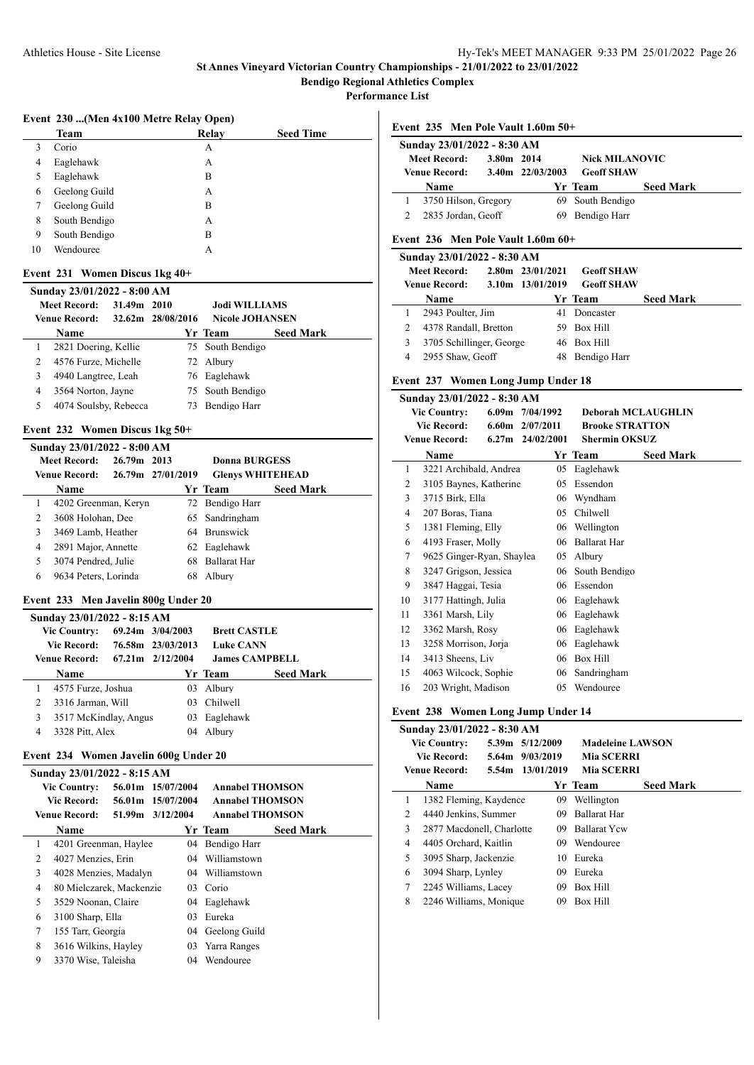# St Annes Vineyard Victorian Country Championships - 21/01/2022 to 23/01/2022

**Bendigo Regional Athletics Complex**

**Performance List**

### Event 230 ...(Men 4x100 Metre Relay Open)

| | Team | Relay | Seed Time |
|---|---|---|---|
| 3 | Corio | A | |
| 4 | Eaglehawk | A | |
| 5 | Eaglehawk | B | |
| 6 | Geelong Guild | A | |
| 7 | Geelong Guild | B | |
| 8 | South Bendigo | A | |
| 9 | South Bendigo | B | |
| 10 | Wendouree | A | |

### Event 231 Women Discus 1kg 40+

**Sunday 23/01/2022 - 8:00 AM**

| | | | |
|---|---|---|---|
| Meet Record: | 31.49m | 2010 | Jodi WILLIAMS |
| Venue Record: | 32.62m | 28/08/2016 | Nicole JOHANSEN |

| | Name | Yr | Team | Seed Mark |
|---|---|---|---|---|
| 1 | 2821 Doering, Kellie | 75 | South Bendigo | |
| 2 | 4576 Furze, Michelle | 72 | Albury | |
| 3 | 4940 Langtree, Leah | 76 | Eaglehawk | |
| 4 | 3564 Norton, Jayne | 75 | South Bendigo | |
| 5 | 4074 Soulsby, Rebecca | 73 | Bendigo Harr | |

### Event 232 Women Discus 1kg 50+

**Sunday 23/01/2022 - 8:00 AM**

| | | | |
|---|---|---|---|
| Meet Record: | 26.79m | 2013 | Donna BURGESS |
| Venue Record: | 26.79m | 27/01/2019 | Glenys WHITEHEAD |

| | Name | Yr | Team | Seed Mark |
|---|---|---|---|---|
| 1 | 4202 Greenman, Keryn | 72 | Bendigo Harr | |
| 2 | 3608 Holohan, Dee | 65 | Sandringham | |
| 3 | 3469 Lamb, Heather | 64 | Brunswick | |
| 4 | 2891 Major, Annette | 62 | Eaglehawk | |
| 5 | 3074 Pendred, Julie | 68 | Ballarat Har | |
| 6 | 9634 Peters, Lorinda | 68 | Albury | |

### Event 233 Men Javelin 800g Under 20

**Sunday 23/01/2022 - 8:15 AM**

| | | | |
|---|---|---|---|
| Vic Country: | 69.24m | 3/04/2003 | Brett CASTLE |
| Vic Record: | 76.58m | 23/03/2013 | Luke CANN |
| Venue Record: | 67.21m | 2/12/2004 | James CAMPBELL |

| | Name | Yr | Team | Seed Mark |
|---|---|---|---|---|
| 1 | 4575 Furze, Joshua | 03 | Albury | |
| 2 | 3316 Jarman, Will | 03 | Chilwell | |
| 3 | 3517 McKindlay, Angus | 03 | Eaglehawk | |
| 4 | 3328 Pitt, Alex | 04 | Albury | |

### Event 234 Women Javelin 600g Under 20

**Sunday 23/01/2022 - 8:15 AM**

| | | | |
|---|---|---|---|
| Vic Country: | 56.01m | 15/07/2004 | Annabel THOMSON |
| Vic Record: | 56.01m | 15/07/2004 | Annabel THOMSON |
| Venue Record: | 51.99m | 3/12/2004 | Annabel THOMSON |

| | Name | Yr | Team | Seed Mark |
|---|---|---|---|---|
| 1 | 4201 Greenman, Haylee | 04 | Bendigo Harr | |
| 2 | 4027 Menzies, Erin | 04 | Williamstown | |
| 3 | 4028 Menzies, Madalyn | 04 | Williamstown | |
| 4 | 80 Mielczarek, Mackenzie | 03 | Corio | |
| 5 | 3529 Noonan, Claire | 04 | Eaglehawk | |
| 6 | 3100 Sharp, Ella | 03 | Eureka | |
| 7 | 155 Tarr, Georgia | 04 | Geelong Guild | |
| 8 | 3616 Wilkins, Hayley | 03 | Yarra Ranges | |
| 9 | 3370 Wise, Taleisha | 04 | Wendouree | |

### Event 235 Men Pole Vault 1.60m 50+

**Sunday 23/01/2022 - 8:30 AM**

| | | | |
|---|---|---|---|
| Meet Record: | 3.80m | 2014 | Nick MILANOVIC |
| Venue Record: | 3.40m | 22/03/2003 | Geoff SHAW |

| | Name | Yr | Team | Seed Mark |
|---|---|---|---|---|
| 1 | 3750 Hilson, Gregory | 69 | South Bendigo | |
| 2 | 2835 Jordan, Geoff | 69 | Bendigo Harr | |

### Event 236 Men Pole Vault 1.60m 60+

**Sunday 23/01/2022 - 8:30 AM**

| | | | |
|---|---|---|---|
| Meet Record: | 2.80m | 23/01/2021 | Geoff SHAW |
| Venue Record: | 3.10m | 13/01/2019 | Geoff SHAW |

| | Name | Yr | Team | Seed Mark |
|---|---|---|---|---|
| 1 | 2943 Poulter, Jim | 41 | Doncaster | |
| 2 | 4378 Randall, Bretton | 59 | Box Hill | |
| 3 | 3705 Schillinger, George | 46 | Box Hill | |
| 4 | 2955 Shaw, Geoff | 48 | Bendigo Harr | |

### Event 237 Women Long Jump Under 18

**Sunday 23/01/2022 - 8:30 AM**

| | | | |
|---|---|---|---|
| Vic Country: | 6.09m | 7/04/1992 | Deborah MCLAUGHLIN |
| Vic Record: | 6.60m | 2/07/2011 | Brooke STRATTON |
| Venue Record: | 6.27m | 24/02/2001 | Shermin OKSUZ |

| | Name | Yr | Team | Seed Mark |
|---|---|---|---|---|
| 1 | 3221 Archibald, Andrea | 05 | Eaglehawk | |
| 2 | 3105 Baynes, Katherine | 05 | Essendon | |
| 3 | 3715 Birk, Ella | 06 | Wyndham | |
| 4 | 207 Boras, Tiana | 05 | Chilwell | |
| 5 | 1381 Fleming, Elly | 06 | Wellington | |
| 6 | 4193 Fraser, Molly | 06 | Ballarat Har | |
| 7 | 9625 Ginger-Ryan, Shaylea | 05 | Albury | |
| 8 | 3247 Grigson, Jessica | 06 | South Bendigo | |
| 9 | 3847 Haggai, Tesia | 06 | Essendon | |
| 10 | 3177 Hattingh, Julia | 06 | Eaglehawk | |
| 11 | 3361 Marsh, Lily | 06 | Eaglehawk | |
| 12 | 3362 Marsh, Rosy | 06 | Eaglehawk | |
| 13 | 3258 Morrison, Jorja | 06 | Eaglehawk | |
| 14 | 3413 Sheens, Liv | 06 | Box Hill | |
| 15 | 4063 Wilcock, Sophie | 06 | Sandringham | |
| 16 | 203 Wright, Madison | 05 | Wendouree | |

### Event 238 Women Long Jump Under 14

**Sunday 23/01/2022 - 8:30 AM**

| | | | |
|---|---|---|---|
| Vic Country: | 5.39m | 5/12/2009 | Madeleine LAWSON |
| Vic Record: | 5.64m | 9/03/2019 | Mia SCERRI |
| Venue Record: | 5.54m | 13/01/2019 | Mia SCERRI |

| | Name | Yr | Team | Seed Mark |
|---|---|---|---|---|
| 1 | 1382 Fleming, Kaydence | 09 | Wellington | |
| 2 | 4440 Jenkins, Summer | 09 | Ballarat Har | |
| 3 | 2877 Macdonell, Charlotte | 09 | Ballarat Ycw | |
| 4 | 4405 Orchard, Kaitlin | 09 | Wendouree | |
| 5 | 3095 Sharp, Jackenzie | 10 | Eureka | |
| 6 | 3094 Sharp, Lynley | 09 | Eureka | |
| 7 | 2245 Williams, Lacey | 09 | Box Hill | |
| 8 | 2246 Williams, Monique | 09 | Box Hill | |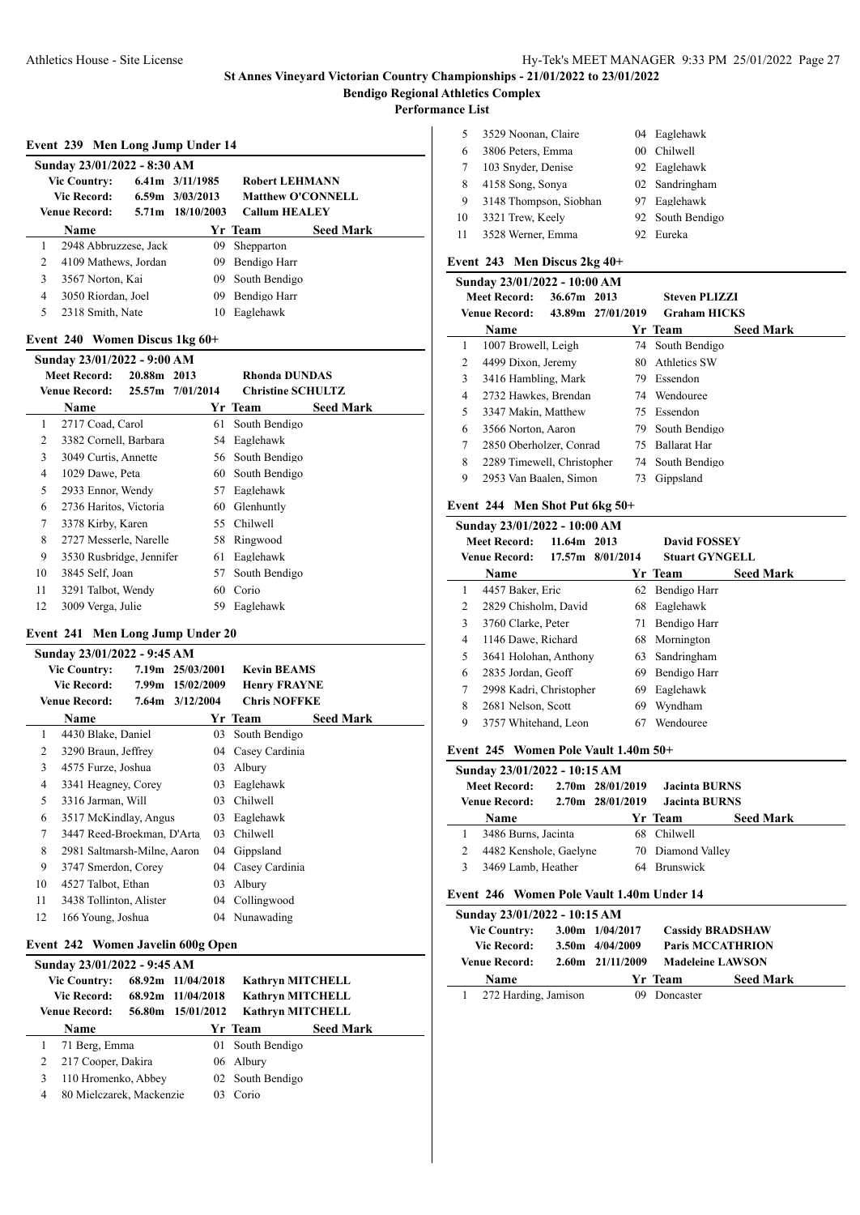# St Annes Vineyard Victorian Country Championships - 21/01/2022 to 23/01/2022

**Bendigo Regional Athletics Complex**

**Performance List**

### Event 239 Men Long Jump Under 14

**Sunday 23/01/2022 - 8:30 AM**

| | | | |
|---|---|---|---|
| Vic Country: | 6.41m | 3/11/1985 | Robert LEHMANN |
| Vic Record: | 6.59m | 3/03/2013 | Matthew O'CONNELL |
| Venue Record: | 5.71m | 18/10/2003 | Callum HEALEY |

| | Name | Yr | Team | Seed Mark |
|---|---|---|---|---|
| 1 | 2948 Abbruzzese, Jack | 09 | Shepparton | |
| 2 | 4109 Mathews, Jordan | 09 | Bendigo Harr | |
| 3 | 3567 Norton, Kai | 09 | South Bendigo | |
| 4 | 3050 Riordan, Joel | 09 | Bendigo Harr | |
| 5 | 2318 Smith, Nate | 10 | Eaglehawk | |

### Event 240 Women Discus 1kg 60+

**Sunday 23/01/2022 - 9:00 AM**

| | | | |
|---|---|---|---|
| Meet Record: | 20.88m | 2013 | Rhonda DUNDAS |
| Venue Record: | 25.57m | 7/01/2014 | Christine SCHULTZ |

| | Name | Yr | Team | Seed Mark |
|---|---|---|---|---|
| 1 | 2717 Coad, Carol | 61 | South Bendigo | |
| 2 | 3382 Cornell, Barbara | 54 | Eaglehawk | |
| 3 | 3049 Curtis, Annette | 56 | South Bendigo | |
| 4 | 1029 Dawe, Peta | 60 | South Bendigo | |
| 5 | 2933 Ennor, Wendy | 57 | Eaglehawk | |
| 6 | 2736 Haritos, Victoria | 60 | Glenhuntly | |
| 7 | 3378 Kirby, Karen | 55 | Chilwell | |
| 8 | 2727 Messerle, Narelle | 58 | Ringwood | |
| 9 | 3530 Rusbridge, Jennifer | 61 | Eaglehawk | |
| 10 | 3845 Self, Joan | 57 | South Bendigo | |
| 11 | 3291 Talbot, Wendy | 60 | Corio | |
| 12 | 3009 Verga, Julie | 59 | Eaglehawk | |

### Event 241 Men Long Jump Under 20

**Sunday 23/01/2022 - 9:45 AM**

| | | | |
|---|---|---|---|
| Vic Country: | 7.19m | 25/03/2001 | Kevin BEAMS |
| Vic Record: | 7.99m | 15/02/2009 | Henry FRAYNE |
| Venue Record: | 7.64m | 3/12/2004 | Chris NOFFKE |

| | Name | Yr | Team | Seed Mark |
|---|---|---|---|---|
| 1 | 4430 Blake, Daniel | 03 | South Bendigo | |
| 2 | 3290 Braun, Jeffrey | 04 | Casey Cardinia | |
| 3 | 4575 Furze, Joshua | 03 | Albury | |
| 4 | 3341 Heagney, Corey | 03 | Eaglehawk | |
| 5 | 3316 Jarman, Will | 03 | Chilwell | |
| 6 | 3517 McKindlay, Angus | 03 | Eaglehawk | |
| 7 | 3447 Reed-Broekman, D'Arta | 03 | Chilwell | |
| 8 | 2981 Saltmarsh-Milne, Aaron | 04 | Gippsland | |
| 9 | 3747 Smerdon, Corey | 04 | Casey Cardinia | |
| 10 | 4527 Talbot, Ethan | 03 | Albury | |
| 11 | 3438 Tollinton, Alister | 04 | Collingwood | |
| 12 | 166 Young, Joshua | 04 | Nunawading | |

### Event 242 Women Javelin 600g Open

**Sunday 23/01/2022 - 9:45 AM**

| | | | |
|---|---|---|---|
| Vic Country: | 68.92m | 11/04/2018 | Kathryn MITCHELL |
| Vic Record: | 68.92m | 11/04/2018 | Kathryn MITCHELL |
| Venue Record: | 56.80m | 15/01/2012 | Kathryn MITCHELL |

| | Name | Yr | Team | Seed Mark |
|---|---|---|---|---|
| 1 | 71 Berg, Emma | 01 | South Bendigo | |
| 2 | 217 Cooper, Dakira | 06 | Albury | |
| 3 | 110 Hromenko, Abbey | 02 | South Bendigo | |
| 4 | 80 Mielczarek, Mackenzie | 03 | Corio | |
| 5 | 3529 Noonan, Claire | 04 | Eaglehawk | |
| 6 | 3806 Peters, Emma | 00 | Chilwell | |
| 7 | 103 Snyder, Denise | 92 | Eaglehawk | |
| 8 | 4158 Song, Sonya | 02 | Sandringham | |
| 9 | 3148 Thompson, Siobhan | 97 | Eaglehawk | |
| 10 | 3321 Trew, Keely | 92 | South Bendigo | |
| 11 | 3528 Werner, Emma | 92 | Eureka | |

### Event 243 Men Discus 2kg 40+

**Sunday 23/01/2022 - 10:00 AM**

| | | | |
|---|---|---|---|
| Meet Record: | 36.67m | 2013 | Steven PLIZZI |
| Venue Record: | 43.89m | 27/01/2019 | Graham HICKS |

| | Name | Yr | Team | Seed Mark |
|---|---|---|---|---|
| 1 | 1007 Browell, Leigh | 74 | South Bendigo | |
| 2 | 4499 Dixon, Jeremy | 80 | Athletics SW | |
| 3 | 3416 Hambling, Mark | 79 | Essendon | |
| 4 | 2732 Hawkes, Brendan | 74 | Wendouree | |
| 5 | 3347 Makin, Matthew | 75 | Essendon | |
| 6 | 3566 Norton, Aaron | 79 | South Bendigo | |
| 7 | 2850 Oberholzer, Conrad | 75 | Ballarat Har | |
| 8 | 2289 Timewell, Christopher | 74 | South Bendigo | |
| 9 | 2953 Van Baalen, Simon | 73 | Gippsland | |

### Event 244 Men Shot Put 6kg 50+

**Sunday 23/01/2022 - 10:00 AM**

| | | | |
|---|---|---|---|
| Meet Record: | 11.64m | 2013 | David FOSSEY |
| Venue Record: | 17.57m | 8/01/2014 | Stuart GYNGELL |

| | Name | Yr | Team | Seed Mark |
|---|---|---|---|---|
| 1 | 4457 Baker, Eric | 62 | Bendigo Harr | |
| 2 | 2829 Chisholm, David | 68 | Eaglehawk | |
| 3 | 3760 Clarke, Peter | 71 | Bendigo Harr | |
| 4 | 1146 Dawe, Richard | 68 | Mornington | |
| 5 | 3641 Holohan, Anthony | 63 | Sandringham | |
| 6 | 2835 Jordan, Geoff | 69 | Bendigo Harr | |
| 7 | 2998 Kadri, Christopher | 69 | Eaglehawk | |
| 8 | 2681 Nelson, Scott | 69 | Wyndham | |
| 9 | 3757 Whitehand, Leon | 67 | Wendouree | |

### Event 245 Women Pole Vault 1.40m 50+

**Sunday 23/01/2022 - 10:15 AM**

| | | | |
|---|---|---|---|
| Meet Record: | 2.70m | 28/01/2019 | Jacinta BURNS |
| Venue Record: | 2.70m | 28/01/2019 | Jacinta BURNS |

| | Name | Yr | Team | Seed Mark |
|---|---|---|---|---|
| 1 | 3486 Burns, Jacinta | 68 | Chilwell | |
| 2 | 4482 Kenshole, Gaelyne | 70 | Diamond Valley | |
| 3 | 3469 Lamb, Heather | 64 | Brunswick | |

### Event 246 Women Pole Vault 1.40m Under 14

**Sunday 23/01/2022 - 10:15 AM**

| | | | |
|---|---|---|---|
| Vic Country: | 3.00m | 1/04/2017 | Cassidy BRADSHAW |
| Vic Record: | 3.50m | 4/04/2009 | Paris MCCATHRION |
| Venue Record: | 2.60m | 21/11/2009 | Madeleine LAWSON |

| | Name | Yr | Team | Seed Mark |
|---|---|---|---|---|
| 1 | 272 Harding, Jamison | 09 | Doncaster | |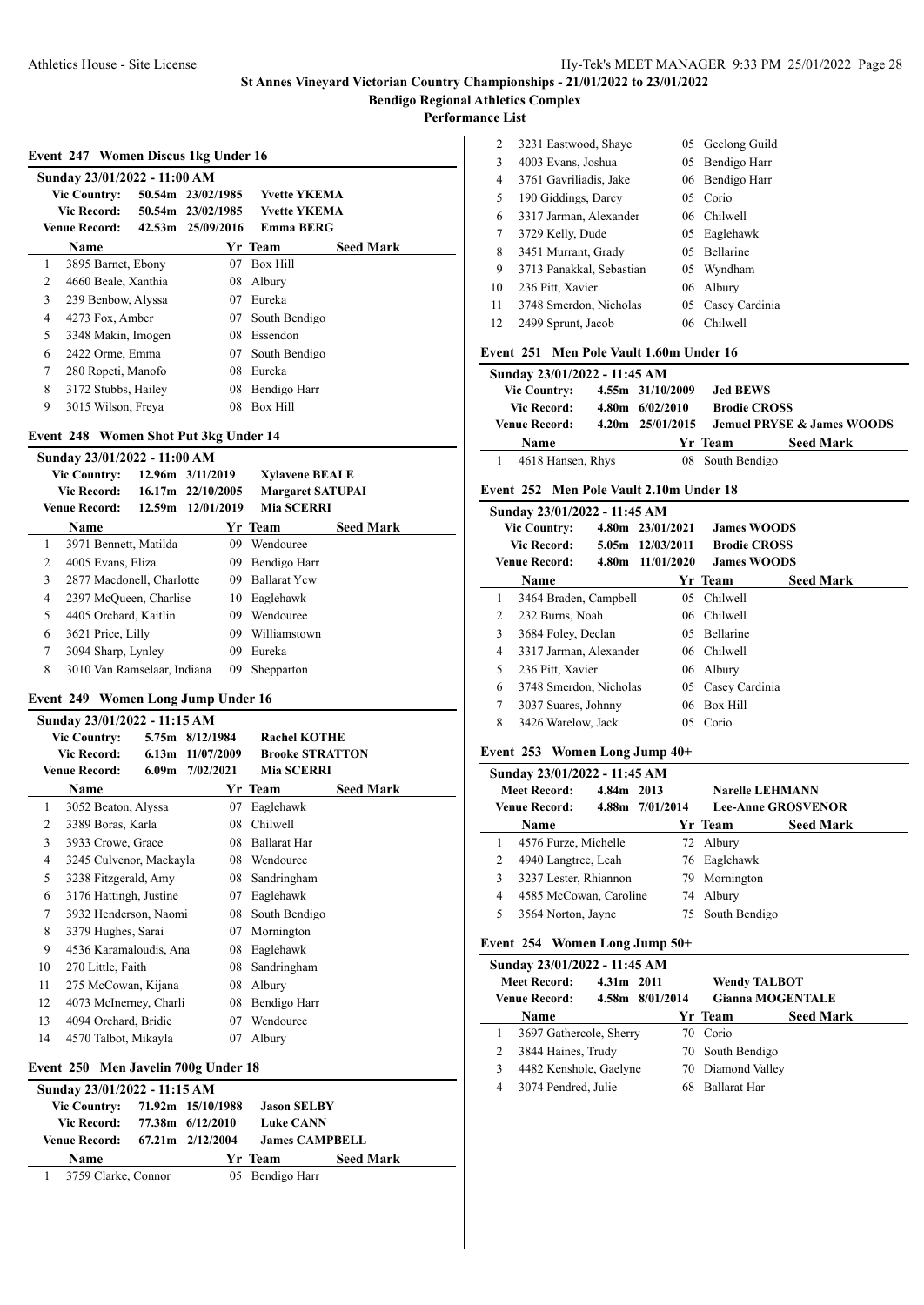**St Annes Vineyard Victorian Country Championships - 21/01/2022 to 23/01/2022**

**Bendigo Regional Athletics Complex**

**Performance List**

### Event 247 Women Discus 1kg Under 16

**Sunday 23/01/2022 - 11:00 AM**

| | | | |
|---|---|---|---|
| Vic Country: | 50.54m | 23/02/1985 | Yvette YKEMA |
| Vic Record: | 50.54m | 23/02/1985 | Yvette YKEMA |
| Venue Record: | 42.53m | 25/09/2016 | Emma BERG |

| | Name | Yr | Team | Seed Mark |
|---|---|---|---|---|
| 1 | 3895 Barnet, Ebony | 07 | Box Hill | |
| 2 | 4660 Beale, Xanthia | 08 | Albury | |
| 3 | 239 Benbow, Alyssa | 07 | Eureka | |
| 4 | 4273 Fox, Amber | 07 | South Bendigo | |
| 5 | 3348 Makin, Imogen | 08 | Essendon | |
| 6 | 2422 Orme, Emma | 07 | South Bendigo | |
| 7 | 280 Ropeti, Manofo | 08 | Eureka | |
| 8 | 3172 Stubbs, Hailey | 08 | Bendigo Harr | |
| 9 | 3015 Wilson, Freya | 08 | Box Hill | |

### Event 248 Women Shot Put 3kg Under 14

**Sunday 23/01/2022 - 11:00 AM**

| | | | |
|---|---|---|---|
| Vic Country: | 12.96m | 3/11/2019 | Xylavene BEALE |
| Vic Record: | 16.17m | 22/10/2005 | Margaret SATUPAI |
| Venue Record: | 12.59m | 12/01/2019 | Mia SCERRI |

| | Name | Yr | Team | Seed Mark |
|---|---|---|---|---|
| 1 | 3971 Bennett, Matilda | 09 | Wendouree | |
| 2 | 4005 Evans, Eliza | 09 | Bendigo Harr | |
| 3 | 2877 Macdonell, Charlotte | 09 | Ballarat Ycw | |
| 4 | 2397 McQueen, Charlise | 10 | Eaglehawk | |
| 5 | 4405 Orchard, Kaitlin | 09 | Wendouree | |
| 6 | 3621 Price, Lilly | 09 | Williamstown | |
| 7 | 3094 Sharp, Lynley | 09 | Eureka | |
| 8 | 3010 Van Ramselaar, Indiana | 09 | Shepparton | |

### Event 249 Women Long Jump Under 16

**Sunday 23/01/2022 - 11:15 AM**

| | | | |
|---|---|---|---|
| Vic Country: | 5.75m | 8/12/1984 | Rachel KOTHE |
| Vic Record: | 6.13m | 11/07/2009 | Brooke STRATTON |
| Venue Record: | 6.09m | 7/02/2021 | Mia SCERRI |

| | Name | Yr | Team | Seed Mark |
|---|---|---|---|---|
| 1 | 3052 Beaton, Alyssa | 07 | Eaglehawk | |
| 2 | 3389 Boras, Karla | 08 | Chilwell | |
| 3 | 3933 Crowe, Grace | 08 | Ballarat Har | |
| 4 | 3245 Culvenor, Mackayla | 08 | Wendouree | |
| 5 | 3238 Fitzgerald, Amy | 08 | Sandringham | |
| 6 | 3176 Hattingh, Justine | 07 | Eaglehawk | |
| 7 | 3932 Henderson, Naomi | 08 | South Bendigo | |
| 8 | 3379 Hughes, Sarai | 07 | Mornington | |
| 9 | 4536 Karamaloudis, Ana | 08 | Eaglehawk | |
| 10 | 270 Little, Faith | 08 | Sandringham | |
| 11 | 275 McCowan, Kijana | 08 | Albury | |
| 12 | 4073 McInerney, Charli | 08 | Bendigo Harr | |
| 13 | 4094 Orchard, Bridie | 07 | Wendouree | |
| 14 | 4570 Talbot, Mikayla | 07 | Albury | |

### Event 250 Men Javelin 700g Under 18

**Sunday 23/01/2022 - 11:15 AM**

| | | | |
|---|---|---|---|
| Vic Country: | 71.92m | 15/10/1988 | Jason SELBY |
| Vic Record: | 77.38m | 6/12/2010 | Luke CANN |
| Venue Record: | 67.21m | 2/12/2004 | James CAMPBELL |

| | Name | Yr | Team | Seed Mark |
|---|---|---|---|---|
| 1 | 3759 Clarke, Connor | 05 | Bendigo Harr | |
| 2 | 3231 Eastwood, Shaye | 05 | Geelong Guild | |
| 3 | 4003 Evans, Joshua | 05 | Bendigo Harr | |
| 4 | 3761 Gavriliadis, Jake | 06 | Bendigo Harr | |
| 5 | 190 Giddings, Darcy | 05 | Corio | |
| 6 | 3317 Jarman, Alexander | 06 | Chilwell | |
| 7 | 3729 Kelly, Dude | 05 | Eaglehawk | |
| 8 | 3451 Murrant, Grady | 05 | Bellarine | |
| 9 | 3713 Panakkal, Sebastian | 05 | Wyndham | |
| 10 | 236 Pitt, Xavier | 06 | Albury | |
| 11 | 3748 Smerdon, Nicholas | 05 | Casey Cardinia | |
| 12 | 2499 Sprunt, Jacob | 06 | Chilwell | |

### Event 251 Men Pole Vault 1.60m Under 16

**Sunday 23/01/2022 - 11:45 AM**

| | | | |
|---|---|---|---|
| Vic Country: | 4.55m | 31/10/2009 | Jed BEWS |
| Vic Record: | 4.80m | 6/02/2010 | Brodie CROSS |
| Venue Record: | 4.20m | 25/01/2015 | Jemuel PRYSE & James WOODS |

| | Name | Yr | Team | Seed Mark |
|---|---|---|---|---|
| 1 | 4618 Hansen, Rhys | 08 | South Bendigo | |

### Event 252 Men Pole Vault 2.10m Under 18

**Sunday 23/01/2022 - 11:45 AM**

| | | | |
|---|---|---|---|
| Vic Country: | 4.80m | 23/01/2021 | James WOODS |
| Vic Record: | 5.05m | 12/03/2011 | Brodie CROSS |
| Venue Record: | 4.80m | 11/01/2020 | James WOODS |

| | Name | Yr | Team | Seed Mark |
|---|---|---|---|---|
| 1 | 3464 Braden, Campbell | 05 | Chilwell | |
| 2 | 232 Burns, Noah | 06 | Chilwell | |
| 3 | 3684 Foley, Declan | 05 | Bellarine | |
| 4 | 3317 Jarman, Alexander | 06 | Chilwell | |
| 5 | 236 Pitt, Xavier | 06 | Albury | |
| 6 | 3748 Smerdon, Nicholas | 05 | Casey Cardinia | |
| 7 | 3037 Suares, Johnny | 06 | Box Hill | |
| 8 | 3426 Warelow, Jack | 05 | Corio | |

### Event 253 Women Long Jump 40+

**Sunday 23/01/2022 - 11:45 AM**

| | | | |
|---|---|---|---|
| Meet Record: | 4.84m | 2013 | Narelle LEHMANN |
| Venue Record: | 4.88m | 7/01/2014 | Lee-Anne GROSVENOR |

| | Name | Yr | Team | Seed Mark |
|---|---|---|---|---|
| 1 | 4576 Furze, Michelle | 72 | Albury | |
| 2 | 4940 Langtree, Leah | 76 | Eaglehawk | |
| 3 | 3237 Lester, Rhiannon | 79 | Mornington | |
| 4 | 4585 McCowan, Caroline | 74 | Albury | |
| 5 | 3564 Norton, Jayne | 75 | South Bendigo | |

### Event 254 Women Long Jump 50+

**Sunday 23/01/2022 - 11:45 AM**

| | | | |
|---|---|---|---|
| Meet Record: | 4.31m | 2011 | Wendy TALBOT |
| Venue Record: | 4.58m | 8/01/2014 | Gianna MOGENTALE |

| | Name | Yr | Team | Seed Mark |
|---|---|---|---|---|
| 1 | 3697 Gathercole, Sherry | 70 | Corio | |
| 2 | 3844 Haines, Trudy | 70 | South Bendigo | |
| 3 | 4482 Kenshole, Gaelyne | 70 | Diamond Valley | |
| 4 | 3074 Pendred, Julie | 68 | Ballarat Har | |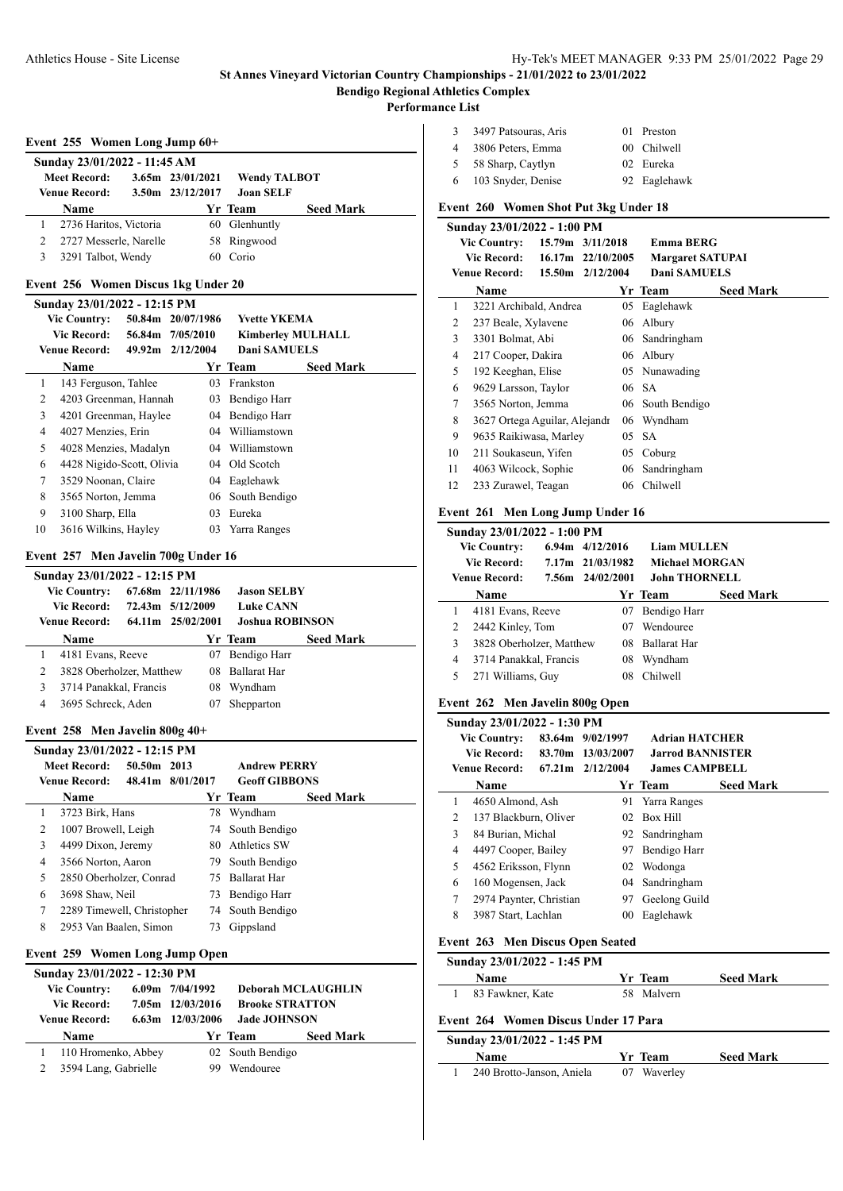# St Annes Vineyard Victorian Country Championships - 21/01/2022 to 23/01/2022

## Bendigo Regional Athletics Complex

### Performance List

#### Event 255 Women Long Jump 60+

Sunday 23/01/2022 - 11:45 AM

| Meet Record: | 3.65m | 23/01/2021 | Wendy TALBOT |
|---|---|---|---|
| Venue Record: | 3.50m | 23/12/2017 | Joan SELF |

| | Name | Yr | Team | Seed Mark |
|---|---|---|---|---|
| 1 | 2736 Haritos, Victoria | 60 | Glenhuntly | |
| 2 | 2727 Messerle, Narelle | 58 | Ringwood | |
| 3 | 3291 Talbot, Wendy | 60 | Corio | |

#### Event 256 Women Discus 1kg Under 20

Sunday 23/01/2022 - 12:15 PM

| Vic Country: | 50.84m | 20/07/1986 | Yvette YKEMA |
|---|---|---|---|
| Vic Record: | 56.84m | 7/05/2010 | Kimberley MULHALL |
| Venue Record: | 49.92m | 2/12/2004 | Dani SAMUELS |

| | Name | Yr | Team | Seed Mark |
|---|---|---|---|---|
| 1 | 143 Ferguson, Tahlee | 03 | Frankston | |
| 2 | 4203 Greenman, Hannah | 03 | Bendigo Harr | |
| 3 | 4201 Greenman, Haylee | 04 | Bendigo Harr | |
| 4 | 4027 Menzies, Erin | 04 | Williamstown | |
| 5 | 4028 Menzies, Madalyn | 04 | Williamstown | |
| 6 | 4428 Nigido-Scott, Olivia | 04 | Old Scotch | |
| 7 | 3529 Noonan, Claire | 04 | Eaglehawk | |
| 8 | 3565 Norton, Jemma | 06 | South Bendigo | |
| 9 | 3100 Sharp, Ella | 03 | Eureka | |
| 10 | 3616 Wilkins, Hayley | 03 | Yarra Ranges | |

#### Event 257 Men Javelin 700g Under 16

Sunday 23/01/2022 - 12:15 PM

| Vic Country: | 67.68m | 22/11/1986 | Jason SELBY |
|---|---|---|---|
| Vic Record: | 72.43m | 5/12/2009 | Luke CANN |
| Venue Record: | 64.11m | 25/02/2001 | Joshua ROBINSON |

| | Name | Yr | Team | Seed Mark |
|---|---|---|---|---|
| 1 | 4181 Evans, Reeve | 07 | Bendigo Harr | |
| 2 | 3828 Oberholzer, Matthew | 08 | Ballarat Har | |
| 3 | 3714 Panakkal, Francis | 08 | Wyndham | |
| 4 | 3695 Schreck, Aden | 07 | Shepparton | |

#### Event 258 Men Javelin 800g 40+

Sunday 23/01/2022 - 12:15 PM

| Meet Record: | 50.50m | 2013 | Andrew PERRY |
|---|---|---|---|
| Venue Record: | 48.41m | 8/01/2017 | Geoff GIBBONS |

| | Name | Yr | Team | Seed Mark |
|---|---|---|---|---|
| 1 | 3723 Birk, Hans | 78 | Wyndham | |
| 2 | 1007 Browell, Leigh | 74 | South Bendigo | |
| 3 | 4499 Dixon, Jeremy | 80 | Athletics SW | |
| 4 | 3566 Norton, Aaron | 79 | South Bendigo | |
| 5 | 2850 Oberholzer, Conrad | 75 | Ballarat Har | |
| 6 | 3698 Shaw, Neil | 73 | Bendigo Harr | |
| 7 | 2289 Timewell, Christopher | 74 | South Bendigo | |
| 8 | 2953 Van Baalen, Simon | 73 | Gippsland | |

#### Event 259 Women Long Jump Open

Sunday 23/01/2022 - 12:30 PM

| Vic Country: | 6.09m | 7/04/1992 | Deborah MCLAUGHLIN |
|---|---|---|---|
| Vic Record: | 7.05m | 12/03/2016 | Brooke STRATTON |
| Venue Record: | 6.63m | 12/03/2006 | Jade JOHNSON |

| | Name | Yr | Team | Seed Mark |
|---|---|---|---|---|
| 1 | 110 Hromenko, Abbey | 02 | South Bendigo | |
| 2 | 3594 Lang, Gabrielle | 99 | Wendouree | |
| 3 | 3497 Patsouras, Aris | 01 | Preston | |
| 4 | 3806 Peters, Emma | 00 | Chilwell | |
| 5 | 58 Sharp, Caytlyn | 02 | Eureka | |
| 6 | 103 Snyder, Denise | 92 | Eaglehawk | |

#### Event 260 Women Shot Put 3kg Under 18

Sunday 23/01/2022 - 1:00 PM

| Vic Country: | 15.79m | 3/11/2018 | Emma BERG |
|---|---|---|---|
| Vic Record: | 16.17m | 22/10/2005 | Margaret SATUPAI |
| Venue Record: | 15.50m | 2/12/2004 | Dani SAMUELS |

| | Name | Yr | Team | Seed Mark |
|---|---|---|---|---|
| 1 | 3221 Archibald, Andrea | 05 | Eaglehawk | |
| 2 | 237 Beale, Xylavene | 06 | Albury | |
| 3 | 3301 Bolmat, Abi | 06 | Sandringham | |
| 4 | 217 Cooper, Dakira | 06 | Albury | |
| 5 | 192 Keeghan, Elise | 05 | Nunawading | |
| 6 | 9629 Larsson, Taylor | 06 | SA | |
| 7 | 3565 Norton, Jemma | 06 | South Bendigo | |
| 8 | 3627 Ortega Aguilar, Alejandr | 06 | Wyndham | |
| 9 | 9635 Raikiwasa, Marley | 05 | SA | |
| 10 | 211 Soukaseun, Yifen | 05 | Coburg | |
| 11 | 4063 Wilcock, Sophie | 06 | Sandringham | |
| 12 | 233 Zurawel, Teagan | 06 | Chilwell | |

#### Event 261 Men Long Jump Under 16

Sunday 23/01/2022 - 1:00 PM

| Vic Country: | 6.94m | 4/12/2016 | Liam MULLEN |
|---|---|---|---|
| Vic Record: | 7.17m | 21/03/1982 | Michael MORGAN |
| Venue Record: | 7.56m | 24/02/2001 | John THORNELL |

| | Name | Yr | Team | Seed Mark |
|---|---|---|---|---|
| 1 | 4181 Evans, Reeve | 07 | Bendigo Harr | |
| 2 | 2442 Kinley, Tom | 07 | Wendouree | |
| 3 | 3828 Oberholzer, Matthew | 08 | Ballarat Har | |
| 4 | 3714 Panakkal, Francis | 08 | Wyndham | |
| 5 | 271 Williams, Guy | 08 | Chilwell | |

#### Event 262 Men Javelin 800g Open

Sunday 23/01/2022 - 1:30 PM

| Vic Country: | 83.64m | 9/02/1997 | Adrian HATCHER |
|---|---|---|---|
| Vic Record: | 83.70m | 13/03/2007 | Jarrod BANNISTER |
| Venue Record: | 67.21m | 2/12/2004 | James CAMPBELL |

| | Name | Yr | Team | Seed Mark |
|---|---|---|---|---|
| 1 | 4650 Almond, Ash | 91 | Yarra Ranges | |
| 2 | 137 Blackburn, Oliver | 02 | Box Hill | |
| 3 | 84 Burian, Michal | 92 | Sandringham | |
| 4 | 4497 Cooper, Bailey | 97 | Bendigo Harr | |
| 5 | 4562 Eriksson, Flynn | 02 | Wodonga | |
| 6 | 160 Mogensen, Jack | 04 | Sandringham | |
| 7 | 2974 Paynter, Christian | 97 | Geelong Guild | |
| 8 | 3987 Start, Lachlan | 00 | Eaglehawk | |

#### Event 263 Men Discus Open Seated

Sunday 23/01/2022 - 1:45 PM

| | Name | Yr | Team | Seed Mark |
|---|---|---|---|---|
| 1 | 83 Fawkner, Kate | 58 | Malvern | |

#### Event 264 Women Discus Under 17 Para

Sunday 23/01/2022 - 1:45 PM

| | Name | Yr | Team | Seed Mark |
|---|---|---|---|---|
| 1 | 240 Brotto-Janson, Aniela | 07 | Waverley | |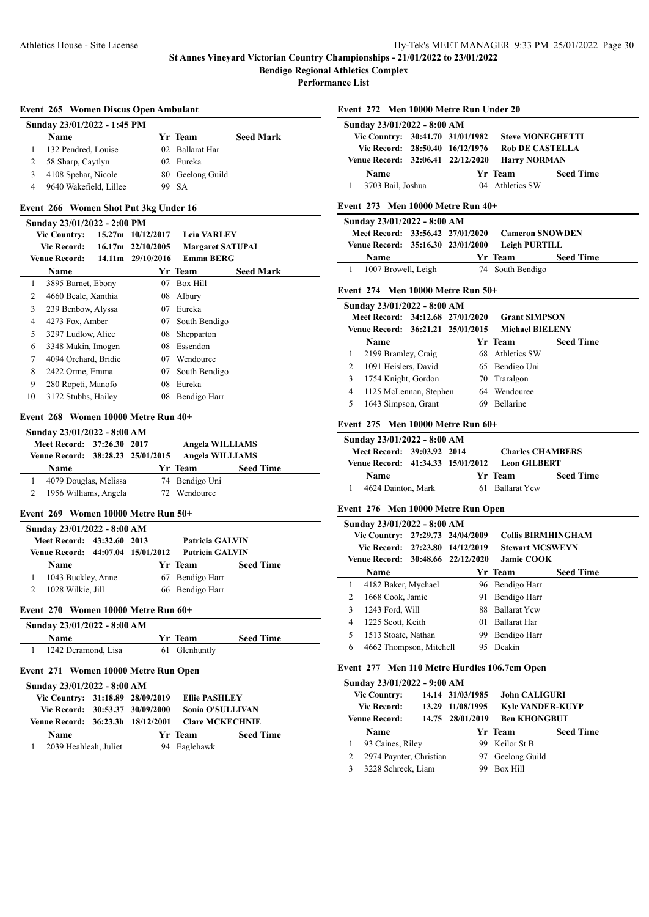# St Annes Vineyard Victorian Country Championships - 21/01/2022 to 23/01/2022

## Bendigo Regional Athletics Complex

### Performance List

### Event 265 Women Discus Open Ambulant

**Sunday 23/01/2022 - 1:45 PM**

| | Name | Yr | Team | Seed Mark |
|---|---|---|---|---|
| 1 | 132 Pendred, Louise | 02 | Ballarat Har | |
| 2 | 58 Sharp, Caytlyn | 02 | Eureka | |
| 3 | 4108 Spehar, Nicole | 80 | Geelong Guild | |
| 4 | 9640 Wakefield, Lillee | 99 | SA | |

### Event 266 Women Shot Put 3kg Under 16

**Sunday 23/01/2022 - 2:00 PM**

Vic Country: 15.27m 10/12/2017 Leia VARLEY
Vic Record: 16.17m 22/10/2005 Margaret SATUPAI
Venue Record: 14.11m 29/10/2016 Emma BERG

| | Name | Yr | Team | Seed Mark |
|---|---|---|---|---|
| 1 | 3895 Barnet, Ebony | 07 | Box Hill | |
| 2 | 4660 Beale, Xanthia | 08 | Albury | |
| 3 | 239 Benbow, Alyssa | 07 | Eureka | |
| 4 | 4273 Fox, Amber | 07 | South Bendigo | |
| 5 | 3297 Ludlow, Alice | 08 | Shepparton | |
| 6 | 3348 Makin, Imogen | 08 | Essendon | |
| 7 | 4094 Orchard, Bridie | 07 | Wendouree | |
| 8 | 2422 Orme, Emma | 07 | South Bendigo | |
| 9 | 280 Ropeti, Manofo | 08 | Eureka | |
| 10 | 3172 Stubbs, Hailey | 08 | Bendigo Harr | |

### Event 268 Women 10000 Metre Run 40+

**Sunday 23/01/2022 - 8:00 AM**

Meet Record: 37:26.30 2017 Angela WILLIAMS
Venue Record: 38:28.23 25/01/2015 Angela WILLIAMS

| | Name | Yr | Team | Seed Time |
|---|---|---|---|---|
| 1 | 4079 Douglas, Melissa | 74 | Bendigo Uni | |
| 2 | 1956 Williams, Angela | 72 | Wendouree | |

### Event 269 Women 10000 Metre Run 50+

**Sunday 23/01/2022 - 8:00 AM**

Meet Record: 43:32.60 2013 Patricia GALVIN
Venue Record: 44:07.04 15/01/2012 Patricia GALVIN

| | Name | Yr | Team | Seed Time |
|---|---|---|---|---|
| 1 | 1043 Buckley, Anne | 67 | Bendigo Harr | |
| 2 | 1028 Wilkie, Jill | 66 | Bendigo Harr | |

### Event 270 Women 10000 Metre Run 60+

**Sunday 23/01/2022 - 8:00 AM**

| | Name | Yr | Team | Seed Time |
|---|---|---|---|---|
| 1 | 1242 Deramond, Lisa | 61 | Glenhuntly | |

### Event 271 Women 10000 Metre Run Open

**Sunday 23/01/2022 - 8:00 AM**

Vic Country: 31:18.89 28/09/2019 Ellie PASHLEY
Vic Record: 30:53.37 30/09/2000 Sonia O'SULLIVAN
Venue Record: 36:23.3h 18/12/2001 Clare MCKECHNIE

| | Name | Yr | Team | Seed Time |
|---|---|---|---|---|
| 1 | 2039 Heahleah, Juliet | 94 | Eaglehawk | |

### Event 272 Men 10000 Metre Run Under 20

**Sunday 23/01/2022 - 8:00 AM**

Vic Country: 30:41.70 31/01/1982 Steve MONEGHETTI
Vic Record: 28:50.40 16/12/1976 Rob DE CASTELLA
Venue Record: 32:06.41 22/12/2020 Harry NORMAN

| | Name | Yr | Team | Seed Time |
|---|---|---|---|---|
| 1 | 3703 Bail, Joshua | 04 | Athletics SW | |

### Event 273 Men 10000 Metre Run 40+

**Sunday 23/01/2022 - 8:00 AM**

Meet Record: 33:56.42 27/01/2020 Cameron SNOWDEN
Venue Record: 35:16.30 23/01/2000 Leigh PURTILL

| | Name | Yr | Team | Seed Time |
|---|---|---|---|---|
| 1 | 1007 Browell, Leigh | 74 | South Bendigo | |

### Event 274 Men 10000 Metre Run 50+

**Sunday 23/01/2022 - 8:00 AM**

Meet Record: 34:12.68 27/01/2020 Grant SIMPSON
Venue Record: 36:21.21 25/01/2015 Michael BIELENY

| | Name | Yr | Team | Seed Time |
|---|---|---|---|---|
| 1 | 2199 Bramley, Craig | 68 | Athletics SW | |
| 2 | 1091 Heislers, David | 65 | Bendigo Uni | |
| 3 | 1754 Knight, Gordon | 70 | Traralgon | |
| 4 | 1125 McLennan, Stephen | 64 | Wendouree | |
| 5 | 1643 Simpson, Grant | 69 | Bellarine | |

### Event 275 Men 10000 Metre Run 60+

**Sunday 23/01/2022 - 8:00 AM**

Meet Record: 39:03.92 2014 Charles CHAMBERS
Venue Record: 41:34.33 15/01/2012 Leon GILBERT

| | Name | Yr | Team | Seed Time |
|---|---|---|---|---|
| 1 | 4624 Dainton, Mark | 61 | Ballarat Ycw | |

### Event 276 Men 10000 Metre Run Open

**Sunday 23/01/2022 - 8:00 AM**

Vic Country: 27:29.73 24/04/2009 Collis BIRMHINGHAM
Vic Record: 27:23.80 14/12/2019 Stewart MCSWEYN
Venue Record: 30:48.66 22/12/2020 Jamie COOK

| | Name | Yr | Team | Seed Time |
|---|---|---|---|---|
| 1 | 4182 Baker, Mychael | 96 | Bendigo Harr | |
| 2 | 1668 Cook, Jamie | 91 | Bendigo Harr | |
| 3 | 1243 Ford, Will | 88 | Ballarat Ycw | |
| 4 | 1225 Scott, Keith | 01 | Ballarat Har | |
| 5 | 1513 Stoate, Nathan | 99 | Bendigo Harr | |
| 6 | 4662 Thompson, Mitchell | 95 | Deakin | |

### Event 277 Men 110 Metre Hurdles 106.7cm Open

**Sunday 23/01/2022 - 9:00 AM**

Vic Country: 14.14 31/03/1985 John CALIGURI
Vic Record: 13.29 11/08/1995 Kyle VANDER-KUYP
Venue Record: 14.75 28/01/2019 Ben KHONGBUT

| | Name | Yr | Team | Seed Time |
|---|---|---|---|---|
| 1 | 93 Caines, Riley | 99 | Keilor St B | |
| 2 | 2974 Paynter, Christian | 97 | Geelong Guild | |
| 3 | 3228 Schreck, Liam | 99 | Box Hill | |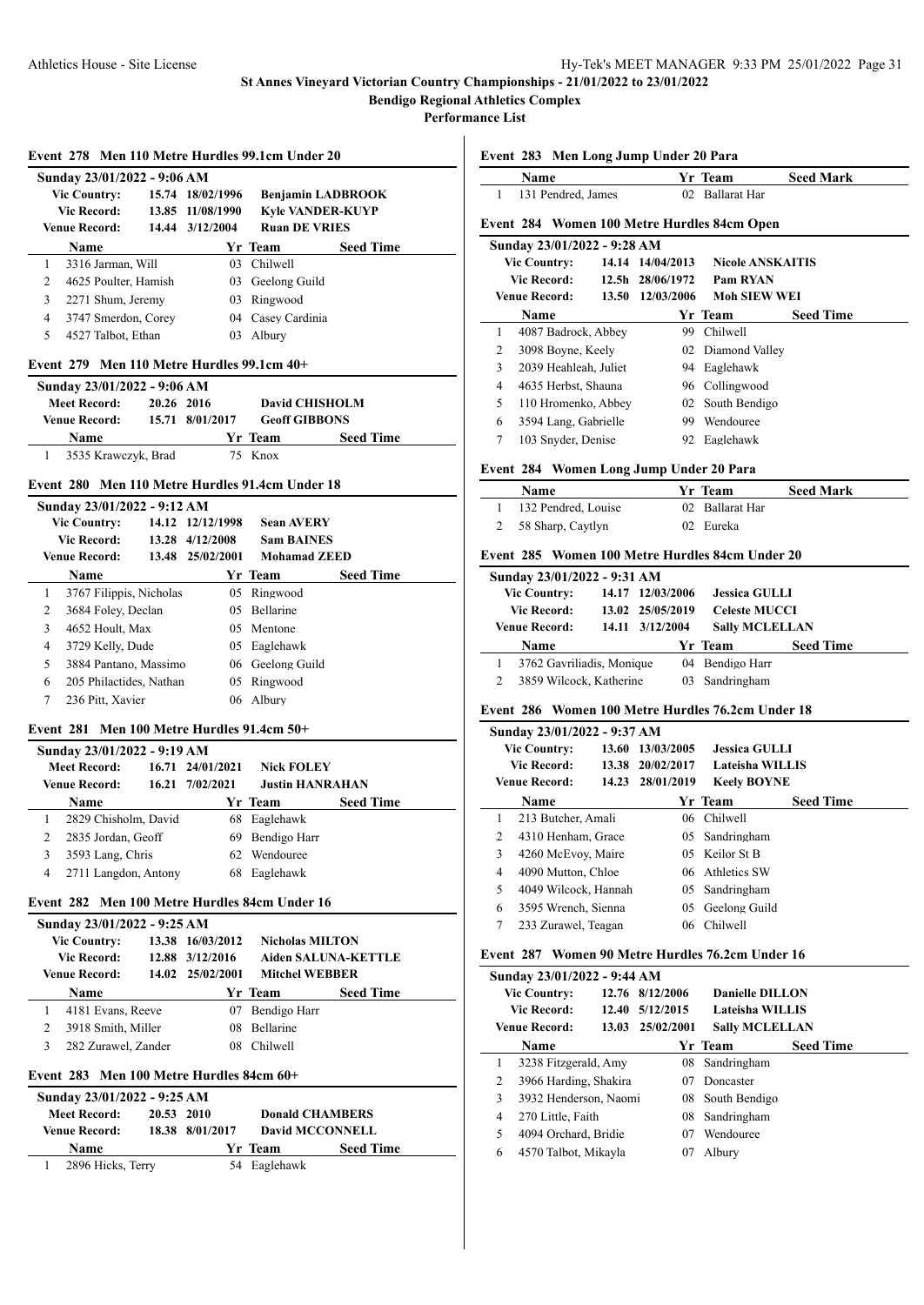# St Annes Vineyard Victorian Country Championships - 21/01/2022 to 23/01/2022

**Bendigo Regional Athletics Complex**

**Performance List**

### Event 278 Men 110 Metre Hurdles 99.1cm Under 20

**Sunday 23/01/2022 - 9:06 AM**

| | | | |
|---|---|---|---|
| Vic Country: | 15.74 | 18/02/1996 | Benjamin LADBROOK |
| Vic Record: | 13.85 | 11/08/1990 | Kyle VANDER-KUYP |
| Venue Record: | 14.44 | 3/12/2004 | Ruan DE VRIES |

| | Name | Yr | Team | Seed Time |
|---|---|---|---|---|
| 1 | 3316 Jarman, Will | 03 | Chilwell | |
| 2 | 4625 Poulter, Hamish | 03 | Geelong Guild | |
| 3 | 2271 Shum, Jeremy | 03 | Ringwood | |
| 4 | 3747 Smerdon, Corey | 04 | Casey Cardinia | |
| 5 | 4527 Talbot, Ethan | 03 | Albury | |

### Event 279 Men 110 Metre Hurdles 99.1cm 40+

**Sunday 23/01/2022 - 9:06 AM**

| | | | |
|---|---|---|---|
| Meet Record: | 20.26 | 2016 | David CHISHOLM |
| Venue Record: | 15.71 | 8/01/2017 | Geoff GIBBONS |

| | Name | Yr | Team | Seed Time |
|---|---|---|---|---|
| 1 | 3535 Krawczyk, Brad | 75 | Knox | |

### Event 280 Men 110 Metre Hurdles 91.4cm Under 18

**Sunday 23/01/2022 - 9:12 AM**

| | | | |
|---|---|---|---|
| Vic Country: | 14.12 | 12/12/1998 | Sean AVERY |
| Vic Record: | 13.28 | 4/12/2008 | Sam BAINES |
| Venue Record: | 13.48 | 25/02/2001 | Mohamad ZEED |

| | Name | Yr | Team | Seed Time |
|---|---|---|---|---|
| 1 | 3767 Filippis, Nicholas | 05 | Ringwood | |
| 2 | 3684 Foley, Declan | 05 | Bellarine | |
| 3 | 4652 Hoult, Max | 05 | Mentone | |
| 4 | 3729 Kelly, Dude | 05 | Eaglehawk | |
| 5 | 3884 Pantano, Massimo | 06 | Geelong Guild | |
| 6 | 205 Philactides, Nathan | 05 | Ringwood | |
| 7 | 236 Pitt, Xavier | 06 | Albury | |

### Event 281 Men 100 Metre Hurdles 91.4cm 50+

**Sunday 23/01/2022 - 9:19 AM**

| | | | |
|---|---|---|---|
| Meet Record: | 16.71 | 24/01/2021 | Nick FOLEY |
| Venue Record: | 16.21 | 7/02/2021 | Justin HANRAHAN |

| | Name | Yr | Team | Seed Time |
|---|---|---|---|---|
| 1 | 2829 Chisholm, David | 68 | Eaglehawk | |
| 2 | 2835 Jordan, Geoff | 69 | Bendigo Harr | |
| 3 | 3593 Lang, Chris | 62 | Wendouree | |
| 4 | 2711 Langdon, Antony | 68 | Eaglehawk | |

### Event 282 Men 100 Metre Hurdles 84cm Under 16

**Sunday 23/01/2022 - 9:25 AM**

| | | | |
|---|---|---|---|
| Vic Country: | 13.38 | 16/03/2012 | Nicholas MILTON |
| Vic Record: | 12.88 | 3/12/2016 | Aiden SALUNA-KETTLE |
| Venue Record: | 14.02 | 25/02/2001 | Mitchel WEBBER |

| | Name | Yr | Team | Seed Time |
|---|---|---|---|---|
| 1 | 4181 Evans, Reeve | 07 | Bendigo Harr | |
| 2 | 3918 Smith, Miller | 08 | Bellarine | |
| 3 | 282 Zurawel, Zander | 08 | Chilwell | |

### Event 283 Men 100 Metre Hurdles 84cm 60+

**Sunday 23/01/2022 - 9:25 AM**

| | | | |
|---|---|---|---|
| Meet Record: | 20.53 | 2010 | Donald CHAMBERS |
| Venue Record: | 18.38 | 8/01/2017 | David MCCONNELL |

| | Name | Yr | Team | Seed Time |
|---|---|---|---|---|
| 1 | 2896 Hicks, Terry | 54 | Eaglehawk | |

### Event 283 Men Long Jump Under 20 Para

| | Name | Yr | Team | Seed Mark |
|---|---|---|---|---|
| 1 | 131 Pendred, James | 02 | Ballarat Har | |

### Event 284 Women 100 Metre Hurdles 84cm Open

**Sunday 23/01/2022 - 9:28 AM**

| | | | |
|---|---|---|---|
| Vic Country: | 14.14 | 14/04/2013 | Nicole ANSKAITIS |
| Vic Record: | 12.5h | 28/06/1972 | Pam RYAN |
| Venue Record: | 13.50 | 12/03/2006 | Moh SIEW WEI |

| | Name | Yr | Team | Seed Time |
|---|---|---|---|---|
| 1 | 4087 Badrock, Abbey | 99 | Chilwell | |
| 2 | 3098 Boyne, Keely | 02 | Diamond Valley | |
| 3 | 2039 Heahleah, Juliet | 94 | Eaglehawk | |
| 4 | 4635 Herbst, Shauna | 96 | Collingwood | |
| 5 | 110 Hromenko, Abbey | 02 | South Bendigo | |
| 6 | 3594 Lang, Gabrielle | 99 | Wendouree | |
| 7 | 103 Snyder, Denise | 92 | Eaglehawk | |

### Event 284 Women Long Jump Under 20 Para

| | Name | Yr | Team | Seed Mark |
|---|---|---|---|---|
| 1 | 132 Pendred, Louise | 02 | Ballarat Har | |
| 2 | 58 Sharp, Caytlyn | 02 | Eureka | |

### Event 285 Women 100 Metre Hurdles 84cm Under 20

**Sunday 23/01/2022 - 9:31 AM**

| | | | |
|---|---|---|---|
| Vic Country: | 14.17 | 12/03/2006 | Jessica GULLI |
| Vic Record: | 13.02 | 25/05/2019 | Celeste MUCCI |
| Venue Record: | 14.11 | 3/12/2004 | Sally MCLELLAN |

| | Name | Yr | Team | Seed Time |
|---|---|---|---|---|
| 1 | 3762 Gavriliadis, Monique | 04 | Bendigo Harr | |
| 2 | 3859 Wilcock, Katherine | 03 | Sandringham | |

### Event 286 Women 100 Metre Hurdles 76.2cm Under 18

**Sunday 23/01/2022 - 9:37 AM**

| | | | |
|---|---|---|---|
| Vic Country: | 13.60 | 13/03/2005 | Jessica GULLI |
| Vic Record: | 13.38 | 20/02/2017 | Lateisha WILLIS |
| Venue Record: | 14.23 | 28/01/2019 | Keely BOYNE |

| | Name | Yr | Team | Seed Time |
|---|---|---|---|---|
| 1 | 213 Butcher, Amali | 06 | Chilwell | |
| 2 | 4310 Henham, Grace | 05 | Sandringham | |
| 3 | 4260 McEvoy, Maire | 05 | Keilor St B | |
| 4 | 4090 Mutton, Chloe | 06 | Athletics SW | |
| 5 | 4049 Wilcock, Hannah | 05 | Sandringham | |
| 6 | 3595 Wrench, Sienna | 05 | Geelong Guild | |
| 7 | 233 Zurawel, Teagan | 06 | Chilwell | |

### Event 287 Women 90 Metre Hurdles 76.2cm Under 16

**Sunday 23/01/2022 - 9:44 AM**

| | | | |
|---|---|---|---|
| Vic Country: | 12.76 | 8/12/2006 | Danielle DILLON |
| Vic Record: | 12.40 | 5/12/2015 | Lateisha WILLIS |
| Venue Record: | 13.03 | 25/02/2001 | Sally MCLELLAN |

| | Name | Yr | Team | Seed Time |
|---|---|---|---|---|
| 1 | 3238 Fitzgerald, Amy | 08 | Sandringham | |
| 2 | 3966 Harding, Shakira | 07 | Doncaster | |
| 3 | 3932 Henderson, Naomi | 08 | South Bendigo | |
| 4 | 270 Little, Faith | 08 | Sandringham | |
| 5 | 4094 Orchard, Bridie | 07 | Wendouree | |
| 6 | 4570 Talbot, Mikayla | 07 | Albury | |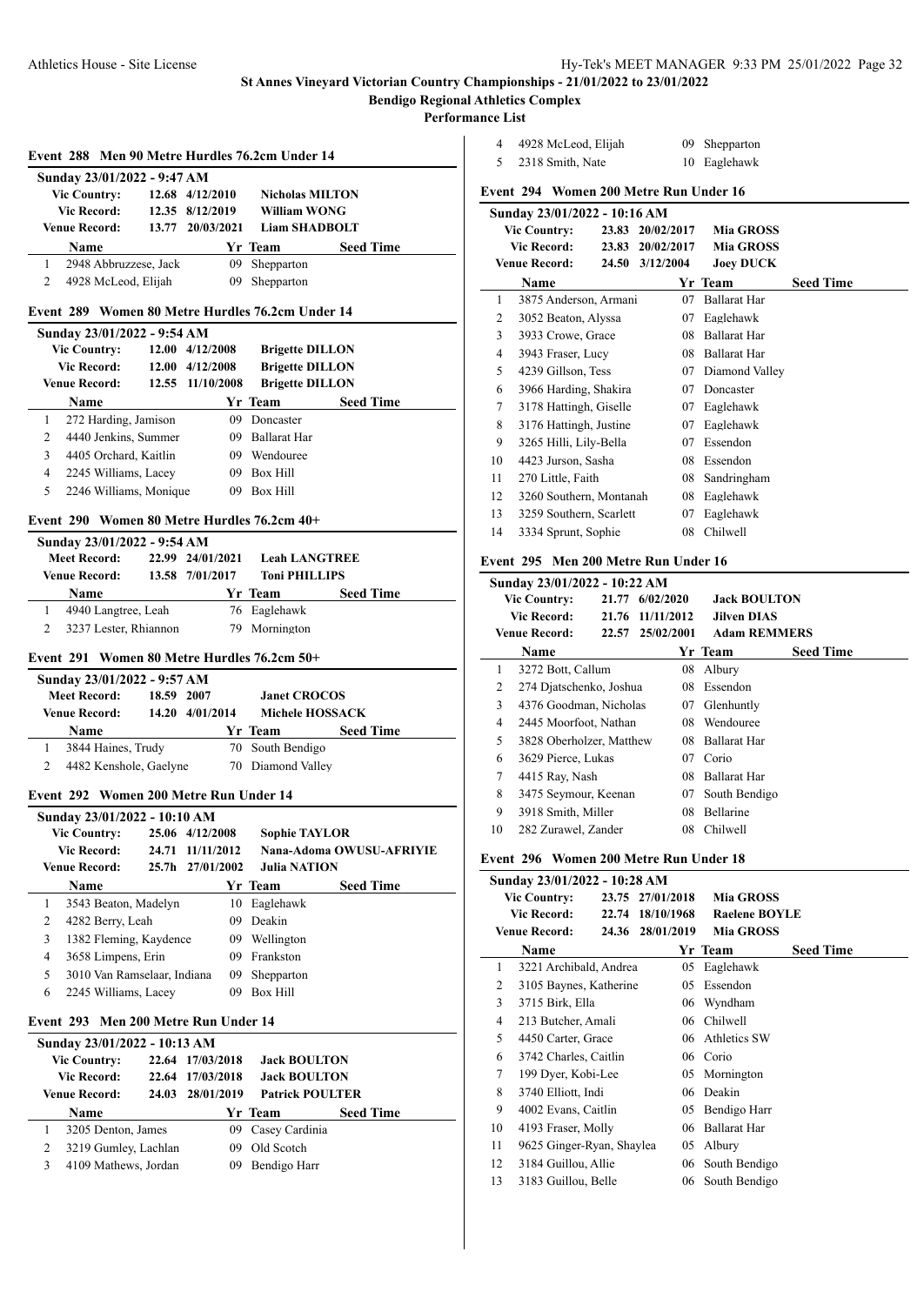# St Annes Vineyard Victorian Country Championships - 21/01/2022 to 23/01/2022

## Bendigo Regional Athletics Complex

## Performance List

### Event 288 Men 90 Metre Hurdles 76.2cm Under 14

**Sunday 23/01/2022 - 9:47 AM**

| | | | |
|---|---|---|---|
| Vic Country: | 12.68 | 4/12/2010 | Nicholas MILTON |
| Vic Record: | 12.35 | 8/12/2019 | William WONG |
| Venue Record: | 13.77 | 20/03/2021 | Liam SHADBOLT |

| | Name | Yr | Team | Seed Time |
|---|---|---|---|---|
| 1 | 2948 Abbruzzese, Jack | 09 | Shepparton | |
| 2 | 4928 McLeod, Elijah | 09 | Shepparton | |

### Event 289 Women 80 Metre Hurdles 76.2cm Under 14

**Sunday 23/01/2022 - 9:54 AM**

| | | | |
|---|---|---|---|
| Vic Country: | 12.00 | 4/12/2008 | Brigette DILLON |
| Vic Record: | 12.00 | 4/12/2008 | Brigette DILLON |
| Venue Record: | 12.55 | 11/10/2008 | Brigette DILLON |

| | Name | Yr | Team | Seed Time |
|---|---|---|---|---|
| 1 | 272 Harding, Jamison | 09 | Doncaster | |
| 2 | 4440 Jenkins, Summer | 09 | Ballarat Har | |
| 3 | 4405 Orchard, Kaitlin | 09 | Wendouree | |
| 4 | 2245 Williams, Lacey | 09 | Box Hill | |
| 5 | 2246 Williams, Monique | 09 | Box Hill | |

### Event 290 Women 80 Metre Hurdles 76.2cm 40+

**Sunday 23/01/2022 - 9:54 AM**

| | | | |
|---|---|---|---|
| Meet Record: | 22.99 | 24/01/2021 | Leah LANGTREE |
| Venue Record: | 13.58 | 7/01/2017 | Toni PHILLIPS |

| | Name | Yr | Team | Seed Time |
|---|---|---|---|---|
| 1 | 4940 Langtree, Leah | 76 | Eaglehawk | |
| 2 | 3237 Lester, Rhiannon | 79 | Mornington | |

### Event 291 Women 80 Metre Hurdles 76.2cm 50+

**Sunday 23/01/2022 - 9:57 AM**

| | | | |
|---|---|---|---|
| Meet Record: | 18.59 | 2007 | Janet CROCOS |
| Venue Record: | 14.20 | 4/01/2014 | Michele HOSSACK |

| | Name | Yr | Team | Seed Time |
|---|---|---|---|---|
| 1 | 3844 Haines, Trudy | 70 | South Bendigo | |
| 2 | 4482 Kenshole, Gaelyne | 70 | Diamond Valley | |

### Event 292 Women 200 Metre Run Under 14

**Sunday 23/01/2022 - 10:10 AM**

| | | | |
|---|---|---|---|
| Vic Country: | 25.06 | 4/12/2008 | Sophie TAYLOR |
| Vic Record: | 24.71 | 11/11/2012 | Nana-Adoma OWUSU-AFRIYIE |
| Venue Record: | 25.7h | 27/01/2002 | Julia NATION |

| | Name | Yr | Team | Seed Time |
|---|---|---|---|---|
| 1 | 3543 Beaton, Madelyn | 10 | Eaglehawk | |
| 2 | 4282 Berry, Leah | 09 | Deakin | |
| 3 | 1382 Fleming, Kaydence | 09 | Wellington | |
| 4 | 3658 Limpens, Erin | 09 | Frankston | |
| 5 | 3010 Van Ramselaar, Indiana | 09 | Shepparton | |
| 6 | 2245 Williams, Lacey | 09 | Box Hill | |

### Event 293 Men 200 Metre Run Under 14

**Sunday 23/01/2022 - 10:13 AM**

| | | | |
|---|---|---|---|
| Vic Country: | 22.64 | 17/03/2018 | Jack BOULTON |
| Vic Record: | 22.64 | 17/03/2018 | Jack BOULTON |
| Venue Record: | 24.03 | 28/01/2019 | Patrick POULTER |

| | Name | Yr | Team | Seed Time |
|---|---|---|---|---|
| 1 | 3205 Denton, James | 09 | Casey Cardinia | |
| 2 | 3219 Gumley, Lachlan | 09 | Old Scotch | |
| 3 | 4109 Mathews, Jordan | 09 | Bendigo Harr | |
| 4 | 4928 McLeod, Elijah | 09 | Shepparton | |
| 5 | 2318 Smith, Nate | 10 | Eaglehawk | |

### Event 294 Women 200 Metre Run Under 16

**Sunday 23/01/2022 - 10:16 AM**

| | | | |
|---|---|---|---|
| Vic Country: | 23.83 | 20/02/2017 | Mia GROSS |
| Vic Record: | 23.83 | 20/02/2017 | Mia GROSS |
| Venue Record: | 24.50 | 3/12/2004 | Joey DUCK |

| | Name | Yr | Team | Seed Time |
|---|---|---|---|---|
| 1 | 3875 Anderson, Armani | 07 | Ballarat Har | |
| 2 | 3052 Beaton, Alyssa | 07 | Eaglehawk | |
| 3 | 3933 Crowe, Grace | 08 | Ballarat Har | |
| 4 | 3943 Fraser, Lucy | 08 | Ballarat Har | |
| 5 | 4239 Gillson, Tess | 07 | Diamond Valley | |
| 6 | 3966 Harding, Shakira | 07 | Doncaster | |
| 7 | 3178 Hattingh, Giselle | 07 | Eaglehawk | |
| 8 | 3176 Hattingh, Justine | 07 | Eaglehawk | |
| 9 | 3265 Hilli, Lily-Bella | 07 | Essendon | |
| 10 | 4423 Jurson, Sasha | 08 | Essendon | |
| 11 | 270 Little, Faith | 08 | Sandringham | |
| 12 | 3260 Southern, Montanah | 08 | Eaglehawk | |
| 13 | 3259 Southern, Scarlett | 07 | Eaglehawk | |
| 14 | 3334 Sprunt, Sophie | 08 | Chilwell | |

### Event 295 Men 200 Metre Run Under 16

**Sunday 23/01/2022 - 10:22 AM**

| | | | |
|---|---|---|---|
| Vic Country: | 21.77 | 6/02/2020 | Jack BOULTON |
| Vic Record: | 21.76 | 11/11/2012 | Jilven DIAS |
| Venue Record: | 22.57 | 25/02/2001 | Adam REMMERS |

| | Name | Yr | Team | Seed Time |
|---|---|---|---|---|
| 1 | 3272 Bott, Callum | 08 | Albury | |
| 2 | 274 Djatschenko, Joshua | 08 | Essendon | |
| 3 | 4376 Goodman, Nicholas | 07 | Glenhuntly | |
| 4 | 2445 Moorfoot, Nathan | 08 | Wendouree | |
| 5 | 3828 Oberholzer, Matthew | 08 | Ballarat Har | |
| 6 | 3629 Pierce, Lukas | 07 | Corio | |
| 7 | 4415 Ray, Nash | 08 | Ballarat Har | |
| 8 | 3475 Seymour, Keenan | 07 | South Bendigo | |
| 9 | 3918 Smith, Miller | 08 | Bellarine | |
| 10 | 282 Zurawel, Zander | 08 | Chilwell | |

### Event 296 Women 200 Metre Run Under 18

**Sunday 23/01/2022 - 10:28 AM**

| | | | |
|---|---|---|---|
| Vic Country: | 23.75 | 27/01/2018 | Mia GROSS |
| Vic Record: | 22.74 | 18/10/1968 | Raelene BOYLE |
| Venue Record: | 24.36 | 28/01/2019 | Mia GROSS |

| | Name | Yr | Team | Seed Time |
|---|---|---|---|---|
| 1 | 3221 Archibald, Andrea | 05 | Eaglehawk | |
| 2 | 3105 Baynes, Katherine | 05 | Essendon | |
| 3 | 3715 Birk, Ella | 06 | Wyndham | |
| 4 | 213 Butcher, Amali | 06 | Chilwell | |
| 5 | 4450 Carter, Grace | 06 | Athletics SW | |
| 6 | 3742 Charles, Caitlin | 06 | Corio | |
| 7 | 199 Dyer, Kobi-Lee | 05 | Mornington | |
| 8 | 3740 Elliott, Indi | 06 | Deakin | |
| 9 | 4002 Evans, Caitlin | 05 | Bendigo Harr | |
| 10 | 4193 Fraser, Molly | 06 | Ballarat Har | |
| 11 | 9625 Ginger-Ryan, Shaylea | 05 | Albury | |
| 12 | 3184 Guillou, Allie | 06 | South Bendigo | |
| 13 | 3183 Guillou, Belle | 06 | South Bendigo | |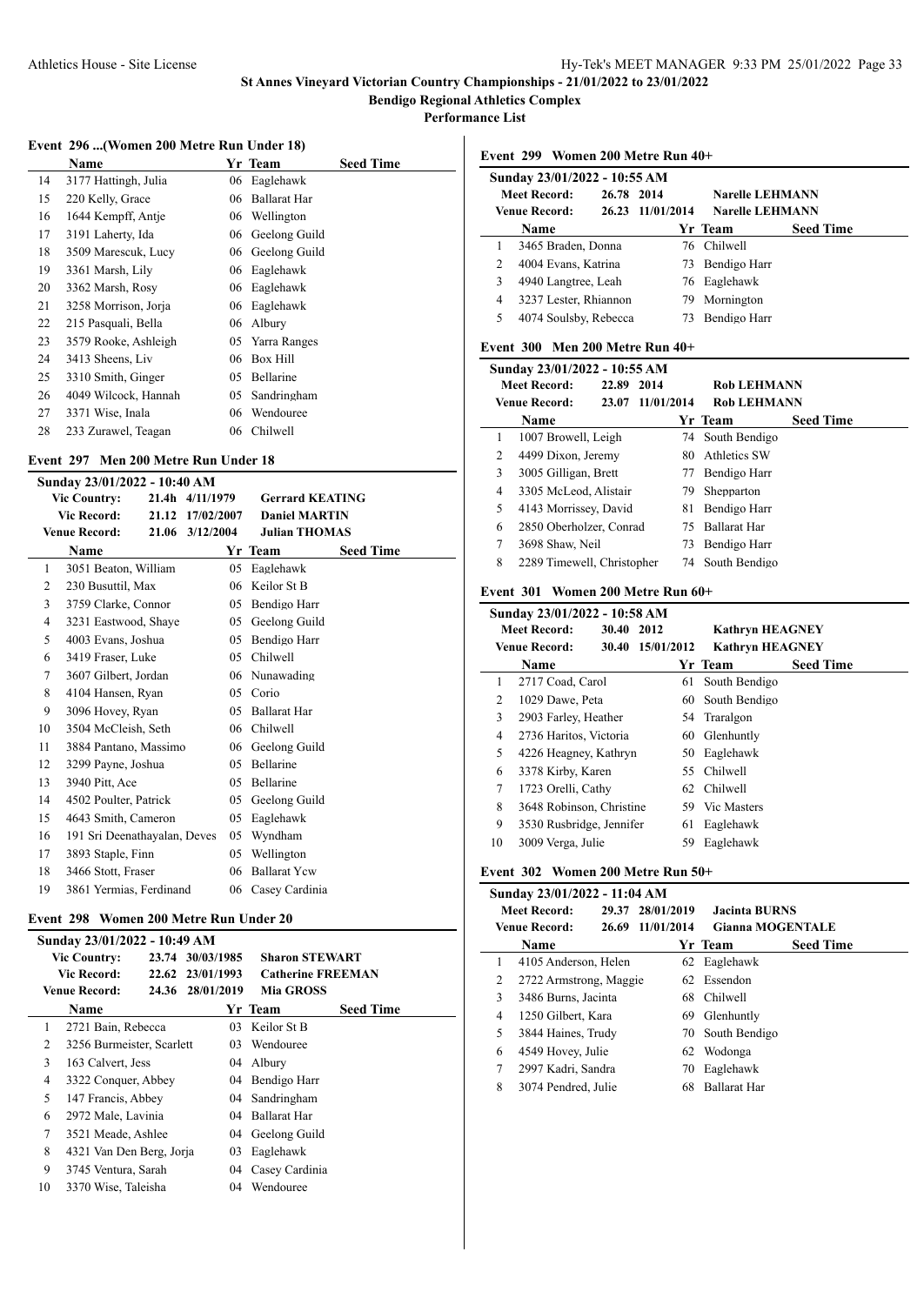## St Annes Vineyard Victorian Country Championships - 21/01/2022 to 23/01/2022

**Bendigo Regional Athletics Complex**

**Performance List**

### Event 296 ...(Women 200 Metre Run Under 18)

|  | Name | Yr | Team | Seed Time |
|---|---|---|---|---|
| 14 | 3177 Hattingh, Julia | 06 | Eaglehawk | |
| 15 | 220 Kelly, Grace | 06 | Ballarat Har | |
| 16 | 1644 Kempff, Antje | 06 | Wellington | |
| 17 | 3191 Laherty, Ida | 06 | Geelong Guild | |
| 18 | 3509 Marescuk, Lucy | 06 | Geelong Guild | |
| 19 | 3361 Marsh, Lily | 06 | Eaglehawk | |
| 20 | 3362 Marsh, Rosy | 06 | Eaglehawk | |
| 21 | 3258 Morrison, Jorja | 06 | Eaglehawk | |
| 22 | 215 Pasquali, Bella | 06 | Albury | |
| 23 | 3579 Rooke, Ashleigh | 05 | Yarra Ranges | |
| 24 | 3413 Sheens, Liv | 06 | Box Hill | |
| 25 | 3310 Smith, Ginger | 05 | Bellarine | |
| 26 | 4049 Wilcock, Hannah | 05 | Sandringham | |
| 27 | 3371 Wise, Inala | 06 | Wendouree | |
| 28 | 233 Zurawel, Teagan | 06 | Chilwell | |

### Event 297 Men 200 Metre Run Under 18

**Sunday 23/01/2022 - 10:40 AM**

Vic Country: 21.4h 4/11/1979 Gerrard KEATING
Vic Record: 21.12 17/02/2007 Daniel MARTIN
Venue Record: 21.06 3/12/2004 Julian THOMAS

|  | Name | Yr | Team | Seed Time |
|---|---|---|---|---|
| 1 | 3051 Beaton, William | 05 | Eaglehawk | |
| 2 | 230 Busuttil, Max | 06 | Keilor St B | |
| 3 | 3759 Clarke, Connor | 05 | Bendigo Harr | |
| 4 | 3231 Eastwood, Shaye | 05 | Geelong Guild | |
| 5 | 4003 Evans, Joshua | 05 | Bendigo Harr | |
| 6 | 3419 Fraser, Luke | 05 | Chilwell | |
| 7 | 3607 Gilbert, Jordan | 06 | Nunawading | |
| 8 | 4104 Hansen, Ryan | 05 | Corio | |
| 9 | 3096 Hovey, Ryan | 05 | Ballarat Har | |
| 10 | 3504 McCleish, Seth | 06 | Chilwell | |
| 11 | 3884 Pantano, Massimo | 06 | Geelong Guild | |
| 12 | 3299 Payne, Joshua | 05 | Bellarine | |
| 13 | 3940 Pitt, Ace | 05 | Bellarine | |
| 14 | 4502 Poulter, Patrick | 05 | Geelong Guild | |
| 15 | 4643 Smith, Cameron | 05 | Eaglehawk | |
| 16 | 191 Sri Deenathayalan, Deves | 05 | Wyndham | |
| 17 | 3893 Staple, Finn | 05 | Wellington | |
| 18 | 3466 Stott, Fraser | 06 | Ballarat Ycw | |
| 19 | 3861 Yermias, Ferdinand | 06 | Casey Cardinia | |

### Event 298 Women 200 Metre Run Under 20

**Sunday 23/01/2022 - 10:49 AM**

Vic Country: 23.74 30/03/1985 Sharon STEWART
Vic Record: 22.62 23/01/1993 Catherine FREEMAN
Venue Record: 24.36 28/01/2019 Mia GROSS

|  | Name | Yr | Team | Seed Time |
|---|---|---|---|---|
| 1 | 2721 Bain, Rebecca | 03 | Keilor St B | |
| 2 | 3256 Burmeister, Scarlett | 03 | Wendouree | |
| 3 | 163 Calvert, Jess | 04 | Albury | |
| 4 | 3322 Conquer, Abbey | 04 | Bendigo Harr | |
| 5 | 147 Francis, Abbey | 04 | Sandringham | |
| 6 | 2972 Male, Lavinia | 04 | Ballarat Har | |
| 7 | 3521 Meade, Ashlee | 04 | Geelong Guild | |
| 8 | 4321 Van Den Berg, Jorja | 03 | Eaglehawk | |
| 9 | 3745 Ventura, Sarah | 04 | Casey Cardinia | |
| 10 | 3370 Wise, Taleisha | 04 | Wendouree | |

### Event 299 Women 200 Metre Run 40+

**Sunday 23/01/2022 - 10:55 AM**

Meet Record: 26.78 2014 Narelle LEHMANN
Venue Record: 26.23 11/01/2014 Narelle LEHMANN

|  | Name | Yr | Team | Seed Time |
|---|---|---|---|---|
| 1 | 3465 Braden, Donna | 76 | Chilwell | |
| 2 | 4004 Evans, Katrina | 73 | Bendigo Harr | |
| 3 | 4940 Langtree, Leah | 76 | Eaglehawk | |
| 4 | 3237 Lester, Rhiannon | 79 | Mornington | |
| 5 | 4074 Soulsby, Rebecca | 73 | Bendigo Harr | |

### Event 300 Men 200 Metre Run 40+

**Sunday 23/01/2022 - 10:55 AM**

Meet Record: 22.89 2014 Rob LEHMANN
Venue Record: 23.07 11/01/2014 Rob LEHMANN

|  | Name | Yr | Team | Seed Time |
|---|---|---|---|---|
| 1 | 1007 Browell, Leigh | 74 | South Bendigo | |
| 2 | 4499 Dixon, Jeremy | 80 | Athletics SW | |
| 3 | 3005 Gilligan, Brett | 77 | Bendigo Harr | |
| 4 | 3305 McLeod, Alistair | 79 | Shepparton | |
| 5 | 4143 Morrissey, David | 81 | Bendigo Harr | |
| 6 | 2850 Oberholzer, Conrad | 75 | Ballarat Har | |
| 7 | 3698 Shaw, Neil | 73 | Bendigo Harr | |
| 8 | 2289 Timewell, Christopher | 74 | South Bendigo | |

### Event 301 Women 200 Metre Run 60+

**Sunday 23/01/2022 - 10:58 AM**

Meet Record: 30.40 2012 Kathryn HEAGNEY
Venue Record: 30.40 15/01/2012 Kathryn HEAGNEY

|  | Name | Yr | Team | Seed Time |
|---|---|---|---|---|
| 1 | 2717 Coad, Carol | 61 | South Bendigo | |
| 2 | 1029 Dawe, Peta | 60 | South Bendigo | |
| 3 | 2903 Farley, Heather | 54 | Traralgon | |
| 4 | 2736 Haritos, Victoria | 60 | Glenhuntly | |
| 5 | 4226 Heagney, Kathryn | 50 | Eaglehawk | |
| 6 | 3378 Kirby, Karen | 55 | Chilwell | |
| 7 | 1723 Orelli, Cathy | 62 | Chilwell | |
| 8 | 3648 Robinson, Christine | 59 | Vic Masters | |
| 9 | 3530 Rusbridge, Jennifer | 61 | Eaglehawk | |
| 10 | 3009 Verga, Julie | 59 | Eaglehawk | |

### Event 302 Women 200 Metre Run 50+

**Sunday 23/01/2022 - 11:04 AM**

Meet Record: 29.37 28/01/2019 Jacinta BURNS
Venue Record: 26.69 11/01/2014 Gianna MOGENTALE

|  | Name | Yr | Team | Seed Time |
|---|---|---|---|---|
| 1 | 4105 Anderson, Helen | 62 | Eaglehawk | |
| 2 | 2722 Armstrong, Maggie | 62 | Essendon | |
| 3 | 3486 Burns, Jacinta | 68 | Chilwell | |
| 4 | 1250 Gilbert, Kara | 69 | Glenhuntly | |
| 5 | 3844 Haines, Trudy | 70 | South Bendigo | |
| 6 | 4549 Hovey, Julie | 62 | Wodonga | |
| 7 | 2997 Kadri, Sandra | 70 | Eaglehawk | |
| 8 | 3074 Pendred, Julie | 68 | Ballarat Har | |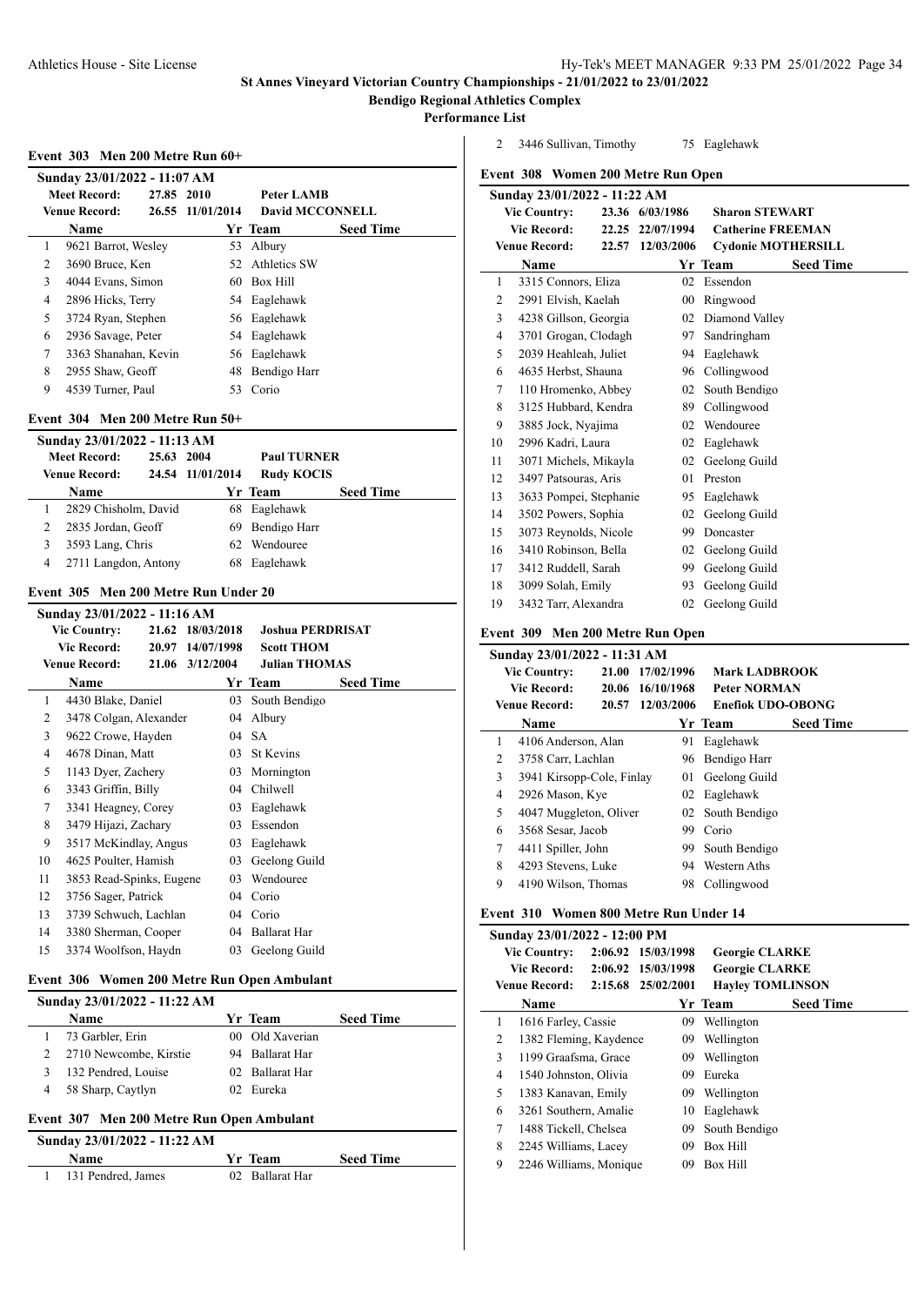**St Annes Vineyard Victorian Country Championships - 21/01/2022 to 23/01/2022**

**Bendigo Regional Athletics Complex**

**Performance List**

### Event 303 Men 200 Metre Run 60+

**Sunday 23/01/2022 - 11:07 AM**

| | | | |
|---|---|---|---|
| Meet Record: | 27.85 | 2010 | Peter LAMB |
| Venue Record: | 26.55 | 11/01/2014 | David MCCONNELL |

| | Name | Yr | Team | Seed Time |
|---|---|---|---|---|
| 1 | 9621 Barrot, Wesley | 53 | Albury | |
| 2 | 3690 Bruce, Ken | 52 | Athletics SW | |
| 3 | 4044 Evans, Simon | 60 | Box Hill | |
| 4 | 2896 Hicks, Terry | 54 | Eaglehawk | |
| 5 | 3724 Ryan, Stephen | 56 | Eaglehawk | |
| 6 | 2936 Savage, Peter | 54 | Eaglehawk | |
| 7 | 3363 Shanahan, Kevin | 56 | Eaglehawk | |
| 8 | 2955 Shaw, Geoff | 48 | Bendigo Harr | |
| 9 | 4539 Turner, Paul | 53 | Corio | |

### Event 304 Men 200 Metre Run 50+

**Sunday 23/01/2022 - 11:13 AM**

| | | | |
|---|---|---|---|
| Meet Record: | 25.63 | 2004 | Paul TURNER |
| Venue Record: | 24.54 | 11/01/2014 | Rudy KOCIS |

| | Name | Yr | Team | Seed Time |
|---|---|---|---|---|
| 1 | 2829 Chisholm, David | 68 | Eaglehawk | |
| 2 | 2835 Jordan, Geoff | 69 | Bendigo Harr | |
| 3 | 3593 Lang, Chris | 62 | Wendouree | |
| 4 | 2711 Langdon, Antony | 68 | Eaglehawk | |

### Event 305 Men 200 Metre Run Under 20

**Sunday 23/01/2022 - 11:16 AM**

| | | | |
|---|---|---|---|
| Vic Country: | 21.62 | 18/03/2018 | Joshua PERDRISAT |
| Vic Record: | 20.97 | 14/07/1998 | Scott THOM |
| Venue Record: | 21.06 | 3/12/2004 | Julian THOMAS |

| | Name | Yr | Team | Seed Time |
|---|---|---|---|---|
| 1 | 4430 Blake, Daniel | 03 | South Bendigo | |
| 2 | 3478 Colgan, Alexander | 04 | Albury | |
| 3 | 9622 Crowe, Hayden | 04 | SA | |
| 4 | 4678 Dinan, Matt | 03 | St Kevins | |
| 5 | 1143 Dyer, Zachery | 03 | Mornington | |
| 6 | 3343 Griffin, Billy | 04 | Chilwell | |
| 7 | 3341 Heagney, Corey | 03 | Eaglehawk | |
| 8 | 3479 Hijazi, Zachary | 03 | Essendon | |
| 9 | 3517 McKindlay, Angus | 03 | Eaglehawk | |
| 10 | 4625 Poulter, Hamish | 03 | Geelong Guild | |
| 11 | 3853 Read-Spinks, Eugene | 03 | Wendouree | |
| 12 | 3756 Sager, Patrick | 04 | Corio | |
| 13 | 3739 Schwuch, Lachlan | 04 | Corio | |
| 14 | 3380 Sherman, Cooper | 04 | Ballarat Har | |
| 15 | 3374 Woolfson, Haydn | 03 | Geelong Guild | |

### Event 306 Women 200 Metre Run Open Ambulant

**Sunday 23/01/2022 - 11:22 AM**

| | Name | Yr | Team | Seed Time |
|---|---|---|---|---|
| 1 | 73 Garbler, Erin | 00 | Old Xaverian | |
| 2 | 2710 Newcombe, Kirstie | 94 | Ballarat Har | |
| 3 | 132 Pendred, Louise | 02 | Ballarat Har | |
| 4 | 58 Sharp, Caytlyn | 02 | Eureka | |

### Event 307 Men 200 Metre Run Open Ambulant

**Sunday 23/01/2022 - 11:22 AM**

| | Name | Yr | Team | Seed Time |
|---|---|---|---|---|
| 1 | 131 Pendred, James | 02 | Ballarat Har | |
| 2 | 3446 Sullivan, Timothy | 75 | Eaglehawk | |

### Event 308 Women 200 Metre Run Open

**Sunday 23/01/2022 - 11:22 AM**

| | | | |
|---|---|---|---|
| Vic Country: | 23.36 | 6/03/1986 | Sharon STEWART |
| Vic Record: | 22.25 | 22/07/1994 | Catherine FREEMAN |
| Venue Record: | 22.57 | 12/03/2006 | Cydonie MOTHERSILL |

| | Name | Yr | Team | Seed Time |
|---|---|---|---|---|
| 1 | 3315 Connors, Eliza | 02 | Essendon | |
| 2 | 2991 Elvish, Kaelah | 00 | Ringwood | |
| 3 | 4238 Gillson, Georgia | 02 | Diamond Valley | |
| 4 | 3701 Grogan, Clodagh | 97 | Sandringham | |
| 5 | 2039 Heahleah, Juliet | 94 | Eaglehawk | |
| 6 | 4635 Herbst, Shauna | 96 | Collingwood | |
| 7 | 110 Hromenko, Abbey | 02 | South Bendigo | |
| 8 | 3125 Hubbard, Kendra | 89 | Collingwood | |
| 9 | 3885 Jock, Nyajima | 02 | Wendouree | |
| 10 | 2996 Kadri, Laura | 02 | Eaglehawk | |
| 11 | 3071 Michels, Mikayla | 02 | Geelong Guild | |
| 12 | 3497 Patsouras, Aris | 01 | Preston | |
| 13 | 3633 Pompei, Stephanie | 95 | Eaglehawk | |
| 14 | 3502 Powers, Sophia | 02 | Geelong Guild | |
| 15 | 3073 Reynolds, Nicole | 99 | Doncaster | |
| 16 | 3410 Robinson, Bella | 02 | Geelong Guild | |
| 17 | 3412 Ruddell, Sarah | 99 | Geelong Guild | |
| 18 | 3099 Solah, Emily | 93 | Geelong Guild | |
| 19 | 3432 Tarr, Alexandra | 02 | Geelong Guild | |

### Event 309 Men 200 Metre Run Open

**Sunday 23/01/2022 - 11:31 AM**

| | | | |
|---|---|---|---|
| Vic Country: | 21.00 | 17/02/1996 | Mark LADBROOK |
| Vic Record: | 20.06 | 16/10/1968 | Peter NORMAN |
| Venue Record: | 20.57 | 12/03/2006 | Enefiok UDO-OBONG |

| | Name | Yr | Team | Seed Time |
|---|---|---|---|---|
| 1 | 4106 Anderson, Alan | 91 | Eaglehawk | |
| 2 | 3758 Carr, Lachlan | 96 | Bendigo Harr | |
| 3 | 3941 Kirsopp-Cole, Finlay | 01 | Geelong Guild | |
| 4 | 2926 Mason, Kye | 02 | Eaglehawk | |
| 5 | 4047 Muggleton, Oliver | 02 | South Bendigo | |
| 6 | 3568 Sesar, Jacob | 99 | Corio | |
| 7 | 4411 Spiller, John | 99 | South Bendigo | |
| 8 | 4293 Stevens, Luke | 94 | Western Aths | |
| 9 | 4190 Wilson, Thomas | 98 | Collingwood | |

### Event 310 Women 800 Metre Run Under 14

**Sunday 23/01/2022 - 12:00 PM**

| | | | |
|---|---|---|---|
| Vic Country: | 2:06.92 | 15/03/1998 | Georgie CLARKE |
| Vic Record: | 2:06.92 | 15/03/1998 | Georgie CLARKE |
| Venue Record: | 2:15.68 | 25/02/2001 | Hayley TOMLINSON |

| | Name | Yr | Team | Seed Time |
|---|---|---|---|---|
| 1 | 1616 Farley, Cassie | 09 | Wellington | |
| 2 | 1382 Fleming, Kaydence | 09 | Wellington | |
| 3 | 1199 Graafsma, Grace | 09 | Wellington | |
| 4 | 1540 Johnston, Olivia | 09 | Eureka | |
| 5 | 1383 Kanavan, Emily | 09 | Wellington | |
| 6 | 3261 Southern, Amalie | 10 | Eaglehawk | |
| 7 | 1488 Tickell, Chelsea | 09 | South Bendigo | |
| 8 | 2245 Williams, Lacey | 09 | Box Hill | |
| 9 | 2246 Williams, Monique | 09 | Box Hill | |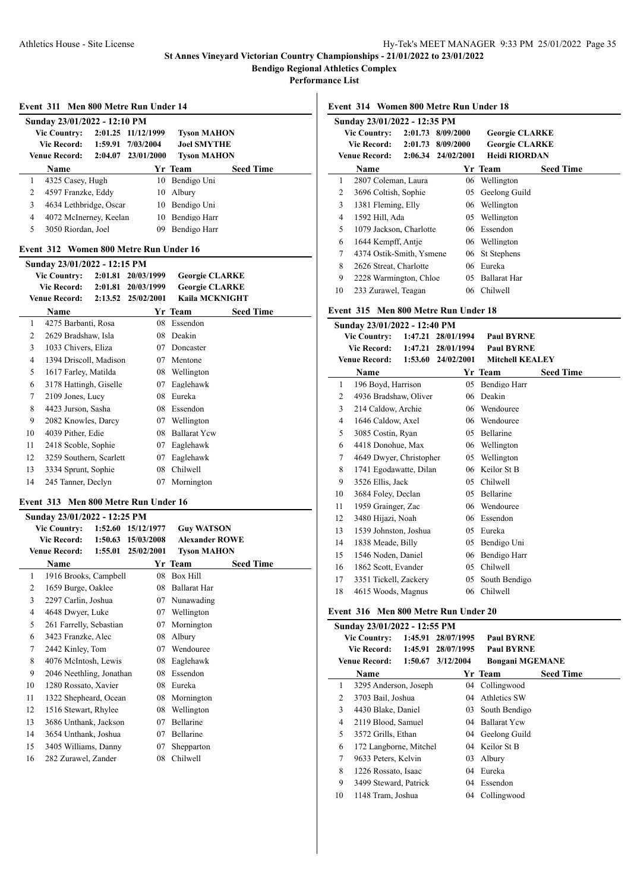**St Annes Vineyard Victorian Country Championships - 21/01/2022 to 23/01/2022**

**Bendigo Regional Athletics Complex**

**Performance List**

### Event 311 Men 800 Metre Run Under 14

**Sunday 23/01/2022 - 12:10 PM**

| | | | |
|---|---|---|---|
| Vic Country: | 2:01.25 | 11/12/1999 | Tyson MAHON |
| Vic Record: | 1:59.91 | 7/03/2004 | Joel SMYTHE |
| Venue Record: | 2:04.07 | 23/01/2000 | Tyson MAHON |

| | Name | Yr | Team | Seed Time |
|---|---|---|---|---|
| 1 | 4325 Casey, Hugh | 10 | Bendigo Uni | |
| 2 | 4597 Franzke, Eddy | 10 | Albury | |
| 3 | 4634 Lethbridge, Oscar | 10 | Bendigo Uni | |
| 4 | 4072 McInerney, Keelan | 10 | Bendigo Harr | |
| 5 | 3050 Riordan, Joel | 09 | Bendigo Harr | |

### Event 312 Women 800 Metre Run Under 16

**Sunday 23/01/2022 - 12:15 PM**

| | | | |
|---|---|---|---|
| Vic Country: | 2:01.81 | 20/03/1999 | Georgie CLARKE |
| Vic Record: | 2:01.81 | 20/03/1999 | Georgie CLARKE |
| Venue Record: | 2:13.52 | 25/02/2001 | Kaila MCKNIGHT |

| | Name | Yr | Team | Seed Time |
|---|---|---|---|---|
| 1 | 4275 Barbanti, Rosa | 08 | Essendon | |
| 2 | 2629 Bradshaw, Isla | 08 | Deakin | |
| 3 | 1033 Chivers, Eliza | 07 | Doncaster | |
| 4 | 1394 Driscoll, Madison | 07 | Mentone | |
| 5 | 1617 Farley, Matilda | 08 | Wellington | |
| 6 | 3178 Hattingh, Giselle | 07 | Eaglehawk | |
| 7 | 2109 Jones, Lucy | 08 | Eureka | |
| 8 | 4423 Jurson, Sasha | 08 | Essendon | |
| 9 | 2082 Knowles, Darcy | 07 | Wellington | |
| 10 | 4039 Pither, Edie | 08 | Ballarat Ycw | |
| 11 | 2418 Scoble, Sophie | 07 | Eaglehawk | |
| 12 | 3259 Southern, Scarlett | 07 | Eaglehawk | |
| 13 | 3334 Sprunt, Sophie | 08 | Chilwell | |
| 14 | 245 Tanner, Declyn | 07 | Mornington | |

### Event 313 Men 800 Metre Run Under 16

**Sunday 23/01/2022 - 12:25 PM**

| | | | |
|---|---|---|---|
| Vic Country: | 1:52.60 | 15/12/1977 | Guy WATSON |
| Vic Record: | 1:50.63 | 15/03/2008 | Alexander ROWE |
| Venue Record: | 1:55.01 | 25/02/2001 | Tyson MAHON |

| | Name | Yr | Team | Seed Time |
|---|---|---|---|---|
| 1 | 1916 Brooks, Campbell | 08 | Box Hill | |
| 2 | 1659 Burge, Oaklee | 08 | Ballarat Har | |
| 3 | 2297 Carlin, Joshua | 07 | Nunawading | |
| 4 | 4648 Dwyer, Luke | 07 | Wellington | |
| 5 | 261 Farrelly, Sebastian | 07 | Mornington | |
| 6 | 3423 Franzke, Alec | 08 | Albury | |
| 7 | 2442 Kinley, Tom | 07 | Wendouree | |
| 8 | 4076 McIntosh, Lewis | 08 | Eaglehawk | |
| 9 | 2046 Neethling, Jonathan | 08 | Essendon | |
| 10 | 1280 Rossato, Xavier | 08 | Eureka | |
| 11 | 1322 Shepheard, Ocean | 08 | Mornington | |
| 12 | 1516 Stewart, Rhylee | 08 | Wellington | |
| 13 | 3686 Unthank, Jackson | 07 | Bellarine | |
| 14 | 3654 Unthank, Joshua | 07 | Bellarine | |
| 15 | 3405 Williams, Danny | 07 | Shepparton | |
| 16 | 282 Zurawel, Zander | 08 | Chilwell | |

### Event 314 Women 800 Metre Run Under 18

**Sunday 23/01/2022 - 12:35 PM**

| | | | |
|---|---|---|---|
| Vic Country: | 2:01.73 | 8/09/2000 | Georgie CLARKE |
| Vic Record: | 2:01.73 | 8/09/2000 | Georgie CLARKE |
| Venue Record: | 2:06.34 | 24/02/2001 | Heidi RIORDAN |

| | Name | Yr | Team | Seed Time |
|---|---|---|---|---|
| 1 | 2807 Coleman, Laura | 06 | Wellington | |
| 2 | 3696 Coltish, Sophie | 05 | Geelong Guild | |
| 3 | 1381 Fleming, Elly | 06 | Wellington | |
| 4 | 1592 Hill, Ada | 05 | Wellington | |
| 5 | 1079 Jackson, Charlotte | 06 | Essendon | |
| 6 | 1644 Kempff, Antje | 06 | Wellington | |
| 7 | 4374 Ostik-Smith, Ysmene | 06 | St Stephens | |
| 8 | 2626 Streat, Charlotte | 06 | Eureka | |
| 9 | 2228 Warmington, Chloe | 05 | Ballarat Har | |
| 10 | 233 Zurawel, Teagan | 06 | Chilwell | |

### Event 315 Men 800 Metre Run Under 18

**Sunday 23/01/2022 - 12:40 PM**

| | | | |
|---|---|---|---|
| Vic Country: | 1:47.21 | 28/01/1994 | Paul BYRNE |
| Vic Record: | 1:47.21 | 28/01/1994 | Paul BYRNE |
| Venue Record: | 1:53.60 | 24/02/2001 | Mitchell KEALEY |

| | Name | Yr | Team | Seed Time |
|---|---|---|---|---|
| 1 | 196 Boyd, Harrison | 05 | Bendigo Harr | |
| 2 | 4936 Bradshaw, Oliver | 06 | Deakin | |
| 3 | 214 Caldow, Archie | 06 | Wendouree | |
| 4 | 1646 Caldow, Axel | 06 | Wendouree | |
| 5 | 3085 Costin, Ryan | 05 | Bellarine | |
| 6 | 4418 Donohue, Max | 06 | Wellington | |
| 7 | 4649 Dwyer, Christopher | 05 | Wellington | |
| 8 | 1741 Egodawatte, Dilan | 06 | Keilor St B | |
| 9 | 3526 Ellis, Jack | 05 | Chilwell | |
| 10 | 3684 Foley, Declan | 05 | Bellarine | |
| 11 | 1959 Grainger, Zac | 06 | Wendouree | |
| 12 | 3480 Hijazi, Noah | 06 | Essendon | |
| 13 | 1539 Johnston, Joshua | 05 | Eureka | |
| 14 | 1838 Meade, Billy | 05 | Bendigo Uni | |
| 15 | 1546 Noden, Daniel | 06 | Bendigo Harr | |
| 16 | 1862 Scott, Evander | 05 | Chilwell | |
| 17 | 3351 Tickell, Zackery | 05 | South Bendigo | |
| 18 | 4615 Woods, Magnus | 06 | Chilwell | |

### Event 316 Men 800 Metre Run Under 20

**Sunday 23/01/2022 - 12:55 PM**

| | | | |
|---|---|---|---|
| Vic Country: | 1:45.91 | 28/07/1995 | Paul BYRNE |
| Vic Record: | 1:45.91 | 28/07/1995 | Paul BYRNE |
| Venue Record: | 1:50.67 | 3/12/2004 | Bongani MGEMANE |

| | Name | Yr | Team | Seed Time |
|---|---|---|---|---|
| 1 | 3295 Anderson, Joseph | 04 | Collingwood | |
| 2 | 3703 Bail, Joshua | 04 | Athletics SW | |
| 3 | 4430 Blake, Daniel | 03 | South Bendigo | |
| 4 | 2119 Blood, Samuel | 04 | Ballarat Ycw | |
| 5 | 3572 Grills, Ethan | 04 | Geelong Guild | |
| 6 | 172 Langborne, Mitchel | 04 | Keilor St B | |
| 7 | 9633 Peters, Kelvin | 03 | Albury | |
| 8 | 1226 Rossato, Isaac | 04 | Eureka | |
| 9 | 3499 Steward, Patrick | 04 | Essendon | |
| 10 | 1148 Tram, Joshua | 04 | Collingwood | |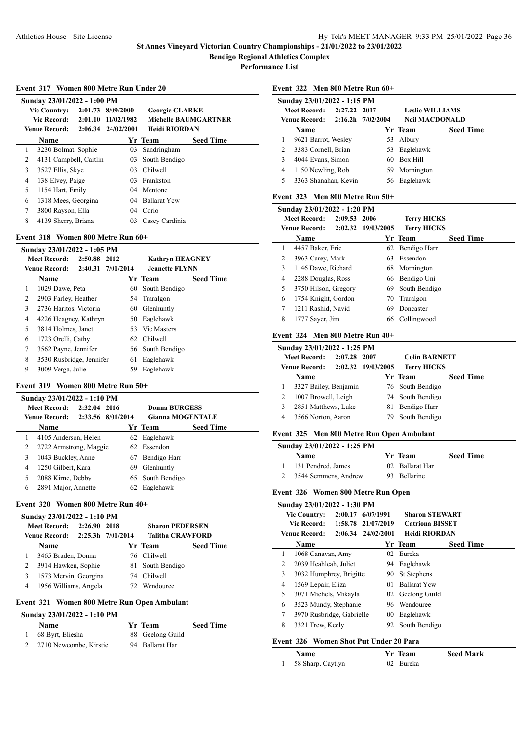**St Annes Vineyard Victorian Country Championships - 21/01/2022 to 23/01/2022**

**Bendigo Regional Athletics Complex**

**Performance List**

### Event 317 Women 800 Metre Run Under 20

**Sunday 23/01/2022 - 1:00 PM**

Vic Country: 2:01.73 8/09/2000 Georgie CLARKE
Vic Record: 2:01.10 11/02/1982 Michelle BAUMGARTNER
Venue Record: 2:06.34 24/02/2001 Heidi RIORDAN

| | Name | Yr | Team | Seed Time |
|---|---|---|---|---|
| 1 | 3230 Bolmat, Sophie | 03 | Sandringham | |
| 2 | 4131 Campbell, Caitlin | 03 | South Bendigo | |
| 3 | 3527 Ellis, Skye | 03 | Chilwell | |
| 4 | 138 Elvey, Paige | 03 | Frankston | |
| 5 | 1154 Hart, Emily | 04 | Mentone | |
| 6 | 1318 Mees, Georgina | 04 | Ballarat Ycw | |
| 7 | 3800 Rayson, Ella | 04 | Corio | |
| 8 | 4139 Sherry, Briana | 03 | Casey Cardinia | |

### Event 318 Women 800 Metre Run 60+

**Sunday 23/01/2022 - 1:05 PM**

Meet Record: 2:50.88 2012 Kathryn HEAGNEY
Venue Record: 2:40.31 7/01/2014 Jeanette FLYNN

| | Name | Yr | Team | Seed Time |
|---|---|---|---|---|
| 1 | 1029 Dawe, Peta | 60 | South Bendigo | |
| 2 | 2903 Farley, Heather | 54 | Traralgon | |
| 3 | 2736 Haritos, Victoria | 60 | Glenhuntly | |
| 4 | 4226 Heagney, Kathryn | 50 | Eaglehawk | |
| 5 | 3814 Holmes, Janet | 53 | Vic Masters | |
| 6 | 1723 Orelli, Cathy | 62 | Chilwell | |
| 7 | 3562 Payne, Jennifer | 56 | South Bendigo | |
| 8 | 3530 Rusbridge, Jennifer | 61 | Eaglehawk | |
| 9 | 3009 Verga, Julie | 59 | Eaglehawk | |

### Event 319 Women 800 Metre Run 50+

**Sunday 23/01/2022 - 1:10 PM**

Meet Record: 2:32.04 2016 Donna BURGESS
Venue Record: 2:33.56 8/01/2014 Gianna MOGENTALE

| | Name | Yr | Team | Seed Time |
|---|---|---|---|---|
| 1 | 4105 Anderson, Helen | 62 | Eaglehawk | |
| 2 | 2722 Armstrong, Maggie | 62 | Essendon | |
| 3 | 1043 Buckley, Anne | 67 | Bendigo Harr | |
| 4 | 1250 Gilbert, Kara | 69 | Glenhuntly | |
| 5 | 2088 Kirne, Debby | 65 | South Bendigo | |
| 6 | 2891 Major, Annette | 62 | Eaglehawk | |

### Event 320 Women 800 Metre Run 40+

**Sunday 23/01/2022 - 1:10 PM**

Meet Record: 2:26.90 2018 Sharon PEDERSEN
Venue Record: 2:25.3h 7/01/2014 Talitha CRAWFORD

| | Name | Yr | Team | Seed Time |
|---|---|---|---|---|
| 1 | 3465 Braden, Donna | 76 | Chilwell | |
| 2 | 3914 Hawken, Sophie | 81 | South Bendigo | |
| 3 | 1573 Mervin, Georgina | 74 | Chilwell | |
| 4 | 1956 Williams, Angela | 72 | Wendouree | |

### Event 321 Women 800 Metre Run Open Ambulant

**Sunday 23/01/2022 - 1:10 PM**

| | Name | Yr | Team | Seed Time |
|---|---|---|---|---|
| 1 | 68 Byrt, Eliesha | 88 | Geelong Guild | |
| 2 | 2710 Newcombe, Kirstie | 94 | Ballarat Har | |

### Event 322 Men 800 Metre Run 60+

**Sunday 23/01/2022 - 1:15 PM**

Meet Record: 2:27.22 2017 Leslie WILLIAMS
Venue Record: 2:16.2h 7/02/2004 Neil MACDONALD

| | Name | Yr | Team | Seed Time |
|---|---|---|---|---|
| 1 | 9621 Barrot, Wesley | 53 | Albury | |
| 2 | 3383 Cornell, Brian | 53 | Eaglehawk | |
| 3 | 4044 Evans, Simon | 60 | Box Hill | |
| 4 | 1150 Newling, Rob | 59 | Mornington | |
| 5 | 3363 Shanahan, Kevin | 56 | Eaglehawk | |

### Event 323 Men 800 Metre Run 50+

**Sunday 23/01/2022 - 1:20 PM**

Meet Record: 2:09.53 2006 Terry HICKS
Venue Record: 2:02.32 19/03/2005 Terry HICKS

| | Name | Yr | Team | Seed Time |
|---|---|---|---|---|
| 1 | 4457 Baker, Eric | 62 | Bendigo Harr | |
| 2 | 3963 Carey, Mark | 63 | Essendon | |
| 3 | 1146 Dawe, Richard | 68 | Mornington | |
| 4 | 2288 Douglas, Ross | 66 | Bendigo Uni | |
| 5 | 3750 Hilson, Gregory | 69 | South Bendigo | |
| 6 | 1754 Knight, Gordon | 70 | Traralgon | |
| 7 | 1211 Rashid, Navid | 69 | Doncaster | |
| 8 | 1777 Sayer, Jim | 66 | Collingwood | |

### Event 324 Men 800 Metre Run 40+

**Sunday 23/01/2022 - 1:25 PM**

Meet Record: 2:07.28 2007 Colin BARNETT
Venue Record: 2:02.32 19/03/2005 Terry HICKS

| | Name | Yr | Team | Seed Time |
|---|---|---|---|---|
| 1 | 3327 Bailey, Benjamin | 76 | South Bendigo | |
| 2 | 1007 Browell, Leigh | 74 | South Bendigo | |
| 3 | 2851 Matthews, Luke | 81 | Bendigo Harr | |
| 4 | 3566 Norton, Aaron | 79 | South Bendigo | |

### Event 325 Men 800 Metre Run Open Ambulant

**Sunday 23/01/2022 - 1:25 PM**

| | Name | Yr | Team | Seed Time |
|---|---|---|---|---|
| 1 | 131 Pendred, James | 02 | Ballarat Har | |
| 2 | 3544 Semmens, Andrew | 93 | Bellarine | |

### Event 326 Women 800 Metre Run Open

**Sunday 23/01/2022 - 1:30 PM**

Vic Country: 2:00.17 6/07/1991 Sharon STEWART
Vic Record: 1:58.78 21/07/2019 Catriona BISSET
Venue Record: 2:06.34 24/02/2001 Heidi RIORDAN

| | Name | Yr | Team | Seed Time |
|---|---|---|---|---|
| 1 | 1068 Canavan, Amy | 02 | Eureka | |
| 2 | 2039 Heahleah, Juliet | 94 | Eaglehawk | |
| 3 | 3032 Humphrey, Brigitte | 90 | St Stephens | |
| 4 | 1569 Lepair, Eliza | 01 | Ballarat Ycw | |
| 5 | 3071 Michels, Mikayla | 02 | Geelong Guild | |
| 6 | 3523 Mundy, Stephanie | 96 | Wendouree | |
| 7 | 3970 Rusbridge, Gabrielle | 00 | Eaglehawk | |
| 8 | 3321 Trew, Keely | 92 | South Bendigo | |

### Event 326 Women Shot Put Under 20 Para

| | Name | Yr | Team | Seed Mark |
|---|---|---|---|---|
| 1 | 58 Sharp, Caytlyn | 02 | Eureka | |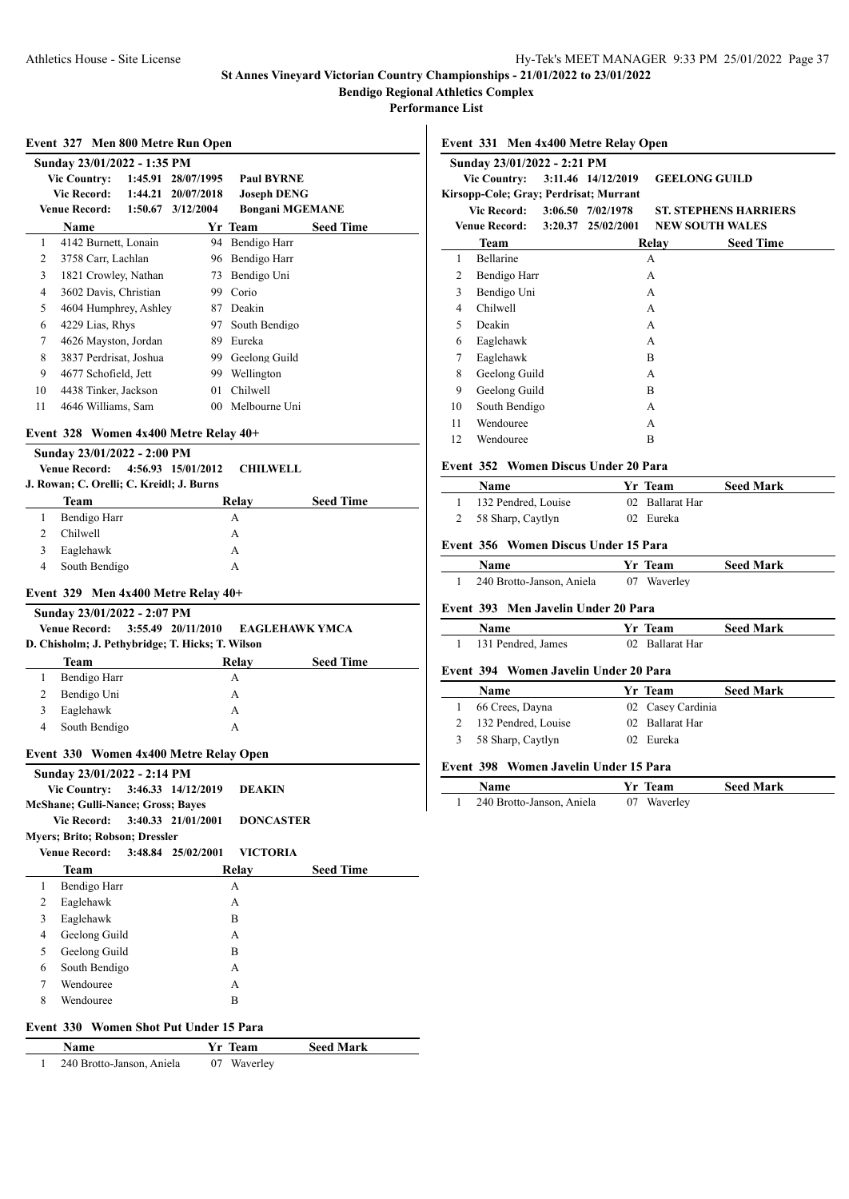# St Annes Vineyard Victorian Country Championships - 21/01/2022 to 23/01/2022

**Bendigo Regional Athletics Complex**

**Performance List**

## Event 327 Men 800 Metre Run Open

**Sunday 23/01/2022 - 1:35 PM**

| | | | |
|---|---|---|---|
| Vic Country: | 1:45.91 | 28/07/1995 | Paul BYRNE |
| Vic Record: | 1:44.21 | 20/07/2018 | Joseph DENG |
| Venue Record: | 1:50.67 | 3/12/2004 | Bongani MGEMANE |

| | Name | Yr | Team | Seed Time |
|---|---|---|---|---|
| 1 | 4142 Burnett, Lonain | 94 | Bendigo Harr | |
| 2 | 3758 Carr, Lachlan | 96 | Bendigo Harr | |
| 3 | 1821 Crowley, Nathan | 73 | Bendigo Uni | |
| 4 | 3602 Davis, Christian | 99 | Corio | |
| 5 | 4604 Humphrey, Ashley | 87 | Deakin | |
| 6 | 4229 Lias, Rhys | 97 | South Bendigo | |
| 7 | 4626 Mayston, Jordan | 89 | Eureka | |
| 8 | 3837 Perdrisat, Joshua | 99 | Geelong Guild | |
| 9 | 4677 Schofield, Jett | 99 | Wellington | |
| 10 | 4438 Tinker, Jackson | 01 | Chilwell | |
| 11 | 4646 Williams, Sam | 00 | Melbourne Uni | |

## Event 328 Women 4x400 Metre Relay 40+

**Sunday 23/01/2022 - 2:00 PM**

Venue Record: 4:56.93 15/01/2012 CHILWELL

J. Rowan; C. Orelli; C. Kreidl; J. Burns

| | Team | Relay | Seed Time |
|---|---|---|---|
| 1 | Bendigo Harr | A | |
| 2 | Chilwell | A | |
| 3 | Eaglehawk | A | |
| 4 | South Bendigo | A | |

## Event 329 Men 4x400 Metre Relay 40+

**Sunday 23/01/2022 - 2:07 PM**

Venue Record: 3:55.49 20/11/2010 EAGLEHAWK YMCA

D. Chisholm; J. Pethybridge; T. Hicks; T. Wilson

| | Team | Relay | Seed Time |
|---|---|---|---|
| 1 | Bendigo Harr | A | |
| 2 | Bendigo Uni | A | |
| 3 | Eaglehawk | A | |
| 4 | South Bendigo | A | |

## Event 330 Women 4x400 Metre Relay Open

**Sunday 23/01/2022 - 2:14 PM**

Vic Country: 3:46.33 14/12/2019 DEAKIN

McShane; Gulli-Nance; Gross; Bayes

Vic Record: 3:40.33 21/01/2001 DONCASTER

Myers; Brito; Robson; Dressler

Venue Record: 3:48.84 25/02/2001 VICTORIA

| | Team | Relay | Seed Time |
|---|---|---|---|
| 1 | Bendigo Harr | A | |
| 2 | Eaglehawk | A | |
| 3 | Eaglehawk | B | |
| 4 | Geelong Guild | A | |
| 5 | Geelong Guild | B | |
| 6 | South Bendigo | A | |
| 7 | Wendouree | A | |
| 8 | Wendouree | B | |

## Event 330 Women Shot Put Under 15 Para

| | Name | Yr | Team | Seed Mark |
|---|---|---|---|---|
| 1 | 240 Brotto-Janson, Aniela | 07 | Waverley | |

## Event 331 Men 4x400 Metre Relay Open

**Sunday 23/01/2022 - 2:21 PM**

Vic Country: 3:11.46 14/12/2019 GEELONG GUILD

Kirsopp-Cole; Gray; Perdrisat; Murrant

Vic Record: 3:06.50 7/02/1978 ST. STEPHENS HARRIERS

Venue Record: 3:20.37 25/02/2001 NEW SOUTH WALES

| | Team | Relay | Seed Time |
|---|---|---|---|
| 1 | Bellarine | A | |
| 2 | Bendigo Harr | A | |
| 3 | Bendigo Uni | A | |
| 4 | Chilwell | A | |
| 5 | Deakin | A | |
| 6 | Eaglehawk | A | |
| 7 | Eaglehawk | B | |
| 8 | Geelong Guild | A | |
| 9 | Geelong Guild | B | |
| 10 | South Bendigo | A | |
| 11 | Wendouree | A | |
| 12 | Wendouree | B | |

## Event 352 Women Discus Under 20 Para

| | Name | Yr | Team | Seed Mark |
|---|---|---|---|---|
| 1 | 132 Pendred, Louise | 02 | Ballarat Har | |
| 2 | 58 Sharp, Caytlyn | 02 | Eureka | |

## Event 356 Women Discus Under 15 Para

| | Name | Yr | Team | Seed Mark |
|---|---|---|---|---|
| 1 | 240 Brotto-Janson, Aniela | 07 | Waverley | |

## Event 393 Men Javelin Under 20 Para

| | Name | Yr | Team | Seed Mark |
|---|---|---|---|---|
| 1 | 131 Pendred, James | 02 | Ballarat Har | |

## Event 394 Women Javelin Under 20 Para

| | Name | Yr | Team | Seed Mark |
|---|---|---|---|---|
| 1 | 66 Crees, Dayna | 02 | Casey Cardinia | |
| 2 | 132 Pendred, Louise | 02 | Ballarat Har | |
| 3 | 58 Sharp, Caytlyn | 02 | Eureka | |

## Event 398 Women Javelin Under 15 Para

| | Name | Yr | Team | Seed Mark |
|---|---|---|---|---|
| 1 | 240 Brotto-Janson, Aniela | 07 | Waverley | |